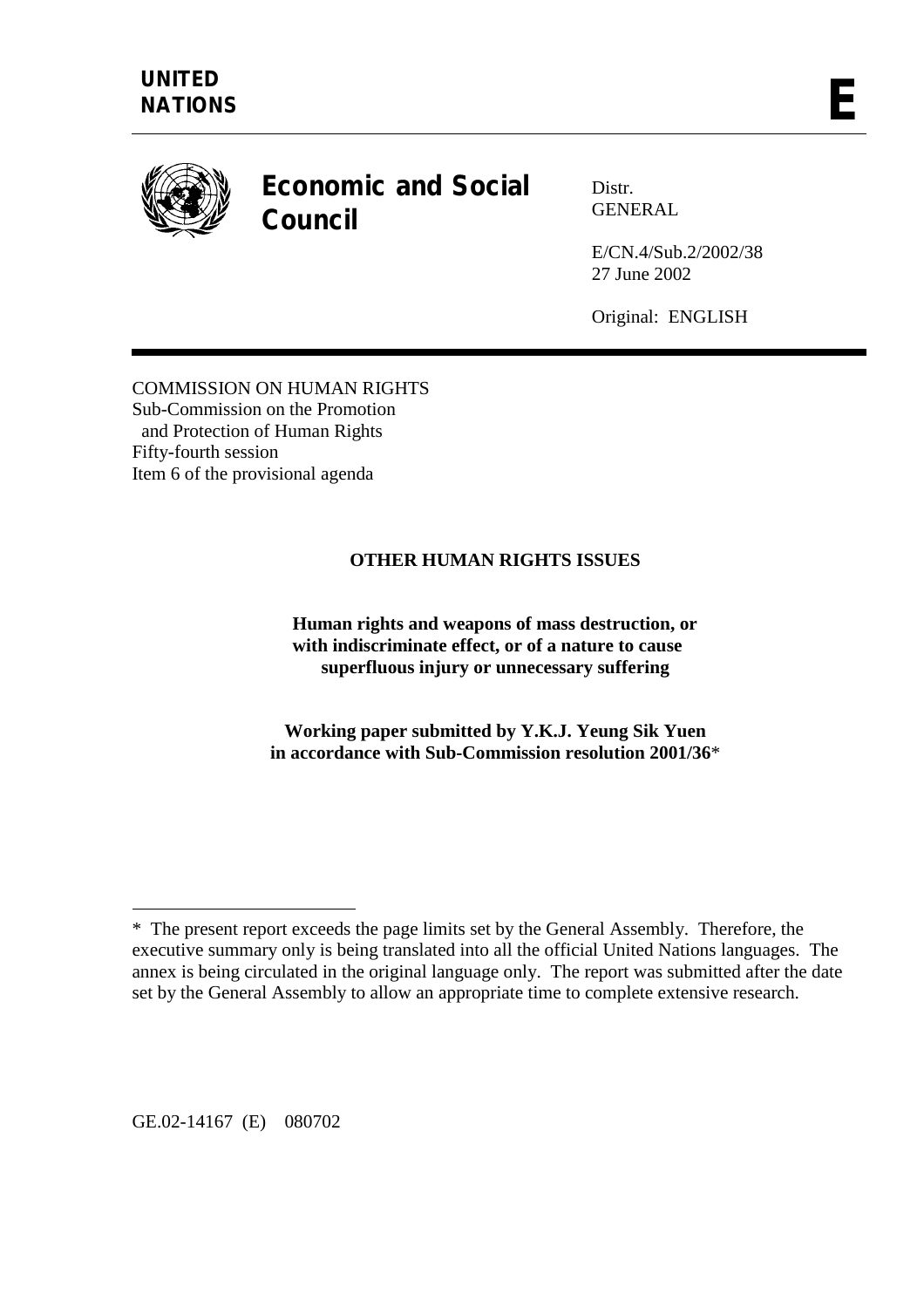**UNITED NATIONS**

**E**

# Economic and Social Council

Distr.
GENERAL

E/CN.4/Sub.2/2002/38
27 June 2002

Original: ENGLISH

COMMISSION ON HUMAN RIGHTS
Sub-Commission on the Promotion
and Protection of Human Rights
Fifty-fourth session
Item 6 of the provisional agenda

## OTHER HUMAN RIGHTS ISSUES

### Human rights and weapons of mass destruction, or with indiscriminate effect, or of a nature to cause superfluous injury or unnecessary suffering

**Working paper submitted by Y.K.J. Yeung Sik Yuen in accordance with Sub-Commission resolution 2001/36***

---

\* The present report exceeds the page limits set by the General Assembly. Therefore, the executive summary only is being translated into all the official United Nations languages. The annex is being circulated in the original language only. The report was submitted after the date set by the General Assembly to allow an appropriate time to complete extensive research.

GE.02-14167 (E) 080702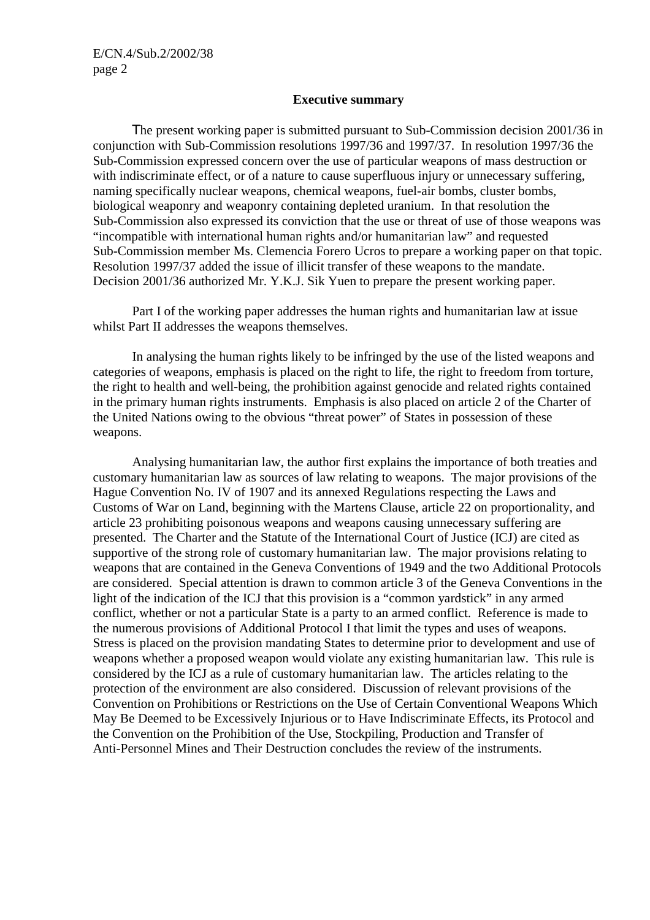## Executive summary

The present working paper is submitted pursuant to Sub-Commission decision 2001/36 in conjunction with Sub-Commission resolutions 1997/36 and 1997/37. In resolution 1997/36 the Sub-Commission expressed concern over the use of particular weapons of mass destruction or with indiscriminate effect, or of a nature to cause superfluous injury or unnecessary suffering, naming specifically nuclear weapons, chemical weapons, fuel-air bombs, cluster bombs, biological weaponry and weaponry containing depleted uranium. In that resolution the Sub-Commission also expressed its conviction that the use or threat of use of those weapons was "incompatible with international human rights and/or humanitarian law" and requested Sub-Commission member Ms. Clemencia Forero Ucros to prepare a working paper on that topic. Resolution 1997/37 added the issue of illicit transfer of these weapons to the mandate. Decision 2001/36 authorized Mr. Y.K.J. Sik Yuen to prepare the present working paper.

Part I of the working paper addresses the human rights and humanitarian law at issue whilst Part II addresses the weapons themselves.

In analysing the human rights likely to be infringed by the use of the listed weapons and categories of weapons, emphasis is placed on the right to life, the right to freedom from torture, the right to health and well-being, the prohibition against genocide and related rights contained in the primary human rights instruments. Emphasis is also placed on article 2 of the Charter of the United Nations owing to the obvious "threat power" of States in possession of these weapons.

Analysing humanitarian law, the author first explains the importance of both treaties and customary humanitarian law as sources of law relating to weapons. The major provisions of the Hague Convention No. IV of 1907 and its annexed Regulations respecting the Laws and Customs of War on Land, beginning with the Martens Clause, article 22 on proportionality, and article 23 prohibiting poisonous weapons and weapons causing unnecessary suffering are presented. The Charter and the Statute of the International Court of Justice (ICJ) are cited as supportive of the strong role of customary humanitarian law. The major provisions relating to weapons that are contained in the Geneva Conventions of 1949 and the two Additional Protocols are considered. Special attention is drawn to common article 3 of the Geneva Conventions in the light of the indication of the ICJ that this provision is a "common yardstick" in any armed conflict, whether or not a particular State is a party to an armed conflict. Reference is made to the numerous provisions of Additional Protocol I that limit the types and uses of weapons. Stress is placed on the provision mandating States to determine prior to development and use of weapons whether a proposed weapon would violate any existing humanitarian law. This rule is considered by the ICJ as a rule of customary humanitarian law. The articles relating to the protection of the environment are also considered. Discussion of relevant provisions of the Convention on Prohibitions or Restrictions on the Use of Certain Conventional Weapons Which May Be Deemed to be Excessively Injurious or to Have Indiscriminate Effects, its Protocol and the Convention on the Prohibition of the Use, Stockpiling, Production and Transfer of Anti-Personnel Mines and Their Destruction concludes the review of the instruments.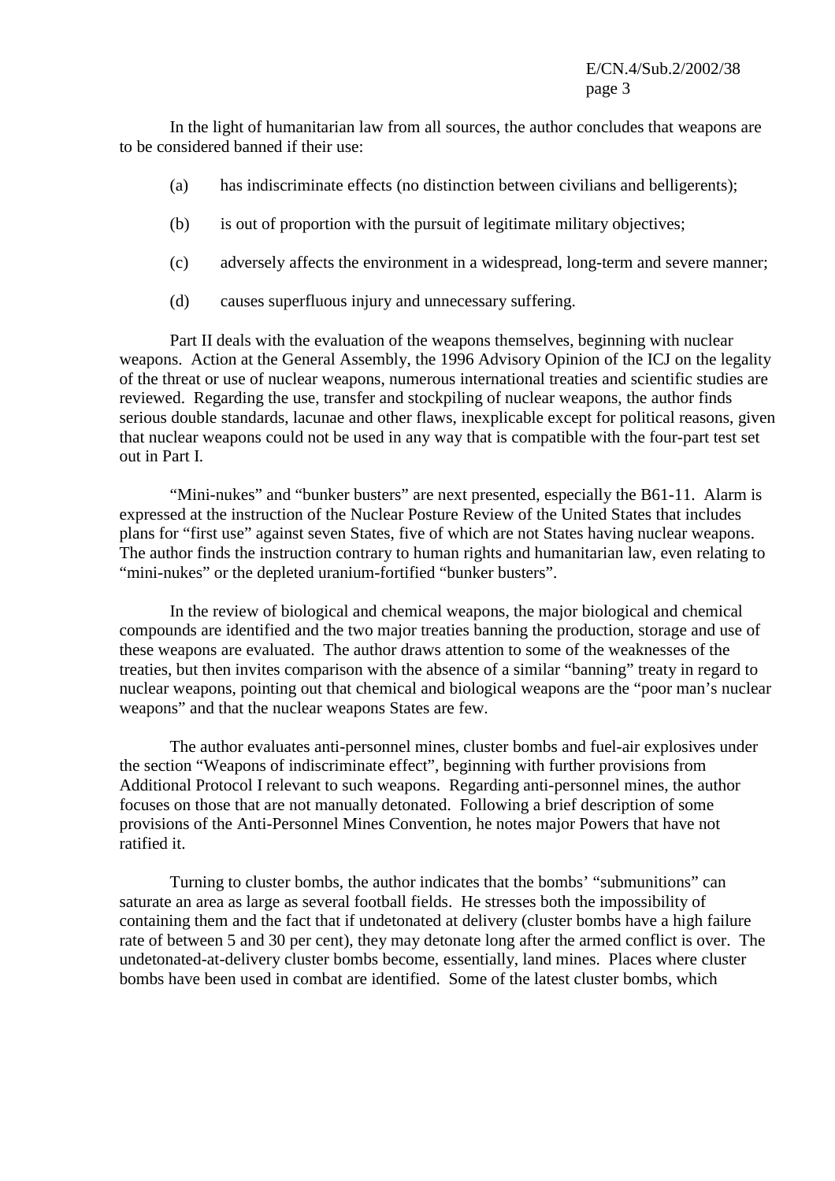In the light of humanitarian law from all sources, the author concludes that weapons are to be considered banned if their use:

(a) has indiscriminate effects (no distinction between civilians and belligerents);

(b) is out of proportion with the pursuit of legitimate military objectives;

(c) adversely affects the environment in a widespread, long-term and severe manner;

(d) causes superfluous injury and unnecessary suffering.

Part II deals with the evaluation of the weapons themselves, beginning with nuclear weapons. Action at the General Assembly, the 1996 Advisory Opinion of the ICJ on the legality of the threat or use of nuclear weapons, numerous international treaties and scientific studies are reviewed. Regarding the use, transfer and stockpiling of nuclear weapons, the author finds serious double standards, lacunae and other flaws, inexplicable except for political reasons, given that nuclear weapons could not be used in any way that is compatible with the four-part test set out in Part I.

"Mini-nukes" and "bunker busters" are next presented, especially the B61-11. Alarm is expressed at the instruction of the Nuclear Posture Review of the United States that includes plans for "first use" against seven States, five of which are not States having nuclear weapons. The author finds the instruction contrary to human rights and humanitarian law, even relating to "mini-nukes" or the depleted uranium-fortified "bunker busters".

In the review of biological and chemical weapons, the major biological and chemical compounds are identified and the two major treaties banning the production, storage and use of these weapons are evaluated. The author draws attention to some of the weaknesses of the treaties, but then invites comparison with the absence of a similar "banning" treaty in regard to nuclear weapons, pointing out that chemical and biological weapons are the "poor man's nuclear weapons" and that the nuclear weapons States are few.

The author evaluates anti-personnel mines, cluster bombs and fuel-air explosives under the section "Weapons of indiscriminate effect", beginning with further provisions from Additional Protocol I relevant to such weapons. Regarding anti-personnel mines, the author focuses on those that are not manually detonated. Following a brief description of some provisions of the Anti-Personnel Mines Convention, he notes major Powers that have not ratified it.

Turning to cluster bombs, the author indicates that the bombs' "submunitions" can saturate an area as large as several football fields. He stresses both the impossibility of containing them and the fact that if undetonated at delivery (cluster bombs have a high failure rate of between 5 and 30 per cent), they may detonate long after the armed conflict is over. The undetonated-at-delivery cluster bombs become, essentially, land mines. Places where cluster bombs have been used in combat are identified. Some of the latest cluster bombs, which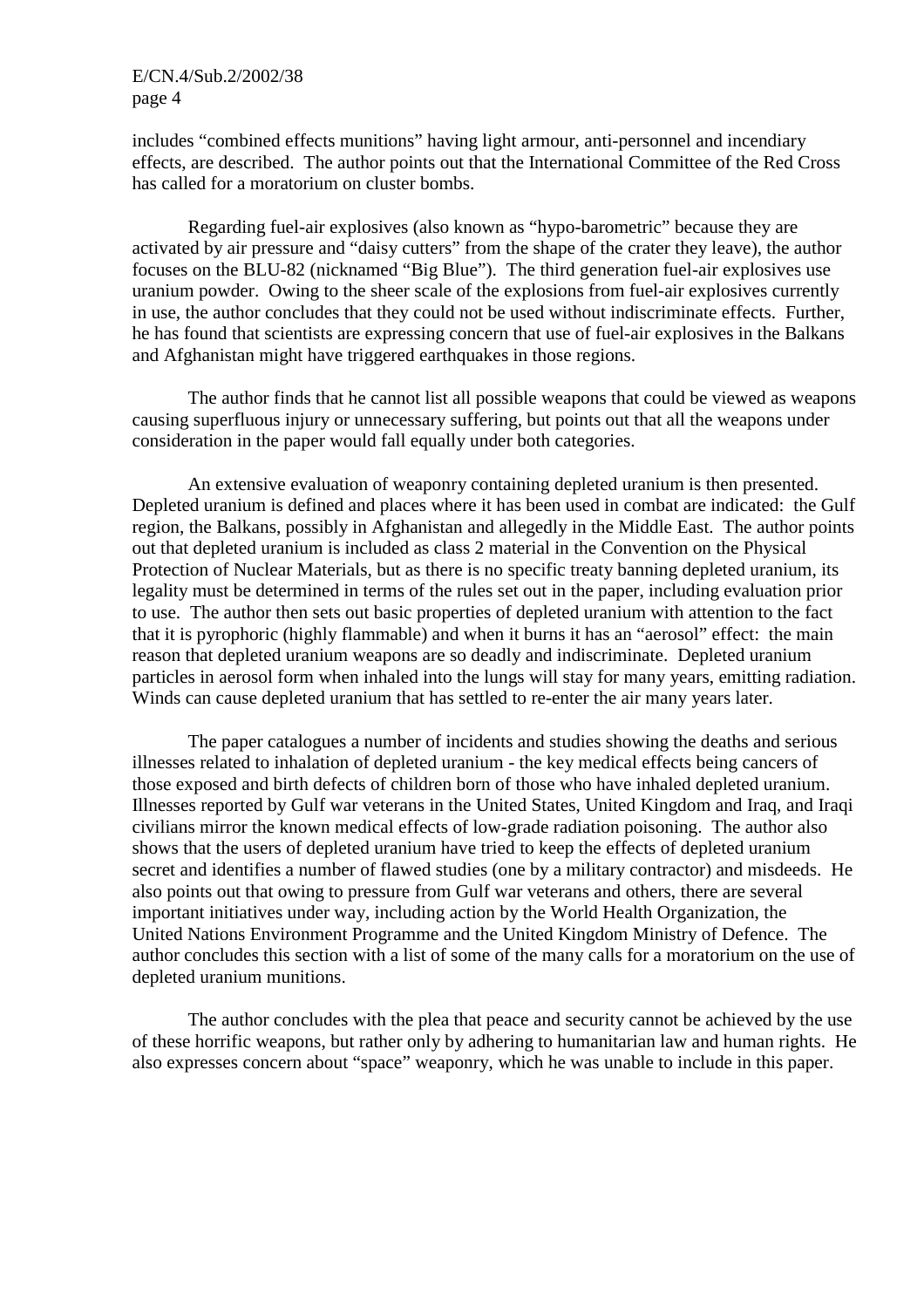includes “combined effects munitions” having light armour, anti-personnel and incendiary effects, are described. The author points out that the International Committee of the Red Cross has called for a moratorium on cluster bombs.

Regarding fuel-air explosives (also known as “hypo-barometric” because they are activated by air pressure and “daisy cutters” from the shape of the crater they leave), the author focuses on the BLU-82 (nicknamed “Big Blue”). The third generation fuel-air explosives use uranium powder. Owing to the sheer scale of the explosions from fuel-air explosives currently in use, the author concludes that they could not be used without indiscriminate effects. Further, he has found that scientists are expressing concern that use of fuel-air explosives in the Balkans and Afghanistan might have triggered earthquakes in those regions.

The author finds that he cannot list all possible weapons that could be viewed as weapons causing superfluous injury or unnecessary suffering, but points out that all the weapons under consideration in the paper would fall equally under both categories.

An extensive evaluation of weaponry containing depleted uranium is then presented. Depleted uranium is defined and places where it has been used in combat are indicated: the Gulf region, the Balkans, possibly in Afghanistan and allegedly in the Middle East. The author points out that depleted uranium is included as class 2 material in the Convention on the Physical Protection of Nuclear Materials, but as there is no specific treaty banning depleted uranium, its legality must be determined in terms of the rules set out in the paper, including evaluation prior to use. The author then sets out basic properties of depleted uranium with attention to the fact that it is pyrophoric (highly flammable) and when it burns it has an “aerosol” effect: the main reason that depleted uranium weapons are so deadly and indiscriminate. Depleted uranium particles in aerosol form when inhaled into the lungs will stay for many years, emitting radiation. Winds can cause depleted uranium that has settled to re-enter the air many years later.

The paper catalogues a number of incidents and studies showing the deaths and serious illnesses related to inhalation of depleted uranium - the key medical effects being cancers of those exposed and birth defects of children born of those who have inhaled depleted uranium. Illnesses reported by Gulf war veterans in the United States, United Kingdom and Iraq, and Iraqi civilians mirror the known medical effects of low-grade radiation poisoning. The author also shows that the users of depleted uranium have tried to keep the effects of depleted uranium secret and identifies a number of flawed studies (one by a military contractor) and misdeeds. He also points out that owing to pressure from Gulf war veterans and others, there are several important initiatives under way, including action by the World Health Organization, the United Nations Environment Programme and the United Kingdom Ministry of Defence. The author concludes this section with a list of some of the many calls for a moratorium on the use of depleted uranium munitions.

The author concludes with the plea that peace and security cannot be achieved by the use of these horrific weapons, but rather only by adhering to humanitarian law and human rights. He also expresses concern about “space” weaponry, which he was unable to include in this paper.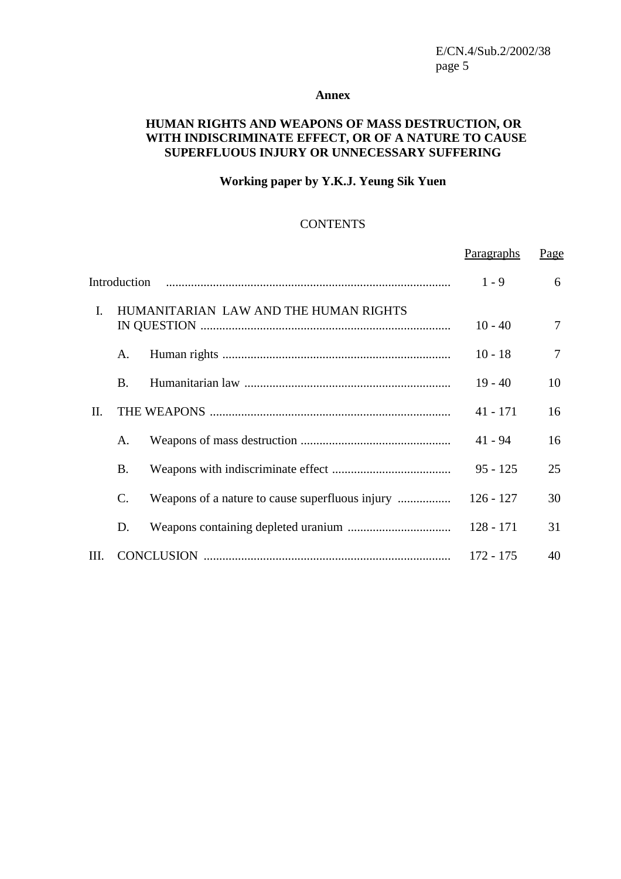**Annex**

# HUMAN RIGHTS AND WEAPONS OF MASS DESTRUCTION, OR WITH INDISCRIMINATE EFFECT, OR OF A NATURE TO CAUSE SUPERFLUOUS INJURY OR UNNECESSARY SUFFERING

**Working paper by Y.K.J. Yeung Sik Yuen**

## CONTENTS

| | | Paragraphs | Page |
|---|---|---|---|
| Introduction | | 1 - 9 | 6 |
| I. | HUMANITARIAN LAW AND THE HUMAN RIGHTS IN QUESTION | 10 - 40 | 7 |
| | A. Human rights | 10 - 18 | 7 |
| | B. Humanitarian law | 19 - 40 | 10 |
| II. | THE WEAPONS | 41 - 171 | 16 |
| | A. Weapons of mass destruction | 41 - 94 | 16 |
| | B. Weapons with indiscriminate effect | 95 - 125 | 25 |
| | C. Weapons of a nature to cause superfluous injury | 126 - 127 | 30 |
| | D. Weapons containing depleted uranium | 128 - 171 | 31 |
| III. | CONCLUSION | 172 - 175 | 40 |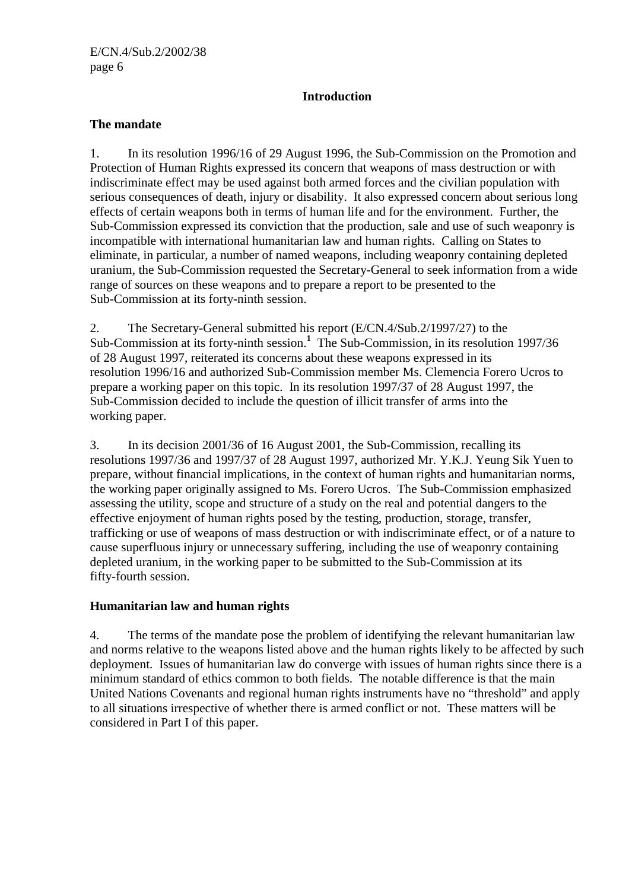## Introduction

### The mandate

1. In its resolution 1996/16 of 29 August 1996, the Sub-Commission on the Promotion and Protection of Human Rights expressed its concern that weapons of mass destruction or with indiscriminate effect may be used against both armed forces and the civilian population with serious consequences of death, injury or disability. It also expressed concern about serious long effects of certain weapons both in terms of human life and for the environment. Further, the Sub-Commission expressed its conviction that the production, sale and use of such weaponry is incompatible with international humanitarian law and human rights. Calling on States to eliminate, in particular, a number of named weapons, including weaponry containing depleted uranium, the Sub-Commission requested the Secretary-General to seek information from a wide range of sources on these weapons and to prepare a report to be presented to the Sub-Commission at its forty-ninth session.

2. The Secretary-General submitted his report (E/CN.4/Sub.2/1997/27) to the Sub-Commission at its forty-ninth session.[1] The Sub-Commission, in its resolution 1997/36 of 28 August 1997, reiterated its concerns about these weapons expressed in its resolution 1996/16 and authorized Sub-Commission member Ms. Clemencia Forero Ucros to prepare a working paper on this topic. In its resolution 1997/37 of 28 August 1997, the Sub-Commission decided to include the question of illicit transfer of arms into the working paper.

3. In its decision 2001/36 of 16 August 2001, the Sub-Commission, recalling its resolutions 1997/36 and 1997/37 of 28 August 1997, authorized Mr. Y.K.J. Yeung Sik Yuen to prepare, without financial implications, in the context of human rights and humanitarian norms, the working paper originally assigned to Ms. Forero Ucros. The Sub-Commission emphasized assessing the utility, scope and structure of a study on the real and potential dangers to the effective enjoyment of human rights posed by the testing, production, storage, transfer, trafficking or use of weapons of mass destruction or with indiscriminate effect, or of a nature to cause superfluous injury or unnecessary suffering, including the use of weaponry containing depleted uranium, in the working paper to be submitted to the Sub-Commission at its fifty-fourth session.

### Humanitarian law and human rights

4. The terms of the mandate pose the problem of identifying the relevant humanitarian law and norms relative to the weapons listed above and the human rights likely to be affected by such deployment. Issues of humanitarian law do converge with issues of human rights since there is a minimum standard of ethics common to both fields. The notable difference is that the main United Nations Covenants and regional human rights instruments have no "threshold" and apply to all situations irrespective of whether there is armed conflict or not. These matters will be considered in Part I of this paper.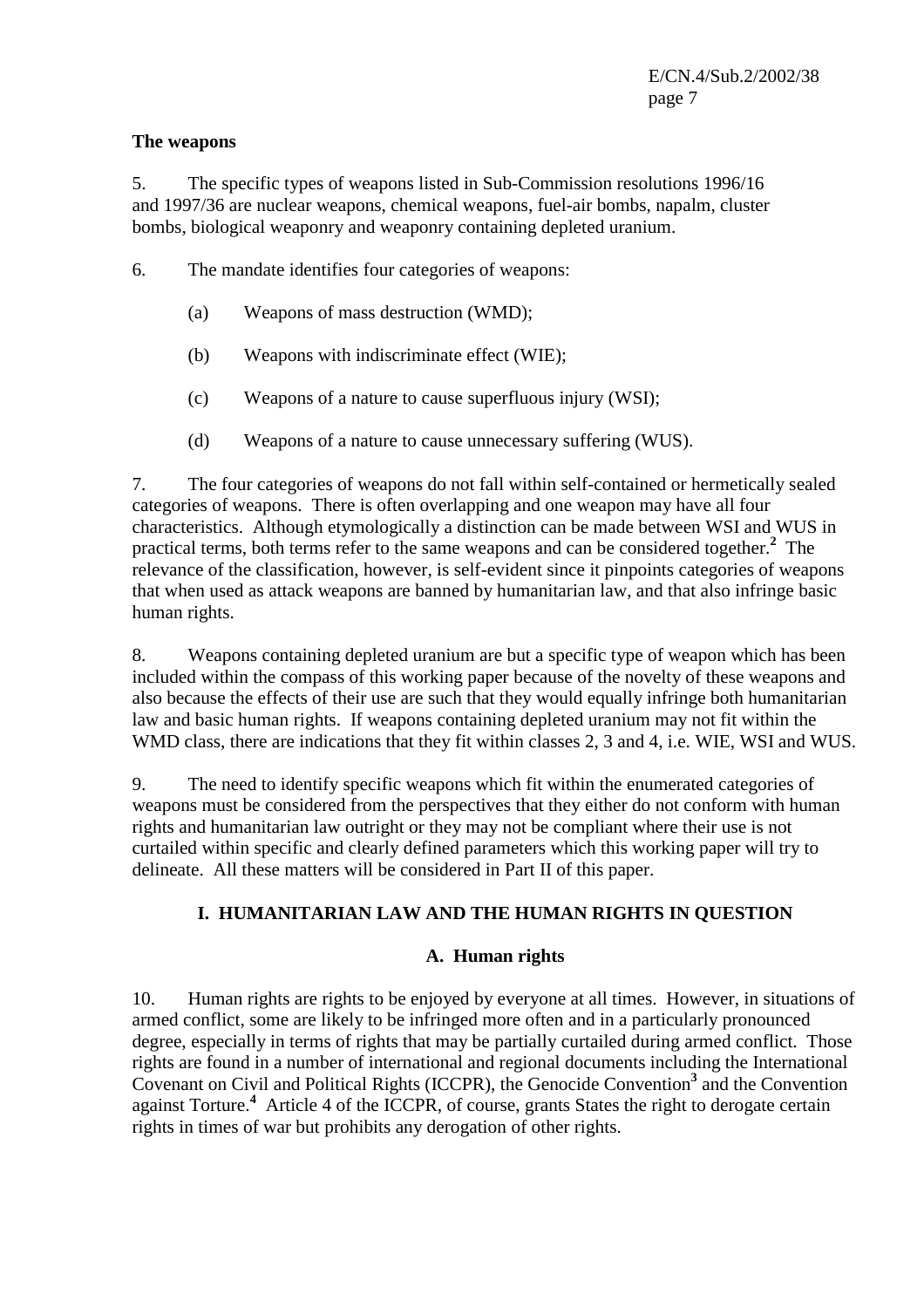**The weapons**

5. The specific types of weapons listed in Sub-Commission resolutions 1996/16 and 1997/36 are nuclear weapons, chemical weapons, fuel-air bombs, napalm, cluster bombs, biological weaponry and weaponry containing depleted uranium.

6. The mandate identifies four categories of weapons:

(a) Weapons of mass destruction (WMD);

(b) Weapons with indiscriminate effect (WIE);

(c) Weapons of a nature to cause superfluous injury (WSI);

(d) Weapons of a nature to cause unnecessary suffering (WUS).

7. The four categories of weapons do not fall within self-contained or hermetically sealed categories of weapons. There is often overlapping and one weapon may have all four characteristics. Although etymologically a distinction can be made between WSI and WUS in practical terms, both terms refer to the same weapons and can be considered together.[2] The relevance of the classification, however, is self-evident since it pinpoints categories of weapons that when used as attack weapons are banned by humanitarian law, and that also infringe basic human rights.

8. Weapons containing depleted uranium are but a specific type of weapon which has been included within the compass of this working paper because of the novelty of these weapons and also because the effects of their use are such that they would equally infringe both humanitarian law and basic human rights. If weapons containing depleted uranium may not fit within the WMD class, there are indications that they fit within classes 2, 3 and 4, i.e. WIE, WSI and WUS.

9. The need to identify specific weapons which fit within the enumerated categories of weapons must be considered from the perspectives that they either do not conform with human rights and humanitarian law outright or they may not be compliant where their use is not curtailed within specific and clearly defined parameters which this working paper will try to delineate. All these matters will be considered in Part II of this paper.

## I. HUMANITARIAN LAW AND THE HUMAN RIGHTS IN QUESTION

### A. Human rights

10. Human rights are rights to be enjoyed by everyone at all times. However, in situations of armed conflict, some are likely to be infringed more often and in a particularly pronounced degree, especially in terms of rights that may be partially curtailed during armed conflict. Those rights are found in a number of international and regional documents including the International Covenant on Civil and Political Rights (ICCPR), the Genocide Convention[3] and the Convention against Torture.[4] Article 4 of the ICCPR, of course, grants States the right to derogate certain rights in times of war but prohibits any derogation of other rights.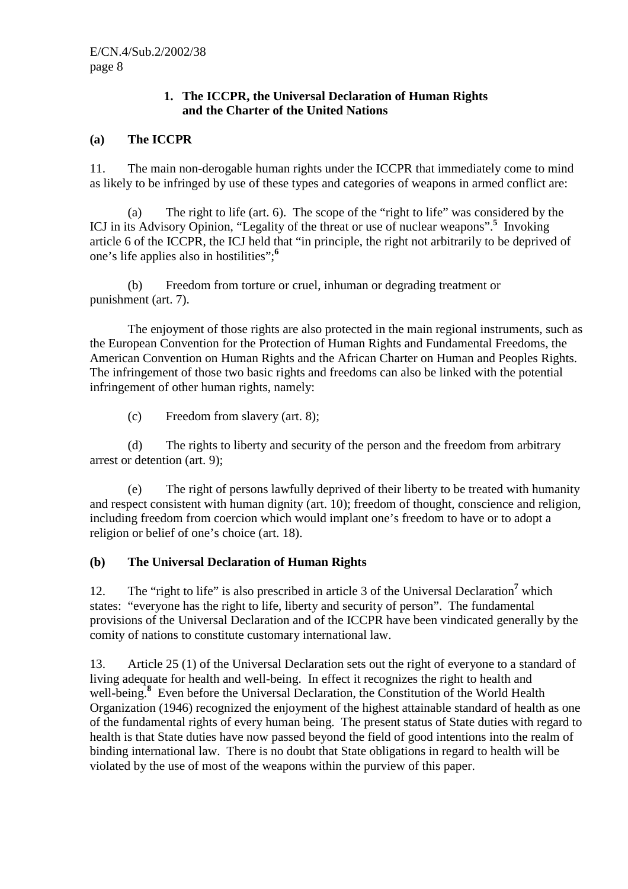### 1. The ICCPR, the Universal Declaration of Human Rights and the Charter of the United Nations

#### (a) The ICCPR

11. The main non-derogable human rights under the ICCPR that immediately come to mind as likely to be infringed by use of these types and categories of weapons in armed conflict are:

(a) The right to life (art. 6). The scope of the "right to life" was considered by the ICJ in its Advisory Opinion, "Legality of the threat or use of nuclear weapons".[5] Invoking article 6 of the ICCPR, the ICJ held that "in principle, the right not arbitrarily to be deprived of one's life applies also in hostilities";[6]

(b) Freedom from torture or cruel, inhuman or degrading treatment or punishment (art. 7).

The enjoyment of those rights are also protected in the main regional instruments, such as the European Convention for the Protection of Human Rights and Fundamental Freedoms, the American Convention on Human Rights and the African Charter on Human and Peoples Rights. The infringement of those two basic rights and freedoms can also be linked with the potential infringement of other human rights, namely:

(c) Freedom from slavery (art. 8);

(d) The rights to liberty and security of the person and the freedom from arbitrary arrest or detention (art. 9);

(e) The right of persons lawfully deprived of their liberty to be treated with humanity and respect consistent with human dignity (art. 10); freedom of thought, conscience and religion, including freedom from coercion which would implant one's freedom to have or to adopt a religion or belief of one's choice (art. 18).

#### (b) The Universal Declaration of Human Rights

12. The "right to life" is also prescribed in article 3 of the Universal Declaration[7] which states: "everyone has the right to life, liberty and security of person". The fundamental provisions of the Universal Declaration and of the ICCPR have been vindicated generally by the comity of nations to constitute customary international law.

13. Article 25 (1) of the Universal Declaration sets out the right of everyone to a standard of living adequate for health and well-being. In effect it recognizes the right to health and well-being.[8] Even before the Universal Declaration, the Constitution of the World Health Organization (1946) recognized the enjoyment of the highest attainable standard of health as one of the fundamental rights of every human being. The present status of State duties with regard to health is that State duties have now passed beyond the field of good intentions into the realm of binding international law. There is no doubt that State obligations in regard to health will be violated by the use of most of the weapons within the purview of this paper.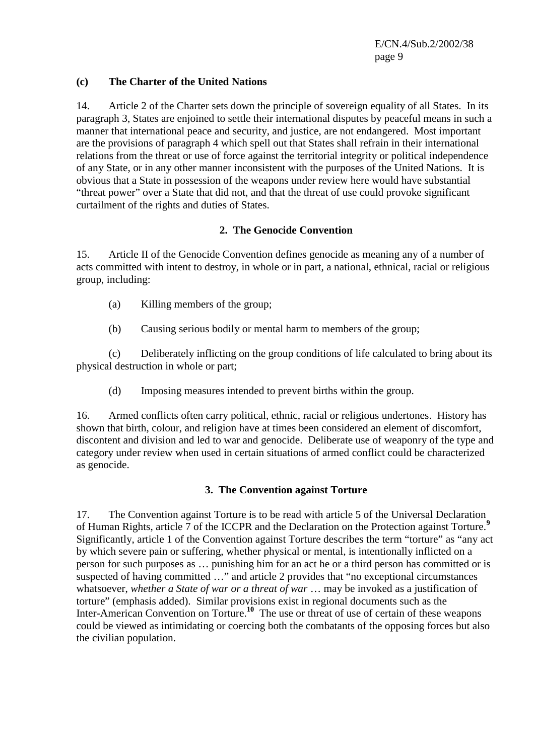### (c) The Charter of the United Nations

14. Article 2 of the Charter sets down the principle of sovereign equality of all States. In its paragraph 3, States are enjoined to settle their international disputes by peaceful means in such a manner that international peace and security, and justice, are not endangered. Most important are the provisions of paragraph 4 which spell out that States shall refrain in their international relations from the threat or use of force against the territorial integrity or political independence of any State, or in any other manner inconsistent with the purposes of the United Nations. It is obvious that a State in possession of the weapons under review here would have substantial "threat power" over a State that did not, and that the threat of use could provoke significant curtailment of the rights and duties of States.

## 2. The Genocide Convention

15. Article II of the Genocide Convention defines genocide as meaning any of a number of acts committed with intent to destroy, in whole or in part, a national, ethnical, racial or religious group, including:

(a) Killing members of the group;

(b) Causing serious bodily or mental harm to members of the group;

(c) Deliberately inflicting on the group conditions of life calculated to bring about its physical destruction in whole or part;

(d) Imposing measures intended to prevent births within the group.

16. Armed conflicts often carry political, ethnic, racial or religious undertones. History has shown that birth, colour, and religion have at times been considered an element of discomfort, discontent and division and led to war and genocide. Deliberate use of weaponry of the type and category under review when used in certain situations of armed conflict could be characterized as genocide.

## 3. The Convention against Torture

17. The Convention against Torture is to be read with article 5 of the Universal Declaration of Human Rights, article 7 of the ICCPR and the Declaration on the Protection against Torture.[9] Significantly, article 1 of the Convention against Torture describes the term "torture" as "any act by which severe pain or suffering, whether physical or mental, is intentionally inflicted on a person for such purposes as … punishing him for an act he or a third person has committed or is suspected of having committed …" and article 2 provides that "no exceptional circumstances whatsoever, *whether a State of war or a threat of war* … may be invoked as a justification of torture" (emphasis added). Similar provisions exist in regional documents such as the Inter-American Convention on Torture.[10] The use or threat of use of certain of these weapons could be viewed as intimidating or coercing both the combatants of the opposing forces but also the civilian population.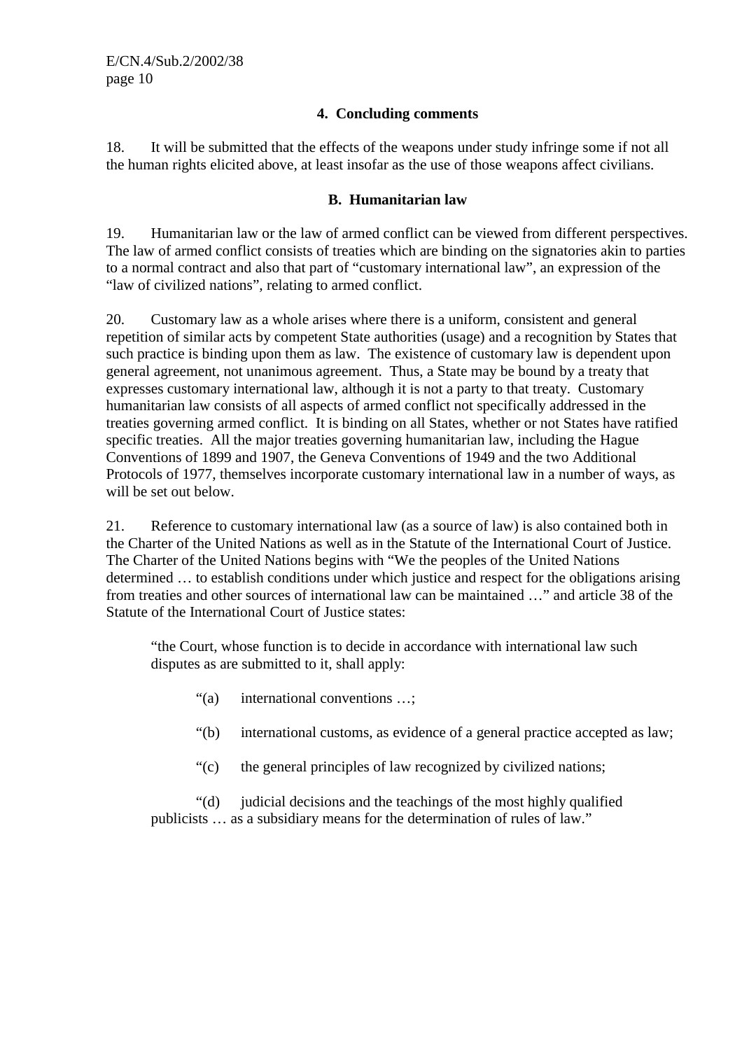#### 4. Concluding comments

18. It will be submitted that the effects of the weapons under study infringe some if not all the human rights elicited above, at least insofar as the use of those weapons affect civilians.

### B. Humanitarian law

19. Humanitarian law or the law of armed conflict can be viewed from different perspectives. The law of armed conflict consists of treaties which are binding on the signatories akin to parties to a normal contract and also that part of "customary international law", an expression of the "law of civilized nations", relating to armed conflict.

20. Customary law as a whole arises where there is a uniform, consistent and general repetition of similar acts by competent State authorities (usage) and a recognition by States that such practice is binding upon them as law. The existence of customary law is dependent upon general agreement, not unanimous agreement. Thus, a State may be bound by a treaty that expresses customary international law, although it is not a party to that treaty. Customary humanitarian law consists of all aspects of armed conflict not specifically addressed in the treaties governing armed conflict. It is binding on all States, whether or not States have ratified specific treaties. All the major treaties governing humanitarian law, including the Hague Conventions of 1899 and 1907, the Geneva Conventions of 1949 and the two Additional Protocols of 1977, themselves incorporate customary international law in a number of ways, as will be set out below.

21. Reference to customary international law (as a source of law) is also contained both in the Charter of the United Nations as well as in the Statute of the International Court of Justice. The Charter of the United Nations begins with "We the peoples of the United Nations determined … to establish conditions under which justice and respect for the obligations arising from treaties and other sources of international law can be maintained …" and article 38 of the Statute of the International Court of Justice states:

> "the Court, whose function is to decide in accordance with international law such disputes as are submitted to it, shall apply:
>
> "(a) international conventions …;
>
> "(b) international customs, as evidence of a general practice accepted as law;
>
> "(c) the general principles of law recognized by civilized nations;
>
> "(d) judicial decisions and the teachings of the most highly qualified publicists … as a subsidiary means for the determination of rules of law."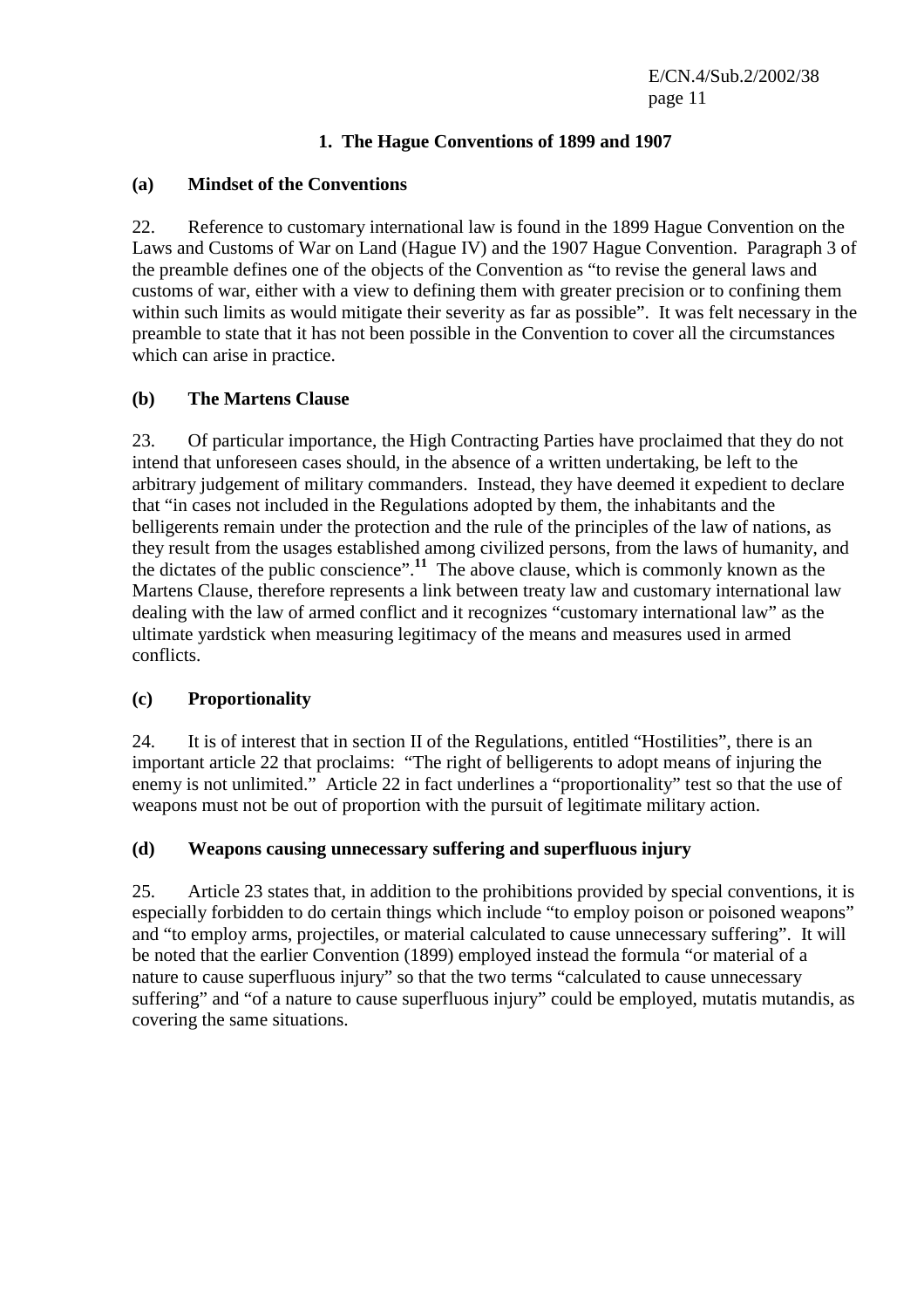## 1. The Hague Conventions of 1899 and 1907

### (a) Mindset of the Conventions

22. Reference to customary international law is found in the 1899 Hague Convention on the Laws and Customs of War on Land (Hague IV) and the 1907 Hague Convention. Paragraph 3 of the preamble defines one of the objects of the Convention as "to revise the general laws and customs of war, either with a view to defining them with greater precision or to confining them within such limits as would mitigate their severity as far as possible". It was felt necessary in the preamble to state that it has not been possible in the Convention to cover all the circumstances which can arise in practice.

### (b) The Martens Clause

23. Of particular importance, the High Contracting Parties have proclaimed that they do not intend that unforeseen cases should, in the absence of a written undertaking, be left to the arbitrary judgement of military commanders. Instead, they have deemed it expedient to declare that "in cases not included in the Regulations adopted by them, the inhabitants and the belligerents remain under the protection and the rule of the principles of the law of nations, as they result from the usages established among civilized persons, from the laws of humanity, and the dictates of the public conscience".[11] The above clause, which is commonly known as the Martens Clause, therefore represents a link between treaty law and customary international law dealing with the law of armed conflict and it recognizes "customary international law" as the ultimate yardstick when measuring legitimacy of the means and measures used in armed conflicts.

### (c) Proportionality

24. It is of interest that in section II of the Regulations, entitled "Hostilities", there is an important article 22 that proclaims: "The right of belligerents to adopt means of injuring the enemy is not unlimited." Article 22 in fact underlines a "proportionality" test so that the use of weapons must not be out of proportion with the pursuit of legitimate military action.

### (d) Weapons causing unnecessary suffering and superfluous injury

25. Article 23 states that, in addition to the prohibitions provided by special conventions, it is especially forbidden to do certain things which include "to employ poison or poisoned weapons" and "to employ arms, projectiles, or material calculated to cause unnecessary suffering". It will be noted that the earlier Convention (1899) employed instead the formula "or material of a nature to cause superfluous injury" so that the two terms "calculated to cause unnecessary suffering" and "of a nature to cause superfluous injury" could be employed, mutatis mutandis, as covering the same situations.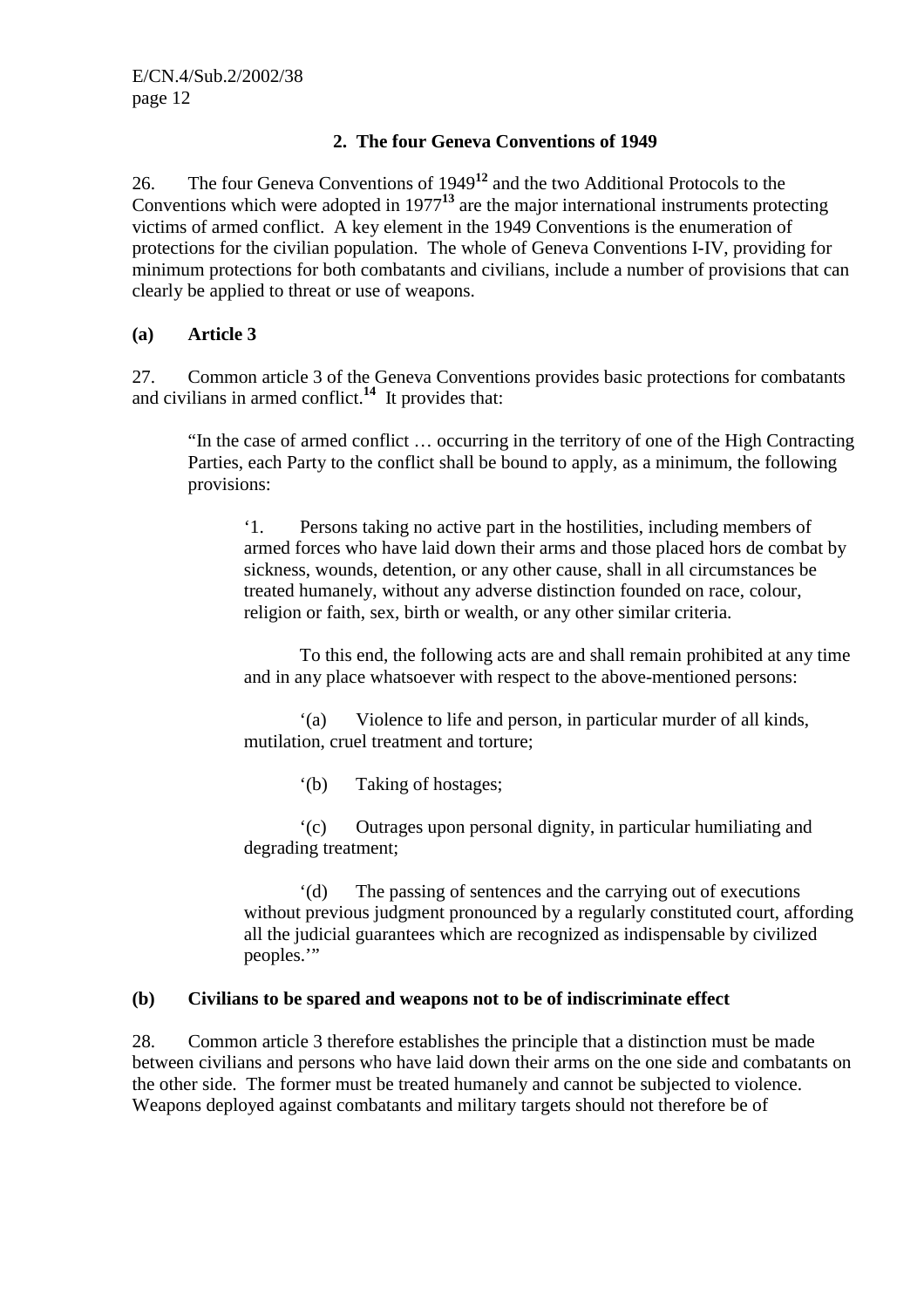## 2. The four Geneva Conventions of 1949

26. The four Geneva Conventions of 1949[12] and the two Additional Protocols to the Conventions which were adopted in 1977[13] are the major international instruments protecting victims of armed conflict. A key element in the 1949 Conventions is the enumeration of protections for the civilian population. The whole of Geneva Conventions I-IV, providing for minimum protections for both combatants and civilians, include a number of provisions that can clearly be applied to threat or use of weapons.

### (a) Article 3

27. Common article 3 of the Geneva Conventions provides basic protections for combatants and civilians in armed conflict.[14] It provides that:

> "In the case of armed conflict … occurring in the territory of one of the High Contracting Parties, each Party to the conflict shall be bound to apply, as a minimum, the following provisions:
>
> > '1. Persons taking no active part in the hostilities, including members of armed forces who have laid down their arms and those placed hors de combat by sickness, wounds, detention, or any other cause, shall in all circumstances be treated humanely, without any adverse distinction founded on race, colour, religion or faith, sex, birth or wealth, or any other similar criteria.
> >
> > To this end, the following acts are and shall remain prohibited at any time and in any place whatsoever with respect to the above-mentioned persons:
> >
> > '(a) Violence to life and person, in particular murder of all kinds, mutilation, cruel treatment and torture;
> >
> > '(b) Taking of hostages;
> >
> > '(c) Outrages upon personal dignity, in particular humiliating and degrading treatment;
> >
> > '(d) The passing of sentences and the carrying out of executions without previous judgment pronounced by a regularly constituted court, affording all the judicial guarantees which are recognized as indispensable by civilized peoples.'"

### (b) Civilians to be spared and weapons not to be of indiscriminate effect

28. Common article 3 therefore establishes the principle that a distinction must be made between civilians and persons who have laid down their arms on the one side and combatants on the other side. The former must be treated humanely and cannot be subjected to violence. Weapons deployed against combatants and military targets should not therefore be of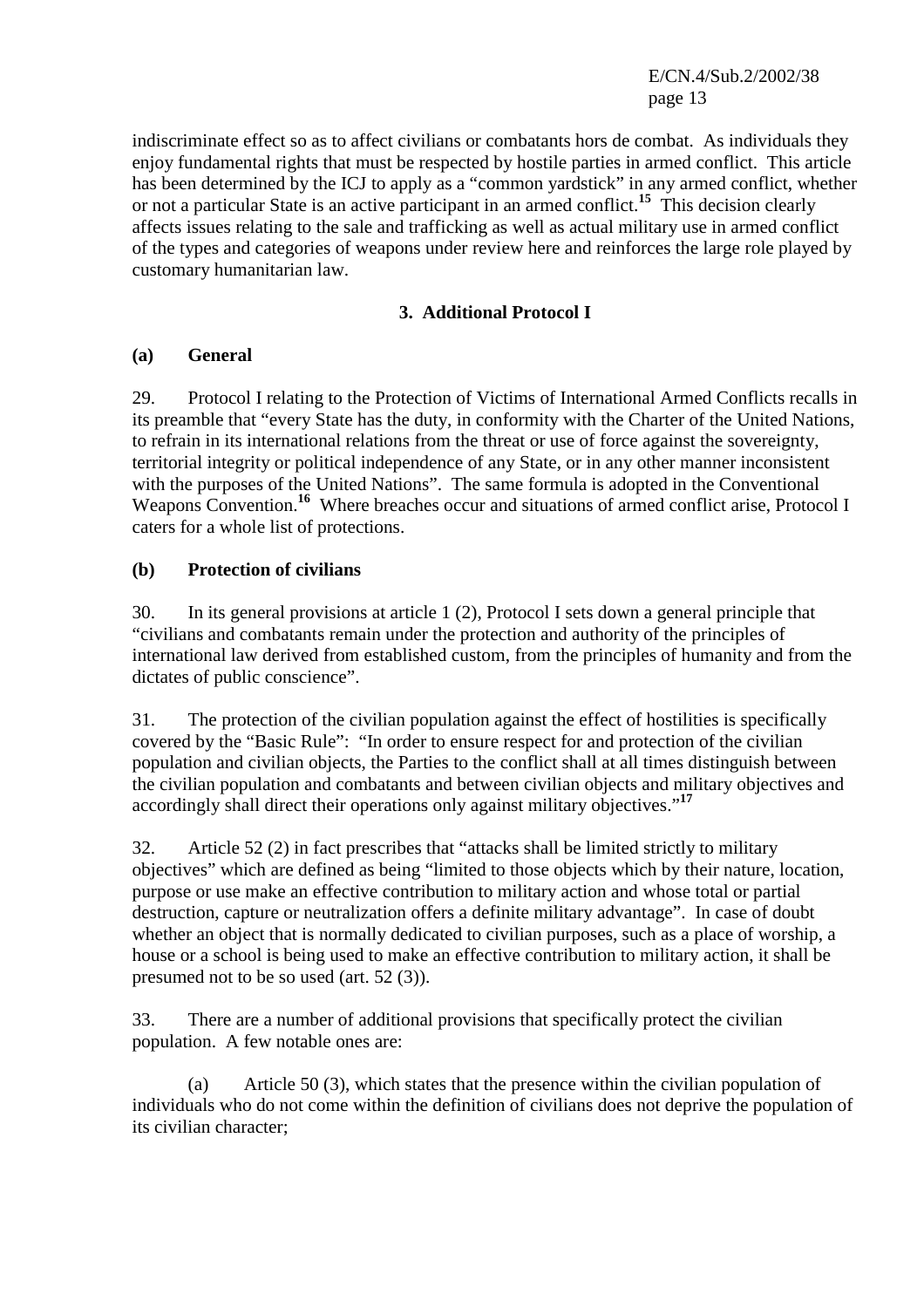indiscriminate effect so as to affect civilians or combatants hors de combat. As individuals they enjoy fundamental rights that must be respected by hostile parties in armed conflict. This article has been determined by the ICJ to apply as a "common yardstick" in any armed conflict, whether or not a particular State is an active participant in an armed conflict.[15] This decision clearly affects issues relating to the sale and trafficking as well as actual military use in armed conflict of the types and categories of weapons under review here and reinforces the large role played by customary humanitarian law.

### 3. Additional Protocol I

#### (a) General

29. Protocol I relating to the Protection of Victims of International Armed Conflicts recalls in its preamble that "every State has the duty, in conformity with the Charter of the United Nations, to refrain in its international relations from the threat or use of force against the sovereignty, territorial integrity or political independence of any State, or in any other manner inconsistent with the purposes of the United Nations". The same formula is adopted in the Conventional Weapons Convention.[16] Where breaches occur and situations of armed conflict arise, Protocol I caters for a whole list of protections.

#### (b) Protection of civilians

30. In its general provisions at article 1 (2), Protocol I sets down a general principle that "civilians and combatants remain under the protection and authority of the principles of international law derived from established custom, from the principles of humanity and from the dictates of public conscience".

31. The protection of the civilian population against the effect of hostilities is specifically covered by the "Basic Rule": "In order to ensure respect for and protection of the civilian population and civilian objects, the Parties to the conflict shall at all times distinguish between the civilian population and combatants and between civilian objects and military objectives and accordingly shall direct their operations only against military objectives."[17]

32. Article 52 (2) in fact prescribes that "attacks shall be limited strictly to military objectives" which are defined as being "limited to those objects which by their nature, location, purpose or use make an effective contribution to military action and whose total or partial destruction, capture or neutralization offers a definite military advantage". In case of doubt whether an object that is normally dedicated to civilian purposes, such as a place of worship, a house or a school is being used to make an effective contribution to military action, it shall be presumed not to be so used (art. 52 (3)).

33. There are a number of additional provisions that specifically protect the civilian population. A few notable ones are:

(a) Article 50 (3), which states that the presence within the civilian population of individuals who do not come within the definition of civilians does not deprive the population of its civilian character;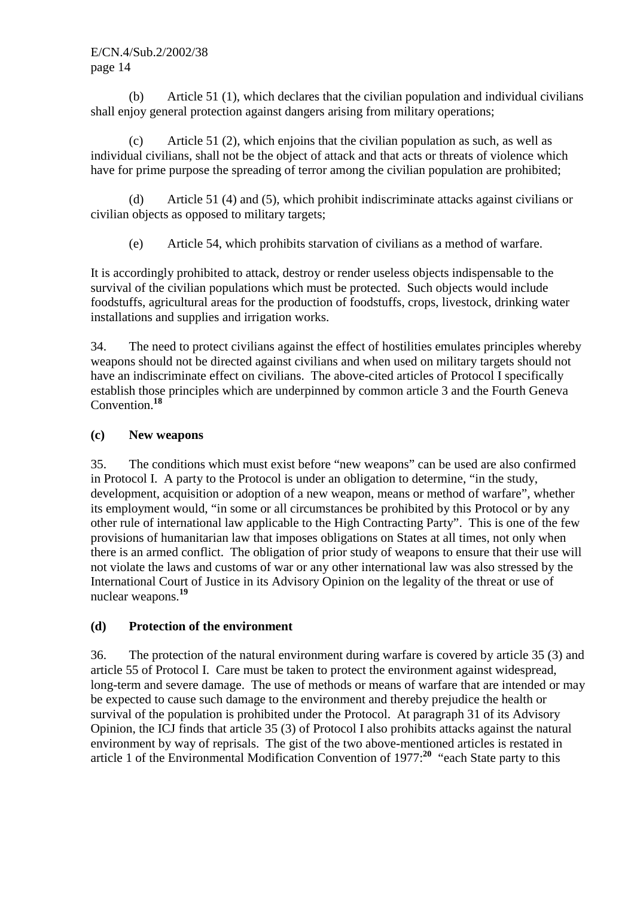(b) Article 51 (1), which declares that the civilian population and individual civilians shall enjoy general protection against dangers arising from military operations;

(c) Article 51 (2), which enjoins that the civilian population as such, as well as individual civilians, shall not be the object of attack and that acts or threats of violence which have for prime purpose the spreading of terror among the civilian population are prohibited;

(d) Article 51 (4) and (5), which prohibit indiscriminate attacks against civilians or civilian objects as opposed to military targets;

(e) Article 54, which prohibits starvation of civilians as a method of warfare.

It is accordingly prohibited to attack, destroy or render useless objects indispensable to the survival of the civilian populations which must be protected. Such objects would include foodstuffs, agricultural areas for the production of foodstuffs, crops, livestock, drinking water installations and supplies and irrigation works.

34. The need to protect civilians against the effect of hostilities emulates principles whereby weapons should not be directed against civilians and when used on military targets should not have an indiscriminate effect on civilians. The above-cited articles of Protocol I specifically establish those principles which are underpinned by common article 3 and the Fourth Geneva Convention.[18]

### (c) New weapons

35. The conditions which must exist before "new weapons" can be used are also confirmed in Protocol I. A party to the Protocol is under an obligation to determine, "in the study, development, acquisition or adoption of a new weapon, means or method of warfare", whether its employment would, "in some or all circumstances be prohibited by this Protocol or by any other rule of international law applicable to the High Contracting Party". This is one of the few provisions of humanitarian law that imposes obligations on States at all times, not only when there is an armed conflict. The obligation of prior study of weapons to ensure that their use will not violate the laws and customs of war or any other international law was also stressed by the International Court of Justice in its Advisory Opinion on the legality of the threat or use of nuclear weapons.[19]

### (d) Protection of the environment

36. The protection of the natural environment during warfare is covered by article 35 (3) and article 55 of Protocol I. Care must be taken to protect the environment against widespread, long-term and severe damage. The use of methods or means of warfare that are intended or may be expected to cause such damage to the environment and thereby prejudice the health or survival of the population is prohibited under the Protocol. At paragraph 31 of its Advisory Opinion, the ICJ finds that article 35 (3) of Protocol I also prohibits attacks against the natural environment by way of reprisals. The gist of the two above-mentioned articles is restated in article 1 of the Environmental Modification Convention of 1977:[20] "each State party to this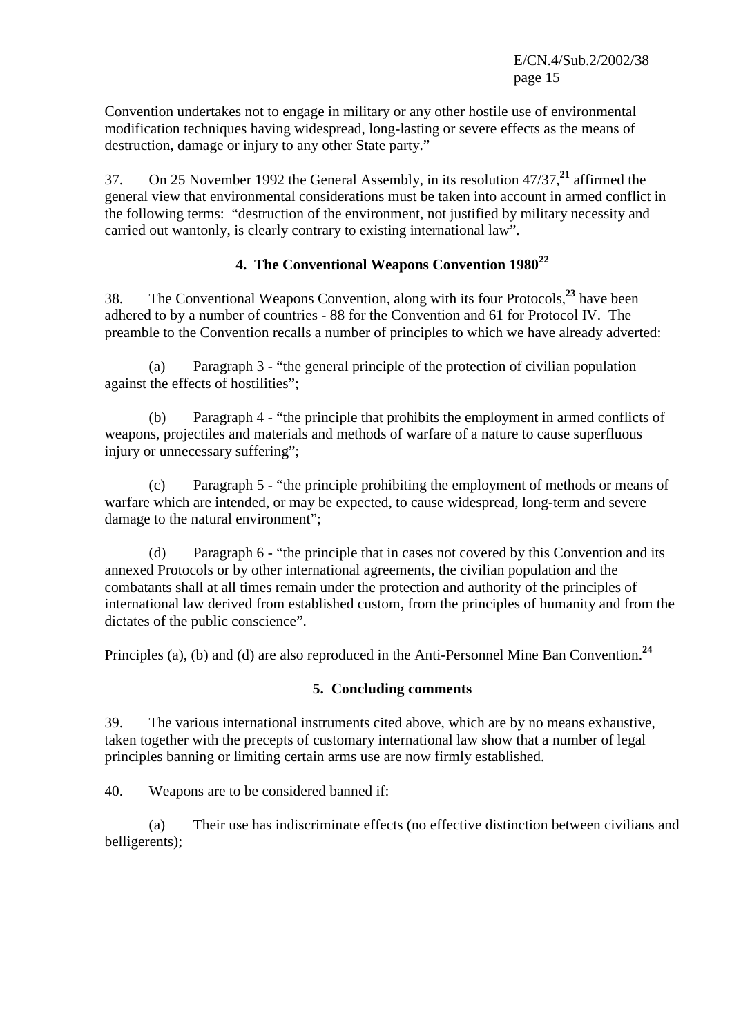Convention undertakes not to engage in military or any other hostile use of environmental modification techniques having widespread, long-lasting or severe effects as the means of destruction, damage or injury to any other State party."

37. On 25 November 1992 the General Assembly, in its resolution 47/37,[21] affirmed the general view that environmental considerations must be taken into account in armed conflict in the following terms: "destruction of the environment, not justified by military necessity and carried out wantonly, is clearly contrary to existing international law".

### 4. The Conventional Weapons Convention 1980[22]

38. The Conventional Weapons Convention, along with its four Protocols,[23] have been adhered to by a number of countries - 88 for the Convention and 61 for Protocol IV. The preamble to the Convention recalls a number of principles to which we have already adverted:

(a) Paragraph 3 - "the general principle of the protection of civilian population against the effects of hostilities";

(b) Paragraph 4 - "the principle that prohibits the employment in armed conflicts of weapons, projectiles and materials and methods of warfare of a nature to cause superfluous injury or unnecessary suffering";

(c) Paragraph 5 - "the principle prohibiting the employment of methods or means of warfare which are intended, or may be expected, to cause widespread, long-term and severe damage to the natural environment";

(d) Paragraph 6 - "the principle that in cases not covered by this Convention and its annexed Protocols or by other international agreements, the civilian population and the combatants shall at all times remain under the protection and authority of the principles of international law derived from established custom, from the principles of humanity and from the dictates of the public conscience".

Principles (a), (b) and (d) are also reproduced in the Anti-Personnel Mine Ban Convention.[24]

### 5. Concluding comments

39. The various international instruments cited above, which are by no means exhaustive, taken together with the precepts of customary international law show that a number of legal principles banning or limiting certain arms use are now firmly established.

40. Weapons are to be considered banned if:

(a) Their use has indiscriminate effects (no effective distinction between civilians and belligerents);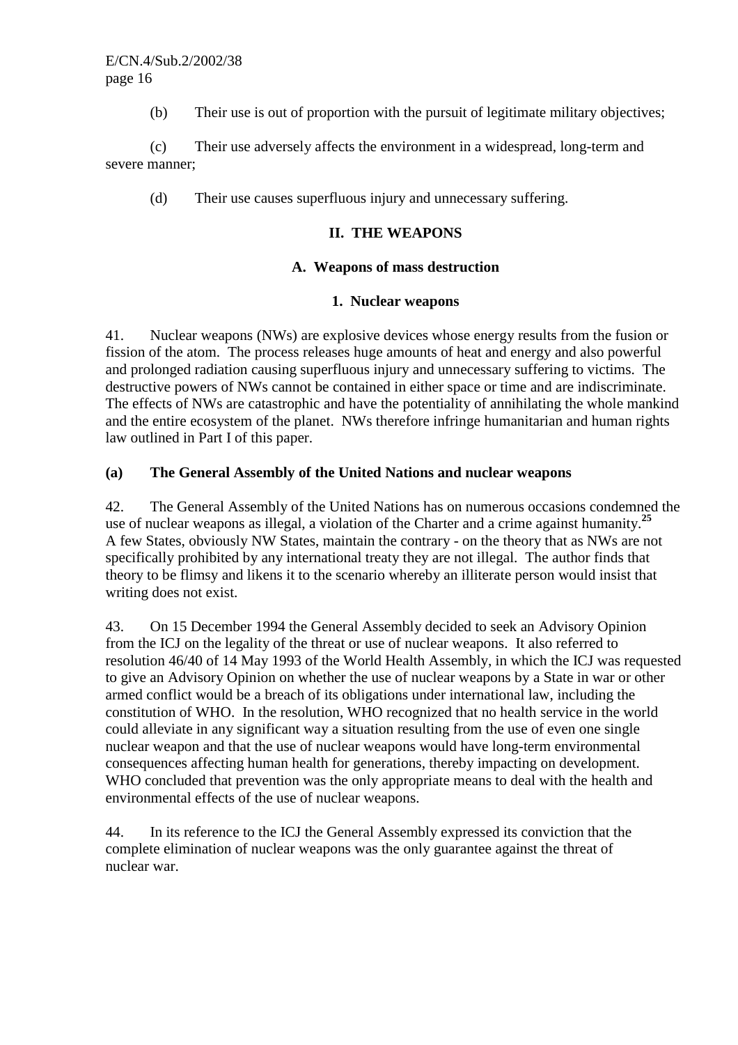(b) Their use is out of proportion with the pursuit of legitimate military objectives;

(c) Their use adversely affects the environment in a widespread, long-term and severe manner;

(d) Their use causes superfluous injury and unnecessary suffering.

## II. THE WEAPONS

### A. Weapons of mass destruction

#### 1. Nuclear weapons

41. Nuclear weapons (NWs) are explosive devices whose energy results from the fusion or fission of the atom. The process releases huge amounts of heat and energy and also powerful and prolonged radiation causing superfluous injury and unnecessary suffering to victims. The destructive powers of NWs cannot be contained in either space or time and are indiscriminate. The effects of NWs are catastrophic and have the potentiality of annihilating the whole mankind and the entire ecosystem of the planet. NWs therefore infringe humanitarian and human rights law outlined in Part I of this paper.

**(a) The General Assembly of the United Nations and nuclear weapons**

42. The General Assembly of the United Nations has on numerous occasions condemned the use of nuclear weapons as illegal, a violation of the Charter and a crime against humanity.[25] A few States, obviously NW States, maintain the contrary - on the theory that as NWs are not specifically prohibited by any international treaty they are not illegal. The author finds that theory to be flimsy and likens it to the scenario whereby an illiterate person would insist that writing does not exist.

43. On 15 December 1994 the General Assembly decided to seek an Advisory Opinion from the ICJ on the legality of the threat or use of nuclear weapons. It also referred to resolution 46/40 of 14 May 1993 of the World Health Assembly, in which the ICJ was requested to give an Advisory Opinion on whether the use of nuclear weapons by a State in war or other armed conflict would be a breach of its obligations under international law, including the constitution of WHO. In the resolution, WHO recognized that no health service in the world could alleviate in any significant way a situation resulting from the use of even one single nuclear weapon and that the use of nuclear weapons would have long-term environmental consequences affecting human health for generations, thereby impacting on development. WHO concluded that prevention was the only appropriate means to deal with the health and environmental effects of the use of nuclear weapons.

44. In its reference to the ICJ the General Assembly expressed its conviction that the complete elimination of nuclear weapons was the only guarantee against the threat of nuclear war.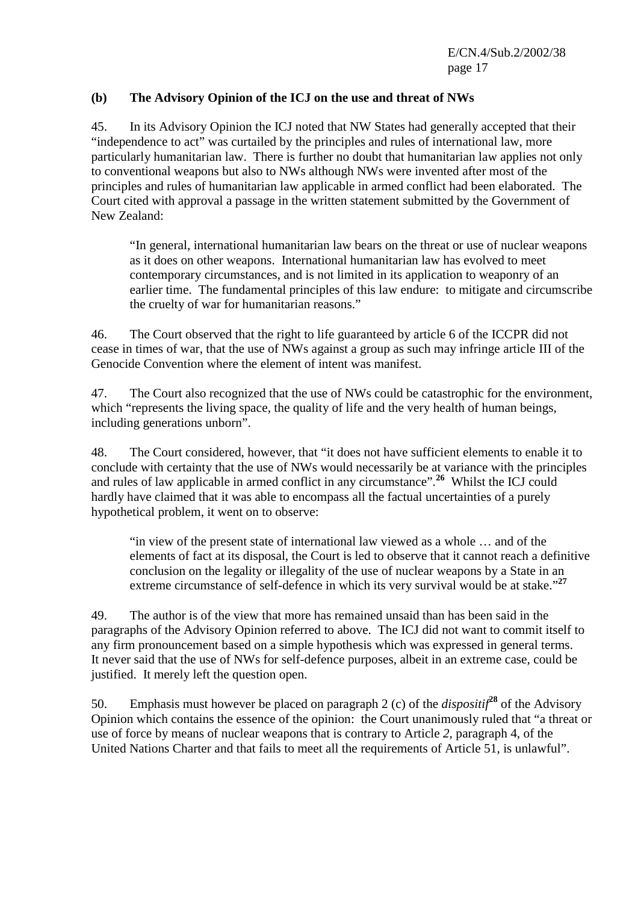### (b) The Advisory Opinion of the ICJ on the use and threat of NWs

45. In its Advisory Opinion the ICJ noted that NW States had generally accepted that their "independence to act" was curtailed by the principles and rules of international law, more particularly humanitarian law. There is further no doubt that humanitarian law applies not only to conventional weapons but also to NWs although NWs were invented after most of the principles and rules of humanitarian law applicable in armed conflict had been elaborated. The Court cited with approval a passage in the written statement submitted by the Government of New Zealand:

> "In general, international humanitarian law bears on the threat or use of nuclear weapons as it does on other weapons. International humanitarian law has evolved to meet contemporary circumstances, and is not limited in its application to weaponry of an earlier time. The fundamental principles of this law endure: to mitigate and circumscribe the cruelty of war for humanitarian reasons."

46. The Court observed that the right to life guaranteed by article 6 of the ICCPR did not cease in times of war, that the use of NWs against a group as such may infringe article III of the Genocide Convention where the element of intent was manifest.

47. The Court also recognized that the use of NWs could be catastrophic for the environment, which "represents the living space, the quality of life and the very health of human beings, including generations unborn".

48. The Court considered, however, that "it does not have sufficient elements to enable it to conclude with certainty that the use of NWs would necessarily be at variance with the principles and rules of law applicable in armed conflict in any circumstance".[26] Whilst the ICJ could hardly have claimed that it was able to encompass all the factual uncertainties of a purely hypothetical problem, it went on to observe:

> "in view of the present state of international law viewed as a whole … and of the elements of fact at its disposal, the Court is led to observe that it cannot reach a definitive conclusion on the legality or illegality of the use of nuclear weapons by a State in an extreme circumstance of self-defence in which its very survival would be at stake."[27]

49. The author is of the view that more has remained unsaid than has been said in the paragraphs of the Advisory Opinion referred to above. The ICJ did not want to commit itself to any firm pronouncement based on a simple hypothesis which was expressed in general terms. It never said that the use of NWs for self-defence purposes, albeit in an extreme case, could be justified. It merely left the question open.

50. Emphasis must however be placed on paragraph 2 (c) of the *dispositif*[28] of the Advisory Opinion which contains the essence of the opinion: the Court unanimously ruled that "a threat or use of force by means of nuclear weapons that is contrary to Article *2,* paragraph 4, of the United Nations Charter and that fails to meet all the requirements of Article 51, is unlawful".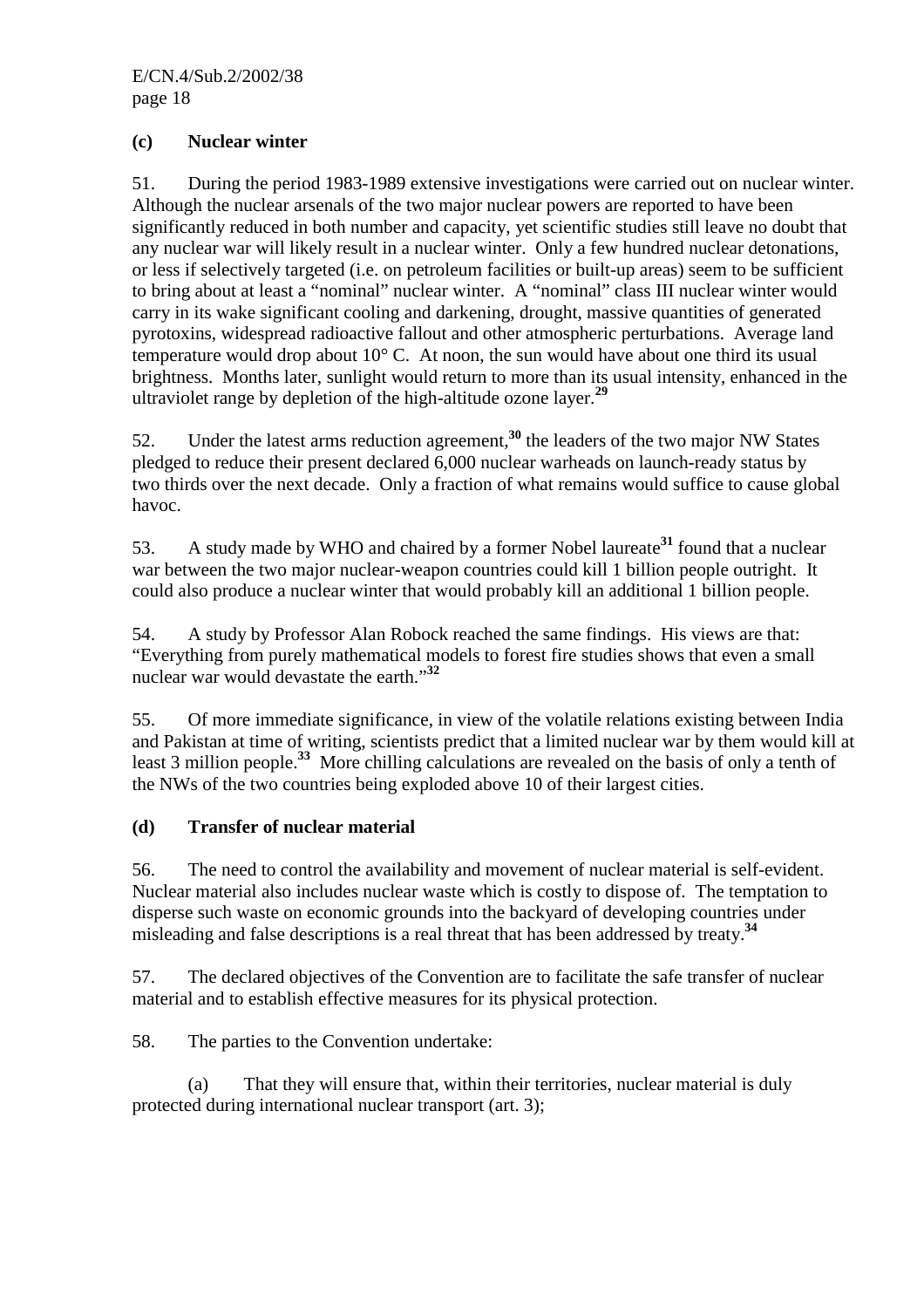### (c) Nuclear winter

51. During the period 1983-1989 extensive investigations were carried out on nuclear winter. Although the nuclear arsenals of the two major nuclear powers are reported to have been significantly reduced in both number and capacity, yet scientific studies still leave no doubt that any nuclear war will likely result in a nuclear winter. Only a few hundred nuclear detonations, or less if selectively targeted (i.e. on petroleum facilities or built-up areas) seem to be sufficient to bring about at least a "nominal" nuclear winter. A "nominal" class III nuclear winter would carry in its wake significant cooling and darkening, drought, massive quantities of generated pyrotoxins, widespread radioactive fallout and other atmospheric perturbations. Average land temperature would drop about 10° C. At noon, the sun would have about one third its usual brightness. Months later, sunlight would return to more than its usual intensity, enhanced in the ultraviolet range by depletion of the high-altitude ozone layer.[29]

52. Under the latest arms reduction agreement,[30] the leaders of the two major NW States pledged to reduce their present declared 6,000 nuclear warheads on launch-ready status by two thirds over the next decade. Only a fraction of what remains would suffice to cause global havoc.

53. A study made by WHO and chaired by a former Nobel laureate[31] found that a nuclear war between the two major nuclear-weapon countries could kill 1 billion people outright. It could also produce a nuclear winter that would probably kill an additional 1 billion people.

54. A study by Professor Alan Robock reached the same findings. His views are that: "Everything from purely mathematical models to forest fire studies shows that even a small nuclear war would devastate the earth."[32]

55. Of more immediate significance, in view of the volatile relations existing between India and Pakistan at time of writing, scientists predict that a limited nuclear war by them would kill at least 3 million people.[33] More chilling calculations are revealed on the basis of only a tenth of the NWs of the two countries being exploded above 10 of their largest cities.

### (d) Transfer of nuclear material

56. The need to control the availability and movement of nuclear material is self-evident. Nuclear material also includes nuclear waste which is costly to dispose of. The temptation to disperse such waste on economic grounds into the backyard of developing countries under misleading and false descriptions is a real threat that has been addressed by treaty.[34]

57. The declared objectives of the Convention are to facilitate the safe transfer of nuclear material and to establish effective measures for its physical protection.

58. The parties to the Convention undertake:

(a) That they will ensure that, within their territories, nuclear material is duly protected during international nuclear transport (art. 3);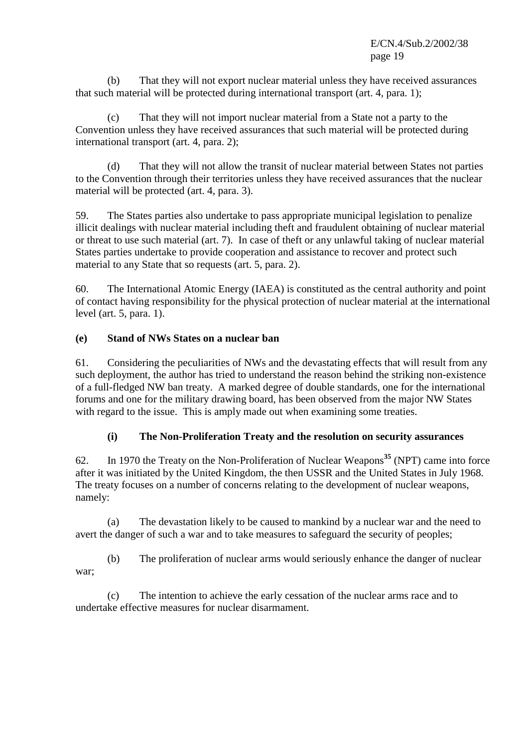(b) That they will not export nuclear material unless they have received assurances that such material will be protected during international transport (art. 4, para. 1);

(c) That they will not import nuclear material from a State not a party to the Convention unless they have received assurances that such material will be protected during international transport (art. 4, para. 2);

(d) That they will not allow the transit of nuclear material between States not parties to the Convention through their territories unless they have received assurances that the nuclear material will be protected (art. 4, para. 3).

59. The States parties also undertake to pass appropriate municipal legislation to penalize illicit dealings with nuclear material including theft and fraudulent obtaining of nuclear material or threat to use such material (art. 7). In case of theft or any unlawful taking of nuclear material States parties undertake to provide cooperation and assistance to recover and protect such material to any State that so requests (art. 5, para. 2).

60. The International Atomic Energy (IAEA) is constituted as the central authority and point of contact having responsibility for the physical protection of nuclear material at the international level (art. 5, para. 1).

### (e) Stand of NWs States on a nuclear ban

61. Considering the peculiarities of NWs and the devastating effects that will result from any such deployment, the author has tried to understand the reason behind the striking non-existence of a full-fledged NW ban treaty. A marked degree of double standards, one for the international forums and one for the military drawing board, has been observed from the major NW States with regard to the issue. This is amply made out when examining some treaties.

#### (i) The Non-Proliferation Treaty and the resolution on security assurances

62. In 1970 the Treaty on the Non-Proliferation of Nuclear Weapons[35] (NPT) came into force after it was initiated by the United Kingdom, the then USSR and the United States in July 1968. The treaty focuses on a number of concerns relating to the development of nuclear weapons, namely:

(a) The devastation likely to be caused to mankind by a nuclear war and the need to avert the danger of such a war and to take measures to safeguard the security of peoples;

(b) The proliferation of nuclear arms would seriously enhance the danger of nuclear war;

(c) The intention to achieve the early cessation of the nuclear arms race and to undertake effective measures for nuclear disarmament.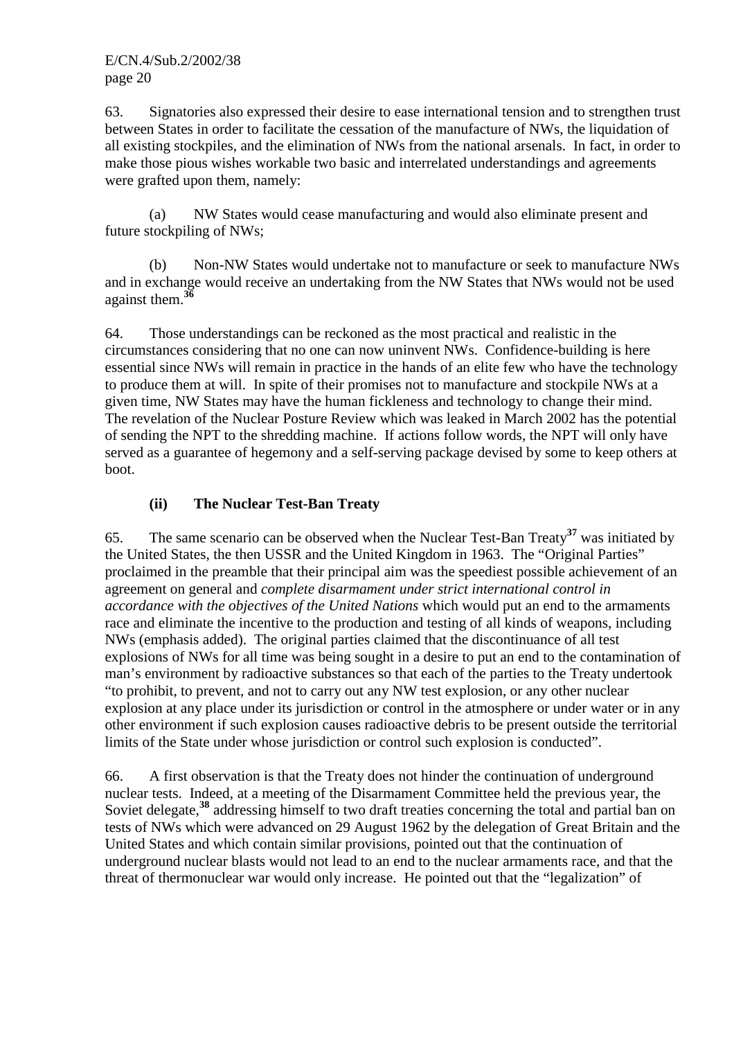63. Signatories also expressed their desire to ease international tension and to strengthen trust between States in order to facilitate the cessation of the manufacture of NWs, the liquidation of all existing stockpiles, and the elimination of NWs from the national arsenals. In fact, in order to make those pious wishes workable two basic and interrelated understandings and agreements were grafted upon them, namely:

(a) NW States would cease manufacturing and would also eliminate present and future stockpiling of NWs;

(b) Non-NW States would undertake not to manufacture or seek to manufacture NWs and in exchange would receive an undertaking from the NW States that NWs would not be used against them.[36]

64. Those understandings can be reckoned as the most practical and realistic in the circumstances considering that no one can now uninvent NWs. Confidence-building is here essential since NWs will remain in practice in the hands of an elite few who have the technology to produce them at will. In spite of their promises not to manufacture and stockpile NWs at a given time, NW States may have the human fickleness and technology to change their mind. The revelation of the Nuclear Posture Review which was leaked in March 2002 has the potential of sending the NPT to the shredding machine. If actions follow words, the NPT will only have served as a guarantee of hegemony and a self-serving package devised by some to keep others at boot.

### (ii) The Nuclear Test-Ban Treaty

65. The same scenario can be observed when the Nuclear Test-Ban Treaty[37] was initiated by the United States, the then USSR and the United Kingdom in 1963. The "Original Parties" proclaimed in the preamble that their principal aim was the speediest possible achievement of an agreement on general and *complete disarmament under strict international control in accordance with the objectives of the United Nations* which would put an end to the armaments race and eliminate the incentive to the production and testing of all kinds of weapons, including NWs (emphasis added). The original parties claimed that the discontinuance of all test explosions of NWs for all time was being sought in a desire to put an end to the contamination of man's environment by radioactive substances so that each of the parties to the Treaty undertook "to prohibit, to prevent, and not to carry out any NW test explosion, or any other nuclear explosion at any place under its jurisdiction or control in the atmosphere or under water or in any other environment if such explosion causes radioactive debris to be present outside the territorial limits of the State under whose jurisdiction or control such explosion is conducted".

66. A first observation is that the Treaty does not hinder the continuation of underground nuclear tests. Indeed, at a meeting of the Disarmament Committee held the previous year, the Soviet delegate,[38] addressing himself to two draft treaties concerning the total and partial ban on tests of NWs which were advanced on 29 August 1962 by the delegation of Great Britain and the United States and which contain similar provisions, pointed out that the continuation of underground nuclear blasts would not lead to an end to the nuclear armaments race, and that the threat of thermonuclear war would only increase. He pointed out that the "legalization" of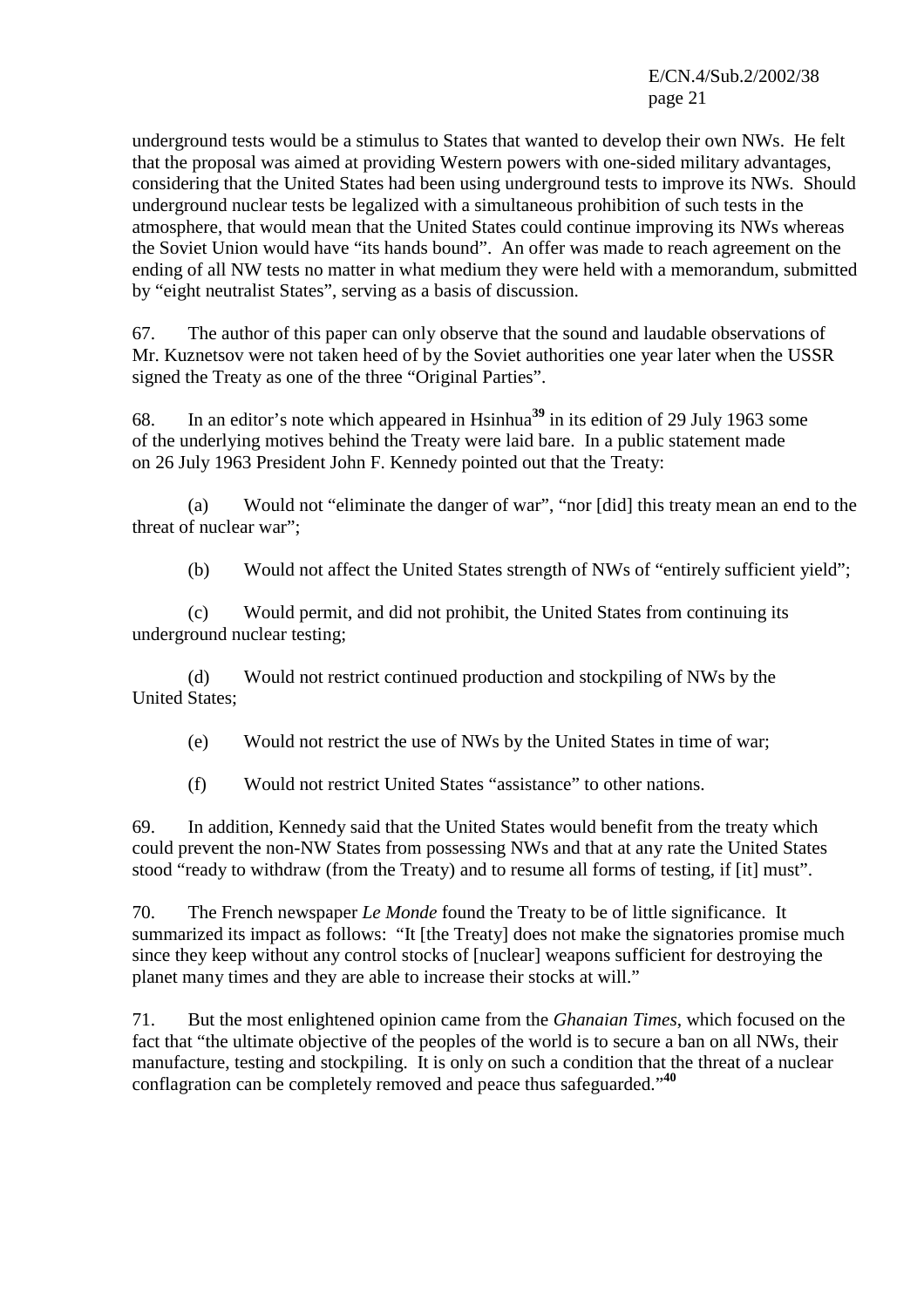underground tests would be a stimulus to States that wanted to develop their own NWs. He felt that the proposal was aimed at providing Western powers with one-sided military advantages, considering that the United States had been using underground tests to improve its NWs. Should underground nuclear tests be legalized with a simultaneous prohibition of such tests in the atmosphere, that would mean that the United States could continue improving its NWs whereas the Soviet Union would have "its hands bound". An offer was made to reach agreement on the ending of all NW tests no matter in what medium they were held with a memorandum, submitted by "eight neutralist States", serving as a basis of discussion.

67. The author of this paper can only observe that the sound and laudable observations of Mr. Kuznetsov were not taken heed of by the Soviet authorities one year later when the USSR signed the Treaty as one of the three "Original Parties".

68. In an editor's note which appeared in Hsinhua[39] in its edition of 29 July 1963 some of the underlying motives behind the Treaty were laid bare. In a public statement made on 26 July 1963 President John F. Kennedy pointed out that the Treaty:

(a) Would not "eliminate the danger of war", "nor [did] this treaty mean an end to the threat of nuclear war";

(b) Would not affect the United States strength of NWs of "entirely sufficient yield";

(c) Would permit, and did not prohibit, the United States from continuing its underground nuclear testing;

(d) Would not restrict continued production and stockpiling of NWs by the United States;

(e) Would not restrict the use of NWs by the United States in time of war;

(f) Would not restrict United States "assistance" to other nations.

69. In addition, Kennedy said that the United States would benefit from the treaty which could prevent the non-NW States from possessing NWs and that at any rate the United States stood "ready to withdraw (from the Treaty) and to resume all forms of testing, if [it] must".

70. The French newspaper *Le Monde* found the Treaty to be of little significance. It summarized its impact as follows: "It [the Treaty] does not make the signatories promise much since they keep without any control stocks of [nuclear] weapons sufficient for destroying the planet many times and they are able to increase their stocks at will."

71. But the most enlightened opinion came from the *Ghanaian Times*, which focused on the fact that "the ultimate objective of the peoples of the world is to secure a ban on all NWs, their manufacture, testing and stockpiling. It is only on such a condition that the threat of a nuclear conflagration can be completely removed and peace thus safeguarded."[40]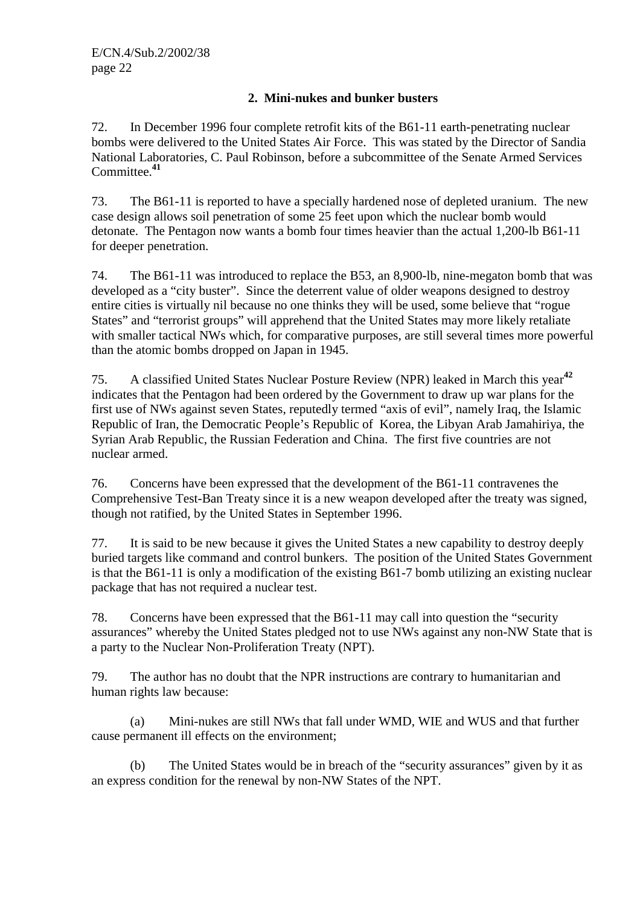### 2. Mini-nukes and bunker busters

72. In December 1996 four complete retrofit kits of the B61-11 earth-penetrating nuclear bombs were delivered to the United States Air Force. This was stated by the Director of Sandia National Laboratories, C. Paul Robinson, before a subcommittee of the Senate Armed Services Committee.[41]

73. The B61-11 is reported to have a specially hardened nose of depleted uranium. The new case design allows soil penetration of some 25 feet upon which the nuclear bomb would detonate. The Pentagon now wants a bomb four times heavier than the actual 1,200-lb B61-11 for deeper penetration.

74. The B61-11 was introduced to replace the B53, an 8,900-lb, nine-megaton bomb that was developed as a "city buster". Since the deterrent value of older weapons designed to destroy entire cities is virtually nil because no one thinks they will be used, some believe that "rogue States" and "terrorist groups" will apprehend that the United States may more likely retaliate with smaller tactical NWs which, for comparative purposes, are still several times more powerful than the atomic bombs dropped on Japan in 1945.

75. A classified United States Nuclear Posture Review (NPR) leaked in March this year[42] indicates that the Pentagon had been ordered by the Government to draw up war plans for the first use of NWs against seven States, reputedly termed "axis of evil", namely Iraq, the Islamic Republic of Iran, the Democratic People's Republic of Korea, the Libyan Arab Jamahiriya, the Syrian Arab Republic, the Russian Federation and China. The first five countries are not nuclear armed.

76. Concerns have been expressed that the development of the B61-11 contravenes the Comprehensive Test-Ban Treaty since it is a new weapon developed after the treaty was signed, though not ratified, by the United States in September 1996.

77. It is said to be new because it gives the United States a new capability to destroy deeply buried targets like command and control bunkers. The position of the United States Government is that the B61-11 is only a modification of the existing B61-7 bomb utilizing an existing nuclear package that has not required a nuclear test.

78. Concerns have been expressed that the B61-11 may call into question the "security assurances" whereby the United States pledged not to use NWs against any non-NW State that is a party to the Nuclear Non-Proliferation Treaty (NPT).

79. The author has no doubt that the NPR instructions are contrary to humanitarian and human rights law because:

(a) Mini-nukes are still NWs that fall under WMD, WIE and WUS and that further cause permanent ill effects on the environment;

(b) The United States would be in breach of the "security assurances" given by it as an express condition for the renewal by non-NW States of the NPT.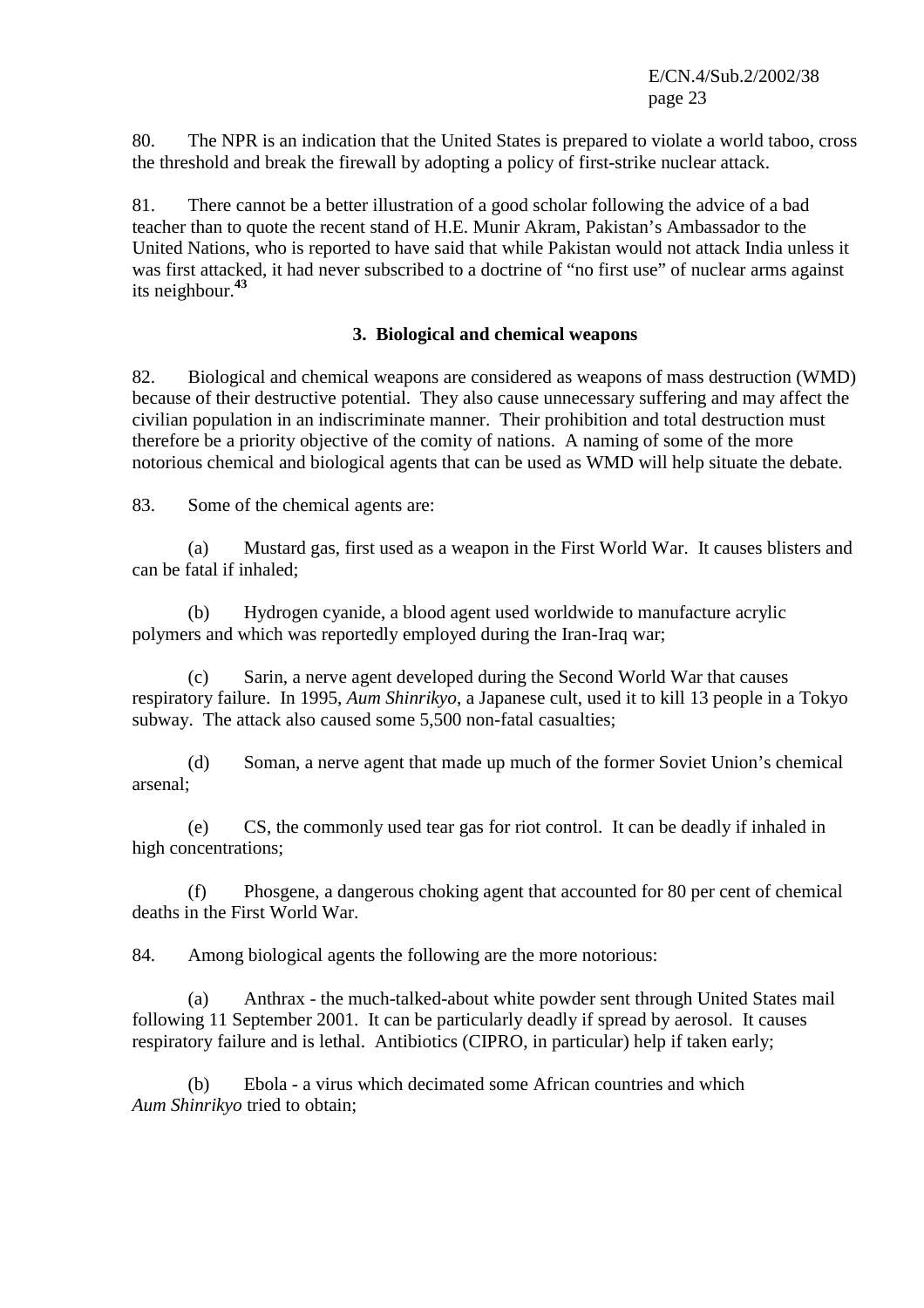80. The NPR is an indication that the United States is prepared to violate a world taboo, cross the threshold and break the firewall by adopting a policy of first-strike nuclear attack.

81. There cannot be a better illustration of a good scholar following the advice of a bad teacher than to quote the recent stand of H.E. Munir Akram, Pakistan's Ambassador to the United Nations, who is reported to have said that while Pakistan would not attack India unless it was first attacked, it had never subscribed to a doctrine of "no first use" of nuclear arms against its neighbour.[43]

### 3. Biological and chemical weapons

82. Biological and chemical weapons are considered as weapons of mass destruction (WMD) because of their destructive potential. They also cause unnecessary suffering and may affect the civilian population in an indiscriminate manner. Their prohibition and total destruction must therefore be a priority objective of the comity of nations. A naming of some of the more notorious chemical and biological agents that can be used as WMD will help situate the debate.

83. Some of the chemical agents are:

(a) Mustard gas, first used as a weapon in the First World War. It causes blisters and can be fatal if inhaled;

(b) Hydrogen cyanide, a blood agent used worldwide to manufacture acrylic polymers and which was reportedly employed during the Iran-Iraq war;

(c) Sarin, a nerve agent developed during the Second World War that causes respiratory failure. In 1995, *Aum Shinrikyo*, a Japanese cult, used it to kill 13 people in a Tokyo subway. The attack also caused some 5,500 non-fatal casualties;

(d) Soman, a nerve agent that made up much of the former Soviet Union's chemical arsenal;

(e) CS, the commonly used tear gas for riot control. It can be deadly if inhaled in high concentrations;

(f) Phosgene, a dangerous choking agent that accounted for 80 per cent of chemical deaths in the First World War.

84. Among biological agents the following are the more notorious:

(a) Anthrax - the much-talked-about white powder sent through United States mail following 11 September 2001. It can be particularly deadly if spread by aerosol. It causes respiratory failure and is lethal. Antibiotics (CIPRO, in particular) help if taken early;

(b) Ebola - a virus which decimated some African countries and which *Aum Shinrikyo* tried to obtain;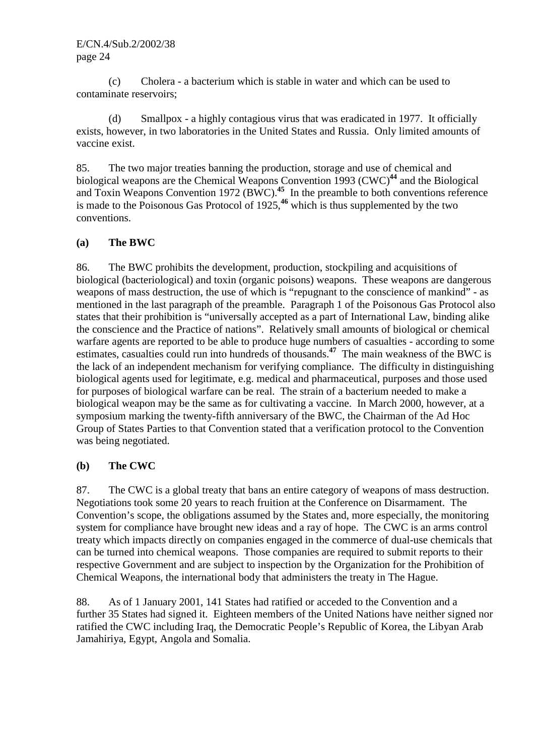(c) Cholera - a bacterium which is stable in water and which can be used to contaminate reservoirs;

(d) Smallpox - a highly contagious virus that was eradicated in 1977. It officially exists, however, in two laboratories in the United States and Russia. Only limited amounts of vaccine exist.

85. The two major treaties banning the production, storage and use of chemical and biological weapons are the Chemical Weapons Convention 1993 (CWC)[44] and the Biological and Toxin Weapons Convention 1972 (BWC).[45] In the preamble to both conventions reference is made to the Poisonous Gas Protocol of 1925,[46] which is thus supplemented by the two conventions.

**(a) The BWC**

86. The BWC prohibits the development, production, stockpiling and acquisitions of biological (bacteriological) and toxin (organic poisons) weapons. These weapons are dangerous weapons of mass destruction, the use of which is "repugnant to the conscience of mankind" - as mentioned in the last paragraph of the preamble. Paragraph 1 of the Poisonous Gas Protocol also states that their prohibition is "universally accepted as a part of International Law, binding alike the conscience and the Practice of nations". Relatively small amounts of biological or chemical warfare agents are reported to be able to produce huge numbers of casualties - according to some estimates, casualties could run into hundreds of thousands.[47] The main weakness of the BWC is the lack of an independent mechanism for verifying compliance. The difficulty in distinguishing biological agents used for legitimate, e.g. medical and pharmaceutical, purposes and those used for purposes of biological warfare can be real. The strain of a bacterium needed to make a biological weapon may be the same as for cultivating a vaccine. In March 2000, however, at a symposium marking the twenty-fifth anniversary of the BWC, the Chairman of the Ad Hoc Group of States Parties to that Convention stated that a verification protocol to the Convention was being negotiated.

**(b) The CWC**

87. The CWC is a global treaty that bans an entire category of weapons of mass destruction. Negotiations took some 20 years to reach fruition at the Conference on Disarmament. The Convention's scope, the obligations assumed by the States and, more especially, the monitoring system for compliance have brought new ideas and a ray of hope. The CWC is an arms control treaty which impacts directly on companies engaged in the commerce of dual-use chemicals that can be turned into chemical weapons. Those companies are required to submit reports to their respective Government and are subject to inspection by the Organization for the Prohibition of Chemical Weapons, the international body that administers the treaty in The Hague.

88. As of 1 January 2001, 141 States had ratified or acceded to the Convention and a further 35 States had signed it. Eighteen members of the United Nations have neither signed nor ratified the CWC including Iraq, the Democratic People's Republic of Korea, the Libyan Arab Jamahiriya, Egypt, Angola and Somalia.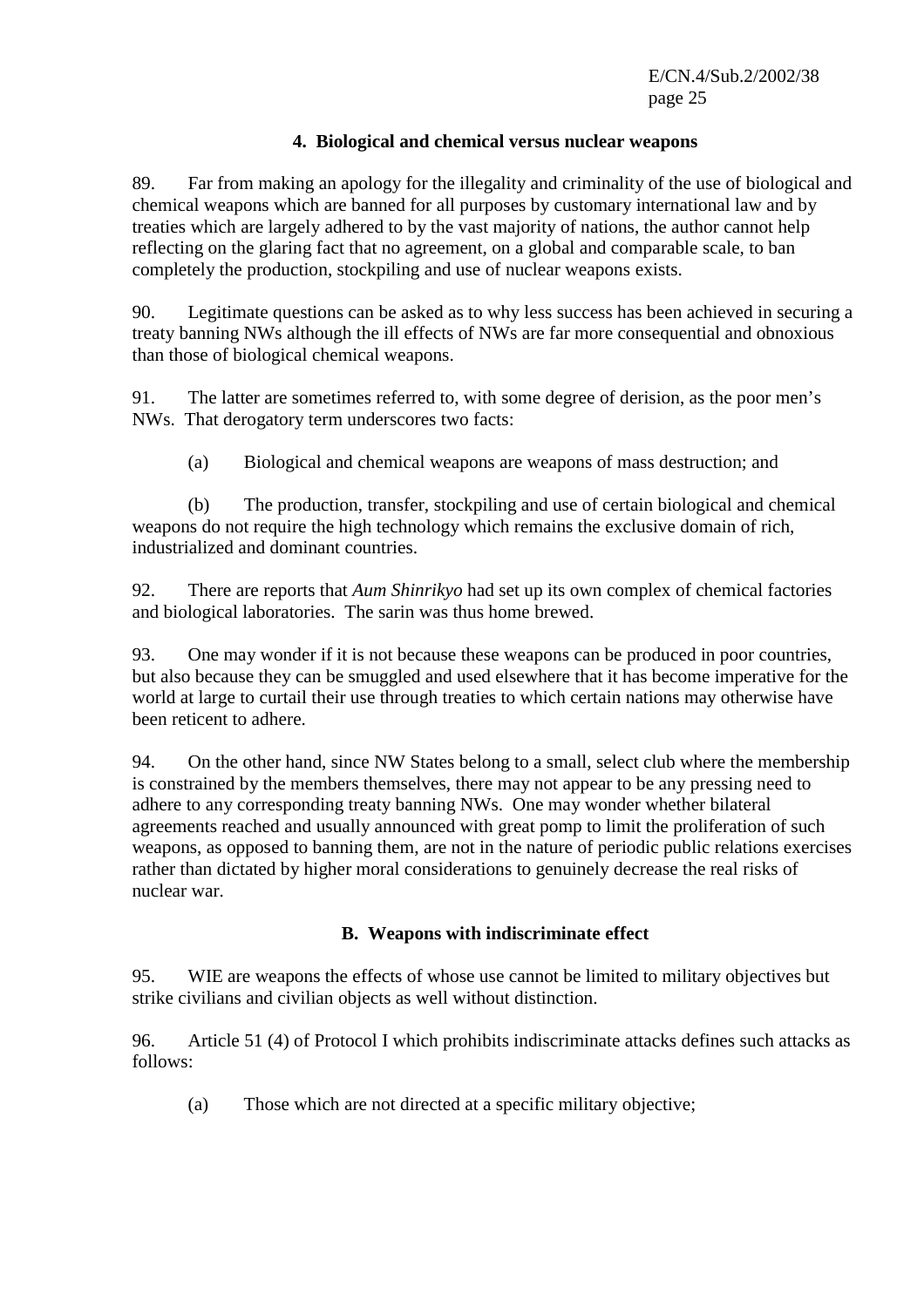### 4. Biological and chemical versus nuclear weapons

89. Far from making an apology for the illegality and criminality of the use of biological and chemical weapons which are banned for all purposes by customary international law and by treaties which are largely adhered to by the vast majority of nations, the author cannot help reflecting on the glaring fact that no agreement, on a global and comparable scale, to ban completely the production, stockpiling and use of nuclear weapons exists.

90. Legitimate questions can be asked as to why less success has been achieved in securing a treaty banning NWs although the ill effects of NWs are far more consequential and obnoxious than those of biological chemical weapons.

91. The latter are sometimes referred to, with some degree of derision, as the poor men's NWs. That derogatory term underscores two facts:

(a) Biological and chemical weapons are weapons of mass destruction; and

(b) The production, transfer, stockpiling and use of certain biological and chemical weapons do not require the high technology which remains the exclusive domain of rich, industrialized and dominant countries.

92. There are reports that *Aum Shinrikyo* had set up its own complex of chemical factories and biological laboratories. The sarin was thus home brewed.

93. One may wonder if it is not because these weapons can be produced in poor countries, but also because they can be smuggled and used elsewhere that it has become imperative for the world at large to curtail their use through treaties to which certain nations may otherwise have been reticent to adhere.

94. On the other hand, since NW States belong to a small, select club where the membership is constrained by the members themselves, there may not appear to be any pressing need to adhere to any corresponding treaty banning NWs. One may wonder whether bilateral agreements reached and usually announced with great pomp to limit the proliferation of such weapons, as opposed to banning them, are not in the nature of periodic public relations exercises rather than dictated by higher moral considerations to genuinely decrease the real risks of nuclear war.

## B. Weapons with indiscriminate effect

95. WIE are weapons the effects of whose use cannot be limited to military objectives but strike civilians and civilian objects as well without distinction.

96. Article 51 (4) of Protocol I which prohibits indiscriminate attacks defines such attacks as follows:

(a) Those which are not directed at a specific military objective;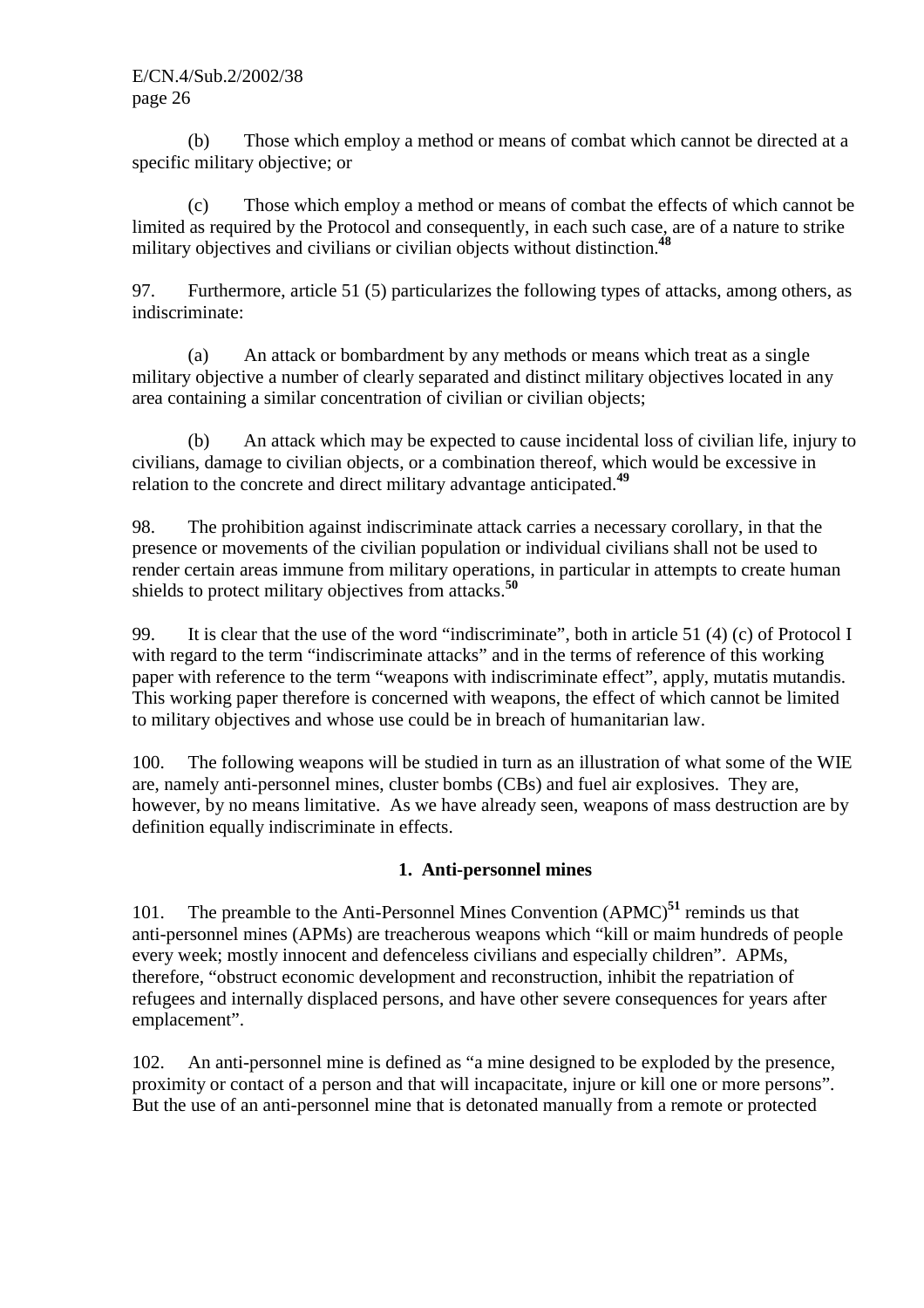(b) Those which employ a method or means of combat which cannot be directed at a specific military objective; or

(c) Those which employ a method or means of combat the effects of which cannot be limited as required by the Protocol and consequently, in each such case, are of a nature to strike military objectives and civilians or civilian objects without distinction.[48]

97. Furthermore, article 51 (5) particularizes the following types of attacks, among others, as indiscriminate:

(a) An attack or bombardment by any methods or means which treat as a single military objective a number of clearly separated and distinct military objectives located in any area containing a similar concentration of civilian or civilian objects;

(b) An attack which may be expected to cause incidental loss of civilian life, injury to civilians, damage to civilian objects, or a combination thereof, which would be excessive in relation to the concrete and direct military advantage anticipated.[49]

98. The prohibition against indiscriminate attack carries a necessary corollary, in that the presence or movements of the civilian population or individual civilians shall not be used to render certain areas immune from military operations, in particular in attempts to create human shields to protect military objectives from attacks.[50]

99. It is clear that the use of the word "indiscriminate", both in article 51 (4) (c) of Protocol I with regard to the term "indiscriminate attacks" and in the terms of reference of this working paper with reference to the term "weapons with indiscriminate effect", apply, mutatis mutandis. This working paper therefore is concerned with weapons, the effect of which cannot be limited to military objectives and whose use could be in breach of humanitarian law.

100. The following weapons will be studied in turn as an illustration of what some of the WIE are, namely anti-personnel mines, cluster bombs (CBs) and fuel air explosives. They are, however, by no means limitative. As we have already seen, weapons of mass destruction are by definition equally indiscriminate in effects.

### 1. Anti-personnel mines

101. The preamble to the Anti-Personnel Mines Convention (APMC)[51] reminds us that anti-personnel mines (APMs) are treacherous weapons which "kill or maim hundreds of people every week; mostly innocent and defenceless civilians and especially children". APMs, therefore, "obstruct economic development and reconstruction, inhibit the repatriation of refugees and internally displaced persons, and have other severe consequences for years after emplacement".

102. An anti-personnel mine is defined as "a mine designed to be exploded by the presence, proximity or contact of a person and that will incapacitate, injure or kill one or more persons". But the use of an anti-personnel mine that is detonated manually from a remote or protected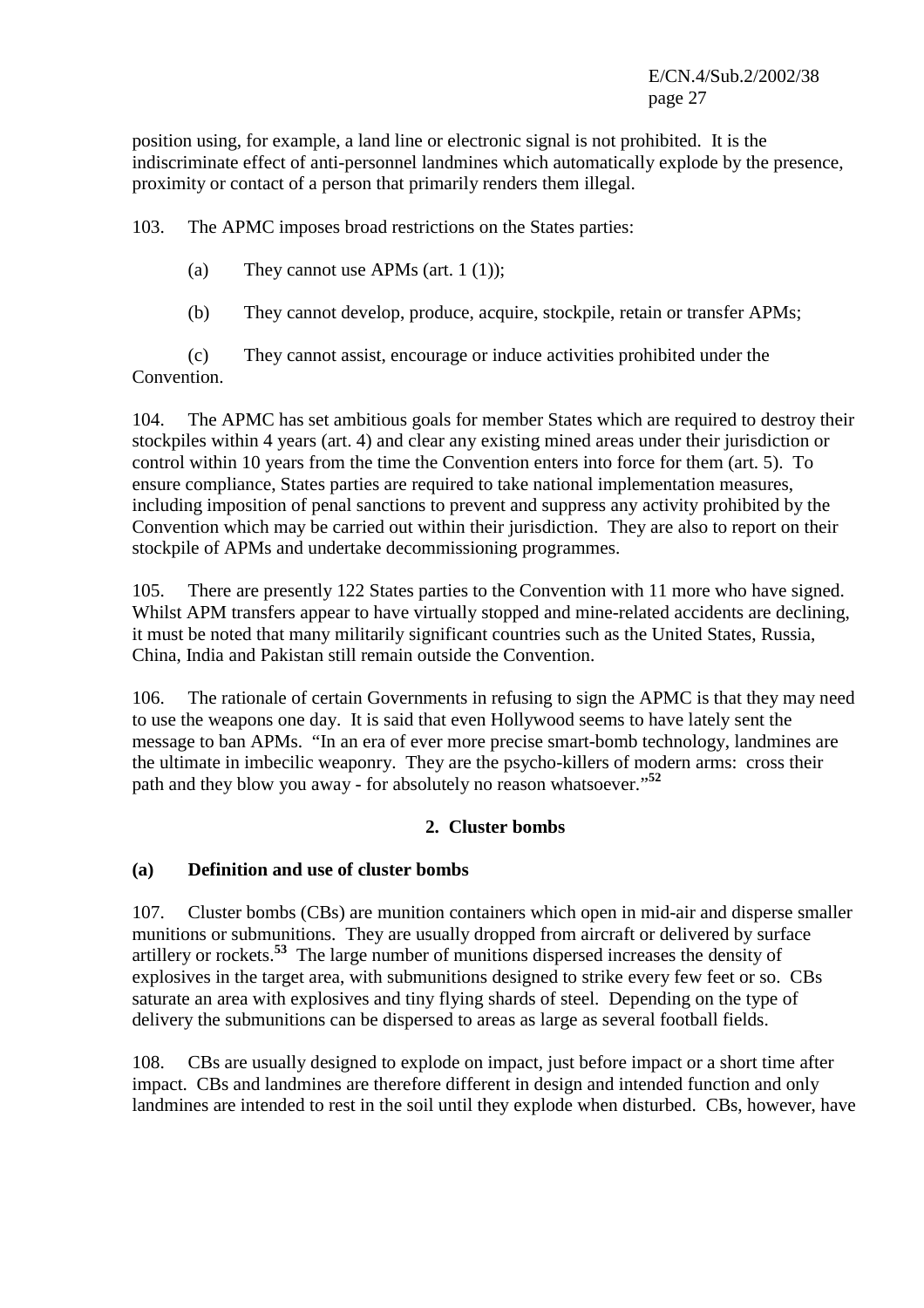position using, for example, a land line or electronic signal is not prohibited. It is the indiscriminate effect of anti-personnel landmines which automatically explode by the presence, proximity or contact of a person that primarily renders them illegal.

103. The APMC imposes broad restrictions on the States parties:

(a) They cannot use APMs (art. 1 (1));

(b) They cannot develop, produce, acquire, stockpile, retain or transfer APMs;

(c) They cannot assist, encourage or induce activities prohibited under the Convention.

104. The APMC has set ambitious goals for member States which are required to destroy their stockpiles within 4 years (art. 4) and clear any existing mined areas under their jurisdiction or control within 10 years from the time the Convention enters into force for them (art. 5). To ensure compliance, States parties are required to take national implementation measures, including imposition of penal sanctions to prevent and suppress any activity prohibited by the Convention which may be carried out within their jurisdiction. They are also to report on their stockpile of APMs and undertake decommissioning programmes.

105. There are presently 122 States parties to the Convention with 11 more who have signed. Whilst APM transfers appear to have virtually stopped and mine-related accidents are declining, it must be noted that many militarily significant countries such as the United States, Russia, China, India and Pakistan still remain outside the Convention.

106. The rationale of certain Governments in refusing to sign the APMC is that they may need to use the weapons one day. It is said that even Hollywood seems to have lately sent the message to ban APMs. "In an era of ever more precise smart-bomb technology, landmines are the ultimate in imbecilic weaponry. They are the psycho-killers of modern arms: cross their path and they blow you away - for absolutely no reason whatsoever."[52]

## 2. Cluster bombs

### (a) Definition and use of cluster bombs

107. Cluster bombs (CBs) are munition containers which open in mid-air and disperse smaller munitions or submunitions. They are usually dropped from aircraft or delivered by surface artillery or rockets.[53] The large number of munitions dispersed increases the density of explosives in the target area, with submunitions designed to strike every few feet or so. CBs saturate an area with explosives and tiny flying shards of steel. Depending on the type of delivery the submunitions can be dispersed to areas as large as several football fields.

108. CBs are usually designed to explode on impact, just before impact or a short time after impact. CBs and landmines are therefore different in design and intended function and only landmines are intended to rest in the soil until they explode when disturbed. CBs, however, have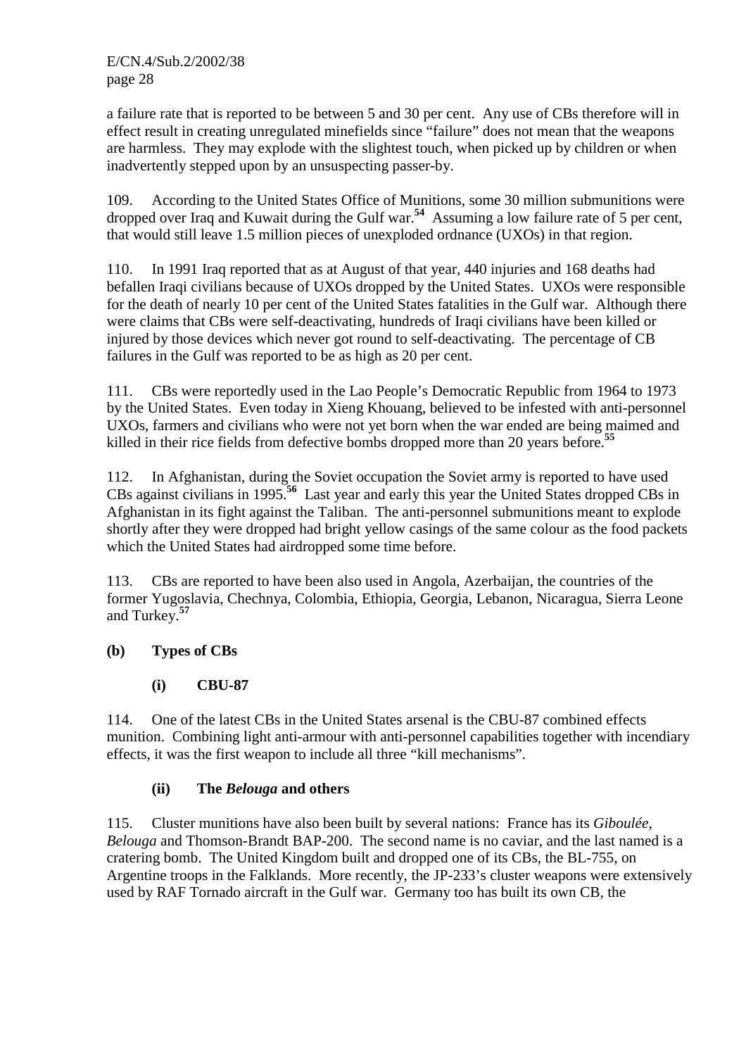a failure rate that is reported to be between 5 and 30 per cent. Any use of CBs therefore will in effect result in creating unregulated minefields since "failure" does not mean that the weapons are harmless. They may explode with the slightest touch, when picked up by children or when inadvertently stepped upon by an unsuspecting passer-by.

109. According to the United States Office of Munitions, some 30 million submunitions were dropped over Iraq and Kuwait during the Gulf war.[54] Assuming a low failure rate of 5 per cent, that would still leave 1.5 million pieces of unexploded ordnance (UXOs) in that region.

110. In 1991 Iraq reported that as at August of that year, 440 injuries and 168 deaths had befallen Iraqi civilians because of UXOs dropped by the United States. UXOs were responsible for the death of nearly 10 per cent of the United States fatalities in the Gulf war. Although there were claims that CBs were self-deactivating, hundreds of Iraqi civilians have been killed or injured by those devices which never got round to self-deactivating. The percentage of CB failures in the Gulf was reported to be as high as 20 per cent.

111. CBs were reportedly used in the Lao People's Democratic Republic from 1964 to 1973 by the United States. Even today in Xieng Khouang, believed to be infested with anti-personnel UXOs, farmers and civilians who were not yet born when the war ended are being maimed and killed in their rice fields from defective bombs dropped more than 20 years before.[55]

112. In Afghanistan, during the Soviet occupation the Soviet army is reported to have used CBs against civilians in 1995.[56] Last year and early this year the United States dropped CBs in Afghanistan in its fight against the Taliban. The anti-personnel submunitions meant to explode shortly after they were dropped had bright yellow casings of the same colour as the food packets which the United States had airdropped some time before.

113. CBs are reported to have been also used in Angola, Azerbaijan, the countries of the former Yugoslavia, Chechnya, Colombia, Ethiopia, Georgia, Lebanon, Nicaragua, Sierra Leone and Turkey.[57]

### (b) Types of CBs

#### (i) CBU-87

114. One of the latest CBs in the United States arsenal is the CBU-87 combined effects munition. Combining light anti-armour with anti-personnel capabilities together with incendiary effects, it was the first weapon to include all three "kill mechanisms".

#### (ii) The *Belouga* and others

115. Cluster munitions have also been built by several nations: France has its *Giboulée*, *Belouga* and Thomson-Brandt BAP-200. The second name is no caviar, and the last named is a cratering bomb. The United Kingdom built and dropped one of its CBs, the BL-755, on Argentine troops in the Falklands. More recently, the JP-233's cluster weapons were extensively used by RAF Tornado aircraft in the Gulf war. Germany too has built its own CB, the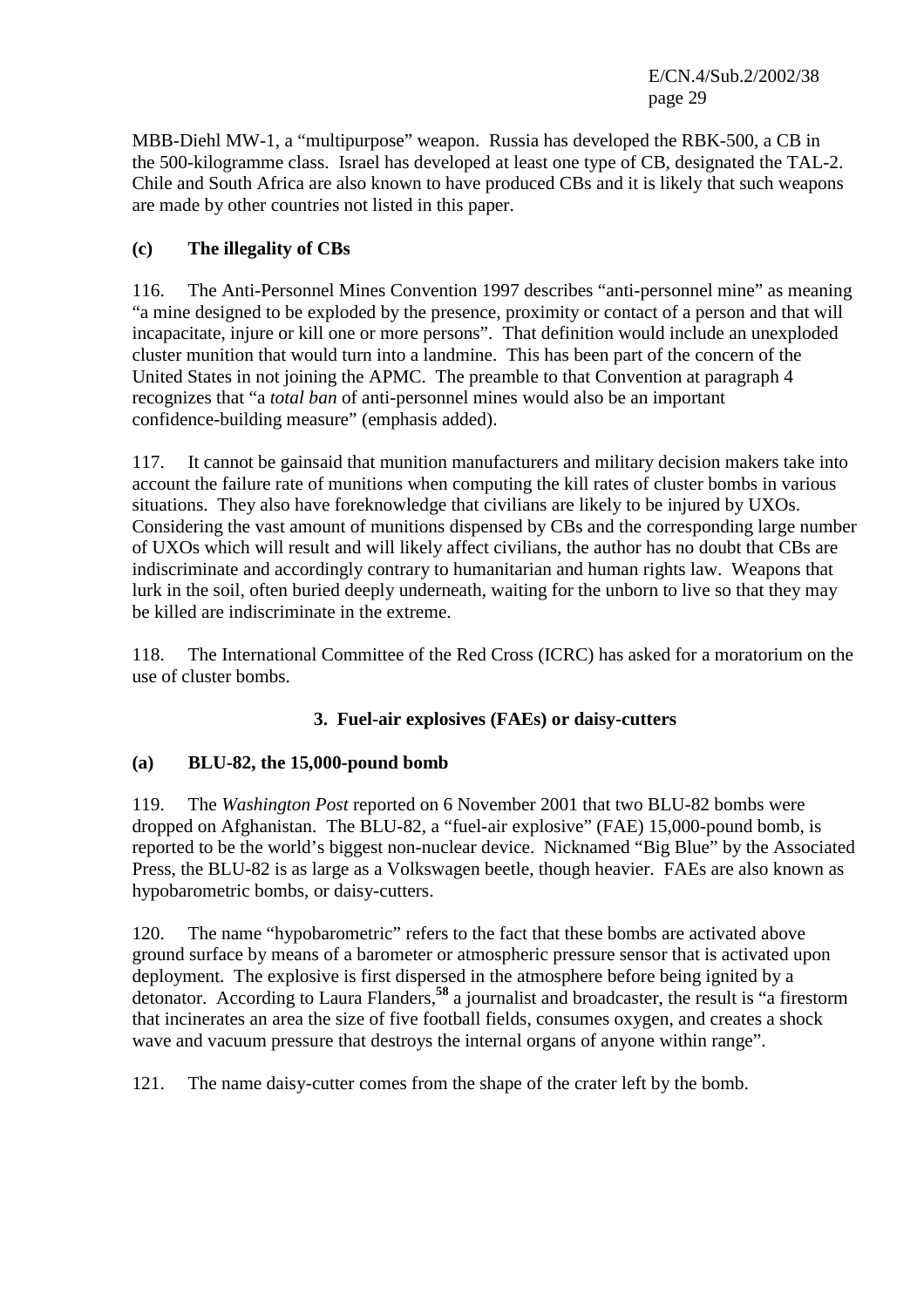MBB-Diehl MW-1, a "multipurpose" weapon. Russia has developed the RBK-500, a CB in the 500-kilogramme class. Israel has developed at least one type of CB, designated the TAL-2. Chile and South Africa are also known to have produced CBs and it is likely that such weapons are made by other countries not listed in this paper.

### (c) The illegality of CBs

116. The Anti-Personnel Mines Convention 1997 describes "anti-personnel mine" as meaning "a mine designed to be exploded by the presence, proximity or contact of a person and that will incapacitate, injure or kill one or more persons". That definition would include an unexploded cluster munition that would turn into a landmine. This has been part of the concern of the United States in not joining the APMC. The preamble to that Convention at paragraph 4 recognizes that "a *total ban* of anti-personnel mines would also be an important confidence-building measure" (emphasis added).

117. It cannot be gainsaid that munition manufacturers and military decision makers take into account the failure rate of munitions when computing the kill rates of cluster bombs in various situations. They also have foreknowledge that civilians are likely to be injured by UXOs. Considering the vast amount of munitions dispensed by CBs and the corresponding large number of UXOs which will result and will likely affect civilians, the author has no doubt that CBs are indiscriminate and accordingly contrary to humanitarian and human rights law. Weapons that lurk in the soil, often buried deeply underneath, waiting for the unborn to live so that they may be killed are indiscriminate in the extreme.

118. The International Committee of the Red Cross (ICRC) has asked for a moratorium on the use of cluster bombs.

## 3. Fuel-air explosives (FAEs) or daisy-cutters

### (a) BLU-82, the 15,000-pound bomb

119. The *Washington Post* reported on 6 November 2001 that two BLU-82 bombs were dropped on Afghanistan. The BLU-82, a "fuel-air explosive" (FAE) 15,000-pound bomb, is reported to be the world's biggest non-nuclear device. Nicknamed "Big Blue" by the Associated Press, the BLU-82 is as large as a Volkswagen beetle, though heavier. FAEs are also known as hypobarometric bombs, or daisy-cutters.

120. The name "hypobarometric" refers to the fact that these bombs are activated above ground surface by means of a barometer or atmospheric pressure sensor that is activated upon deployment. The explosive is first dispersed in the atmosphere before being ignited by a detonator. According to Laura Flanders,[58] a journalist and broadcaster, the result is "a firestorm that incinerates an area the size of five football fields, consumes oxygen, and creates a shock wave and vacuum pressure that destroys the internal organs of anyone within range".

121. The name daisy-cutter comes from the shape of the crater left by the bomb.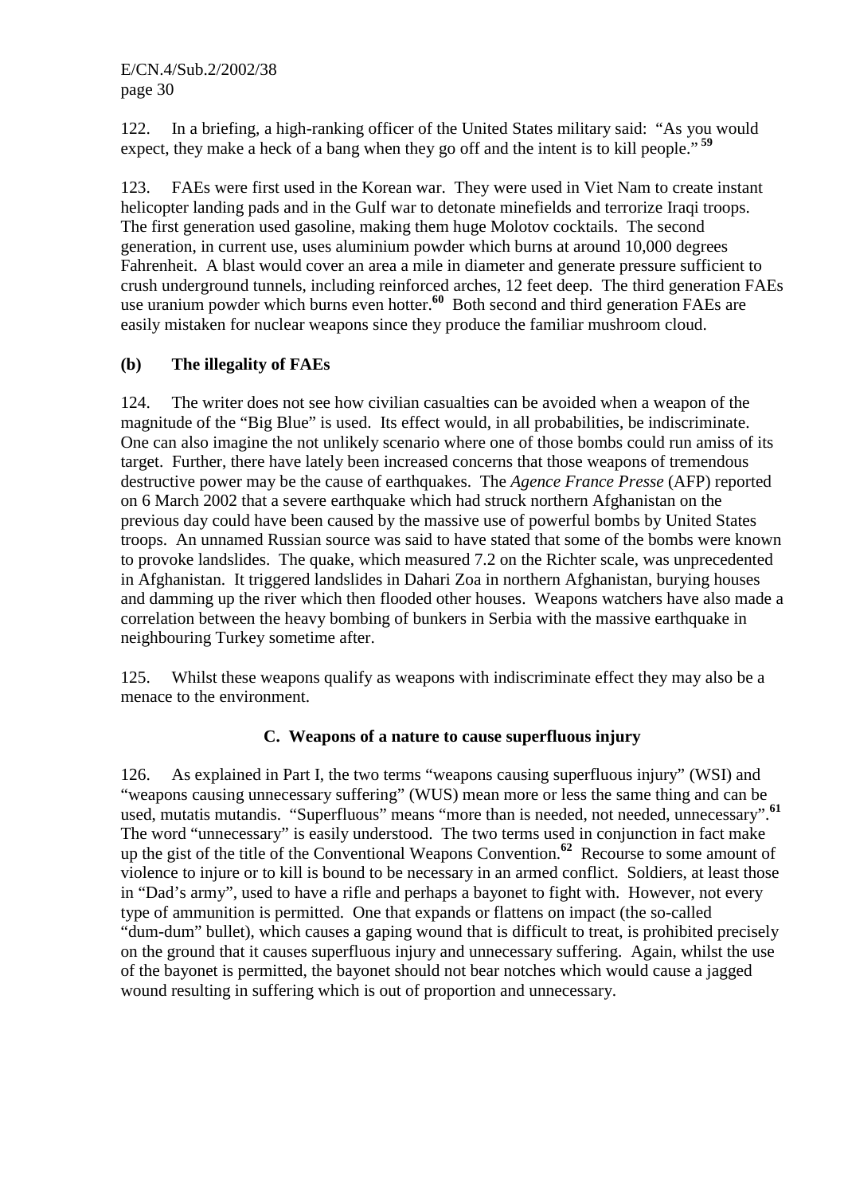122. In a briefing, a high-ranking officer of the United States military said: "As you would expect, they make a heck of a bang when they go off and the intent is to kill people." [59]

123. FAEs were first used in the Korean war. They were used in Viet Nam to create instant helicopter landing pads and in the Gulf war to detonate minefields and terrorize Iraqi troops. The first generation used gasoline, making them huge Molotov cocktails. The second generation, in current use, uses aluminium powder which burns at around 10,000 degrees Fahrenheit. A blast would cover an area a mile in diameter and generate pressure sufficient to crush underground tunnels, including reinforced arches, 12 feet deep. The third generation FAEs use uranium powder which burns even hotter.[60] Both second and third generation FAEs are easily mistaken for nuclear weapons since they produce the familiar mushroom cloud.

### (b) The illegality of FAEs

124. The writer does not see how civilian casualties can be avoided when a weapon of the magnitude of the "Big Blue" is used. Its effect would, in all probabilities, be indiscriminate. One can also imagine the not unlikely scenario where one of those bombs could run amiss of its target. Further, there have lately been increased concerns that those weapons of tremendous destructive power may be the cause of earthquakes. The *Agence France Presse* (AFP) reported on 6 March 2002 that a severe earthquake which had struck northern Afghanistan on the previous day could have been caused by the massive use of powerful bombs by United States troops. An unnamed Russian source was said to have stated that some of the bombs were known to provoke landslides. The quake, which measured 7.2 on the Richter scale, was unprecedented in Afghanistan. It triggered landslides in Dahari Zoa in northern Afghanistan, burying houses and damming up the river which then flooded other houses. Weapons watchers have also made a correlation between the heavy bombing of bunkers in Serbia with the massive earthquake in neighbouring Turkey sometime after.

125. Whilst these weapons qualify as weapons with indiscriminate effect they may also be a menace to the environment.

## C. Weapons of a nature to cause superfluous injury

126. As explained in Part I, the two terms "weapons causing superfluous injury" (WSI) and "weapons causing unnecessary suffering" (WUS) mean more or less the same thing and can be used, mutatis mutandis. "Superfluous" means "more than is needed, not needed, unnecessary".[61] The word "unnecessary" is easily understood. The two terms used in conjunction in fact make up the gist of the title of the Conventional Weapons Convention.[62] Recourse to some amount of violence to injure or to kill is bound to be necessary in an armed conflict. Soldiers, at least those in "Dad's army", used to have a rifle and perhaps a bayonet to fight with. However, not every type of ammunition is permitted. One that expands or flattens on impact (the so-called "dum-dum" bullet), which causes a gaping wound that is difficult to treat, is prohibited precisely on the ground that it causes superfluous injury and unnecessary suffering. Again, whilst the use of the bayonet is permitted, the bayonet should not bear notches which would cause a jagged wound resulting in suffering which is out of proportion and unnecessary.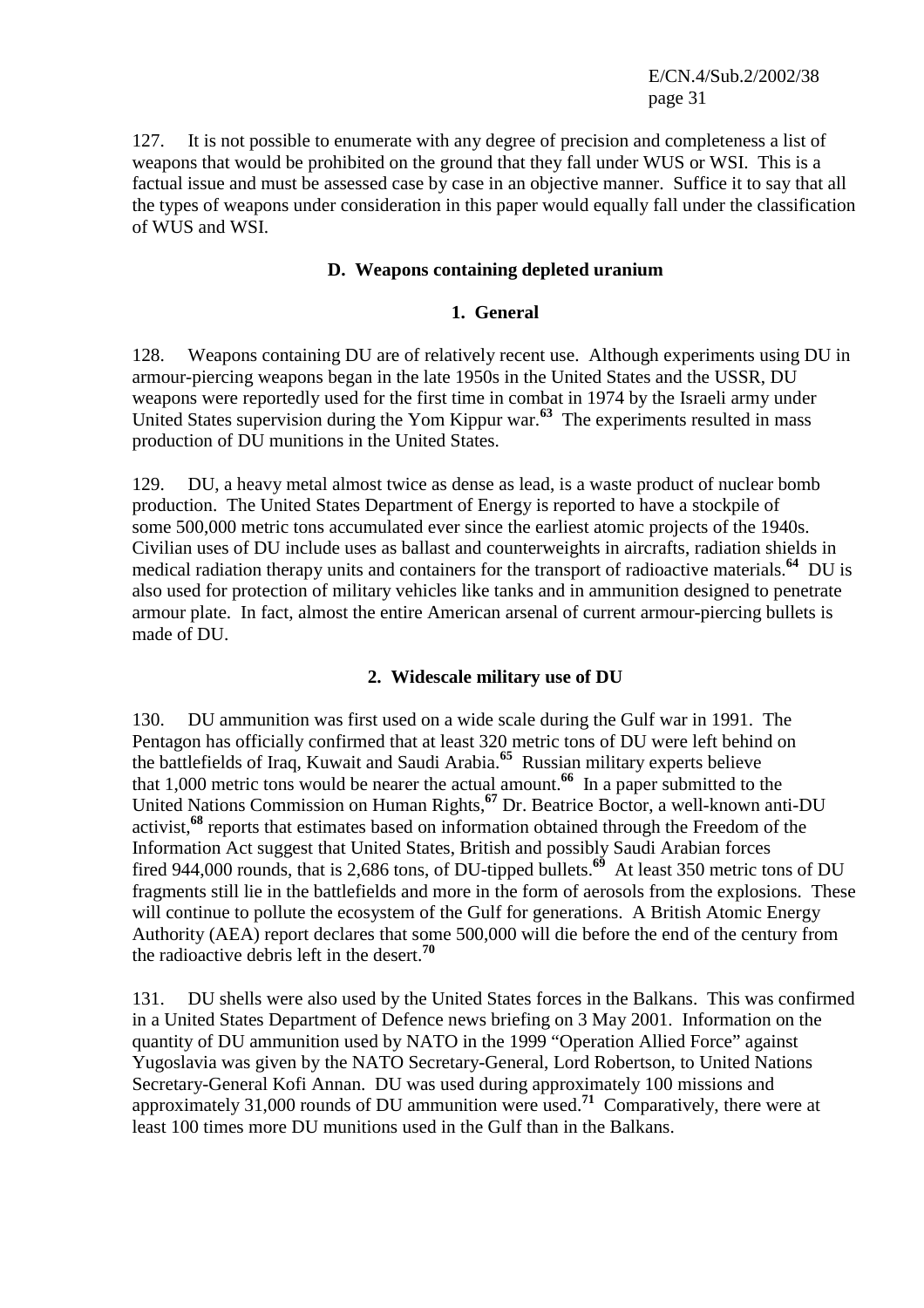127. It is not possible to enumerate with any degree of precision and completeness a list of weapons that would be prohibited on the ground that they fall under WUS or WSI. This is a factual issue and must be assessed case by case in an objective manner. Suffice it to say that all the types of weapons under consideration in this paper would equally fall under the classification of WUS and WSI.

## D. Weapons containing depleted uranium

### 1. General

128. Weapons containing DU are of relatively recent use. Although experiments using DU in armour-piercing weapons began in the late 1950s in the United States and the USSR, DU weapons were reportedly used for the first time in combat in 1974 by the Israeli army under United States supervision during the Yom Kippur war.[63] The experiments resulted in mass production of DU munitions in the United States.

129. DU, a heavy metal almost twice as dense as lead, is a waste product of nuclear bomb production. The United States Department of Energy is reported to have a stockpile of some 500,000 metric tons accumulated ever since the earliest atomic projects of the 1940s. Civilian uses of DU include uses as ballast and counterweights in aircrafts, radiation shields in medical radiation therapy units and containers for the transport of radioactive materials.[64] DU is also used for protection of military vehicles like tanks and in ammunition designed to penetrate armour plate. In fact, almost the entire American arsenal of current armour-piercing bullets is made of DU.

### 2. Widescale military use of DU

130. DU ammunition was first used on a wide scale during the Gulf war in 1991. The Pentagon has officially confirmed that at least 320 metric tons of DU were left behind on the battlefields of Iraq, Kuwait and Saudi Arabia.[65] Russian military experts believe that 1,000 metric tons would be nearer the actual amount.[66] In a paper submitted to the United Nations Commission on Human Rights,[67] Dr. Beatrice Boctor, a well-known anti-DU activist,[68] reports that estimates based on information obtained through the Freedom of the Information Act suggest that United States, British and possibly Saudi Arabian forces fired 944,000 rounds, that is 2,686 tons, of DU-tipped bullets.[69] At least 350 metric tons of DU fragments still lie in the battlefields and more in the form of aerosols from the explosions. These will continue to pollute the ecosystem of the Gulf for generations. A British Atomic Energy Authority (AEA) report declares that some 500,000 will die before the end of the century from the radioactive debris left in the desert.[70]

131. DU shells were also used by the United States forces in the Balkans. This was confirmed in a United States Department of Defence news briefing on 3 May 2001. Information on the quantity of DU ammunition used by NATO in the 1999 "Operation Allied Force" against Yugoslavia was given by the NATO Secretary-General, Lord Robertson, to United Nations Secretary-General Kofi Annan. DU was used during approximately 100 missions and approximately 31,000 rounds of DU ammunition were used.[71] Comparatively, there were at least 100 times more DU munitions used in the Gulf than in the Balkans.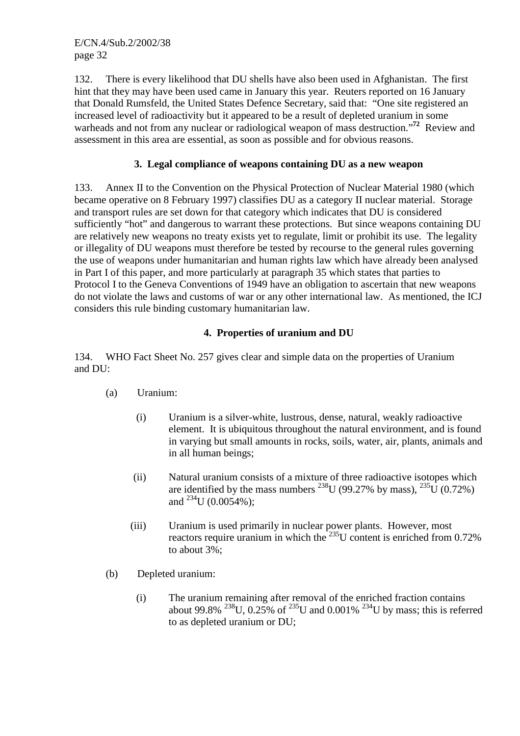132. There is every likelihood that DU shells have also been used in Afghanistan. The first hint that they may have been used came in January this year. Reuters reported on 16 January that Donald Rumsfeld, the United States Defence Secretary, said that: "One site registered an increased level of radioactivity but it appeared to be a result of depleted uranium in some warheads and not from any nuclear or radiological weapon of mass destruction."[72] Review and assessment in this area are essential, as soon as possible and for obvious reasons.

### 3. Legal compliance of weapons containing DU as a new weapon

133. Annex II to the Convention on the Physical Protection of Nuclear Material 1980 (which became operative on 8 February 1997) classifies DU as a category II nuclear material. Storage and transport rules are set down for that category which indicates that DU is considered sufficiently "hot" and dangerous to warrant these protections. But since weapons containing DU are relatively new weapons no treaty exists yet to regulate, limit or prohibit its use. The legality or illegality of DU weapons must therefore be tested by recourse to the general rules governing the use of weapons under humanitarian and human rights law which have already been analysed in Part I of this paper, and more particularly at paragraph 35 which states that parties to Protocol I to the Geneva Conventions of 1949 have an obligation to ascertain that new weapons do not violate the laws and customs of war or any other international law. As mentioned, the ICJ considers this rule binding customary humanitarian law.

### 4. Properties of uranium and DU

134. WHO Fact Sheet No. 257 gives clear and simple data on the properties of Uranium and DU:

(a) Uranium:

(i) Uranium is a silver-white, lustrous, dense, natural, weakly radioactive element. It is ubiquitous throughout the natural environment, and is found in varying but small amounts in rocks, soils, water, air, plants, animals and in all human beings;

(ii) Natural uranium consists of a mixture of three radioactive isotopes which are identified by the mass numbers $^{238}U$ (99.27% by mass), $^{235}U$ (0.72%) and $^{234}U$ (0.0054%);

(iii) Uranium is used primarily in nuclear power plants. However, most reactors require uranium in which the $^{235}U$ content is enriched from 0.72% to about 3%;

(b) Depleted uranium:

(i) The uranium remaining after removal of the enriched fraction contains about 99.8% $^{238}U$, 0.25% of $^{235}U$ and 0.001% $^{234}U$ by mass; this is referred to as depleted uranium or DU;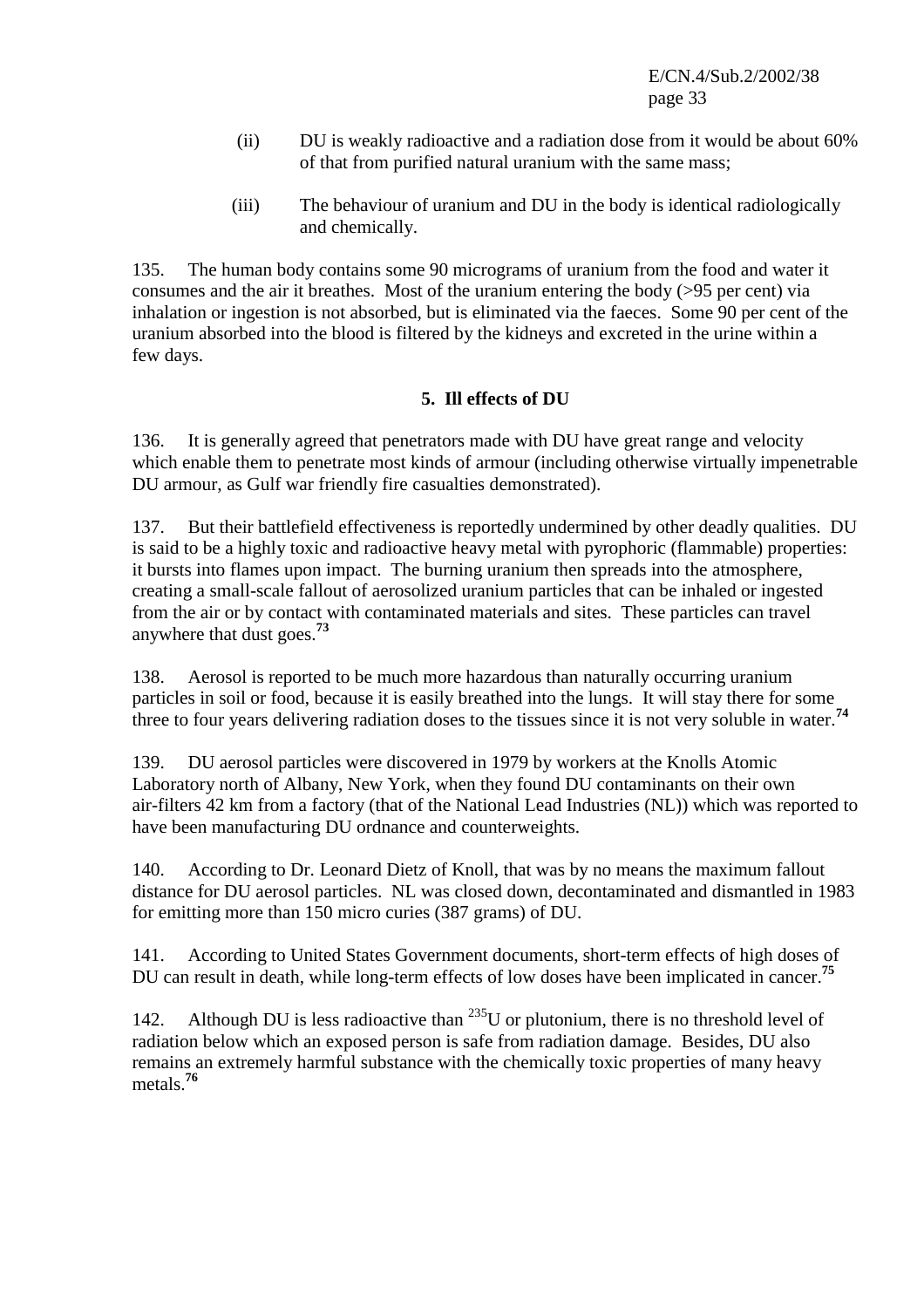(ii) DU is weakly radioactive and a radiation dose from it would be about 60% of that from purified natural uranium with the same mass;

(iii) The behaviour of uranium and DU in the body is identical radiologically and chemically.

135. The human body contains some 90 micrograms of uranium from the food and water it consumes and the air it breathes. Most of the uranium entering the body (>95 per cent) via inhalation or ingestion is not absorbed, but is eliminated via the faeces. Some 90 per cent of the uranium absorbed into the blood is filtered by the kidneys and excreted in the urine within a few days.

### 5. Ill effects of DU

136. It is generally agreed that penetrators made with DU have great range and velocity which enable them to penetrate most kinds of armour (including otherwise virtually impenetrable DU armour, as Gulf war friendly fire casualties demonstrated).

137. But their battlefield effectiveness is reportedly undermined by other deadly qualities. DU is said to be a highly toxic and radioactive heavy metal with pyrophoric (flammable) properties: it bursts into flames upon impact. The burning uranium then spreads into the atmosphere, creating a small-scale fallout of aerosolized uranium particles that can be inhaled or ingested from the air or by contact with contaminated materials and sites. These particles can travel anywhere that dust goes.[73]

138. Aerosol is reported to be much more hazardous than naturally occurring uranium particles in soil or food, because it is easily breathed into the lungs. It will stay there for some three to four years delivering radiation doses to the tissues since it is not very soluble in water.[74]

139. DU aerosol particles were discovered in 1979 by workers at the Knolls Atomic Laboratory north of Albany, New York, when they found DU contaminants on their own air-filters 42 km from a factory (that of the National Lead Industries (NL)) which was reported to have been manufacturing DU ordnance and counterweights.

140. According to Dr. Leonard Dietz of Knoll, that was by no means the maximum fallout distance for DU aerosol particles. NL was closed down, decontaminated and dismantled in 1983 for emitting more than 150 micro curies (387 grams) of DU.

141. According to United States Government documents, short-term effects of high doses of DU can result in death, while long-term effects of low doses have been implicated in cancer.[75]

142. Although DU is less radioactive than $^{235}$U or plutonium, there is no threshold level of radiation below which an exposed person is safe from radiation damage. Besides, DU also remains an extremely harmful substance with the chemically toxic properties of many heavy metals.[76]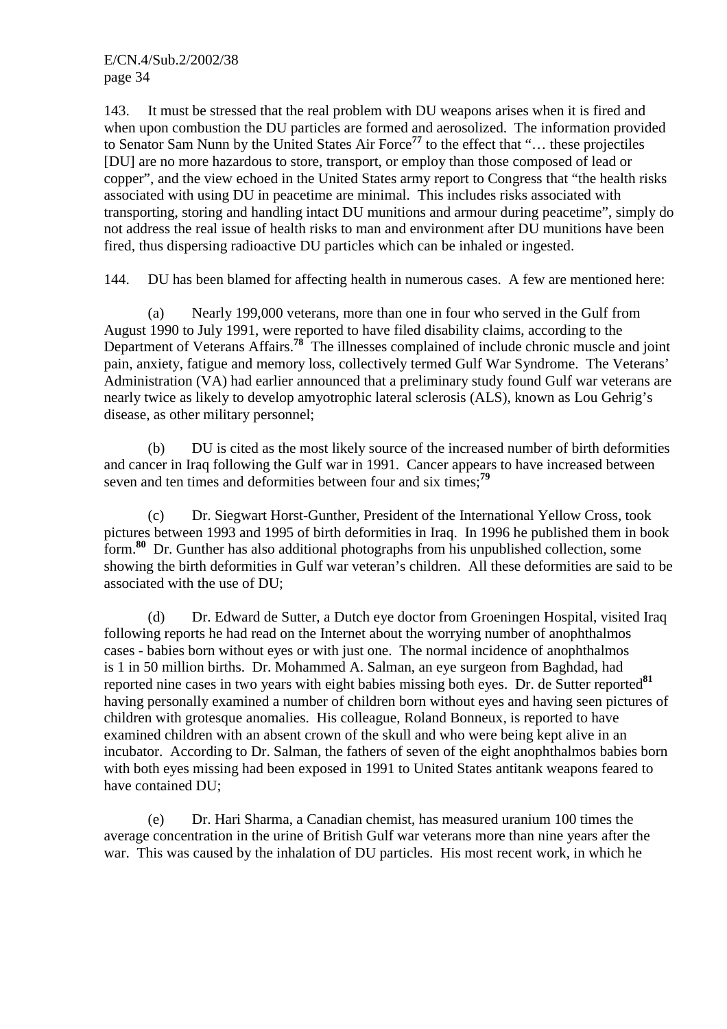143. It must be stressed that the real problem with DU weapons arises when it is fired and when upon combustion the DU particles are formed and aerosolized. The information provided to Senator Sam Nunn by the United States Air Force[77] to the effect that "… these projectiles [DU] are no more hazardous to store, transport, or employ than those composed of lead or copper", and the view echoed in the United States army report to Congress that "the health risks associated with using DU in peacetime are minimal. This includes risks associated with transporting, storing and handling intact DU munitions and armour during peacetime", simply do not address the real issue of health risks to man and environment after DU munitions have been fired, thus dispersing radioactive DU particles which can be inhaled or ingested.

144. DU has been blamed for affecting health in numerous cases. A few are mentioned here:

(a) Nearly 199,000 veterans, more than one in four who served in the Gulf from August 1990 to July 1991, were reported to have filed disability claims, according to the Department of Veterans Affairs.[78] The illnesses complained of include chronic muscle and joint pain, anxiety, fatigue and memory loss, collectively termed Gulf War Syndrome. The Veterans' Administration (VA) had earlier announced that a preliminary study found Gulf war veterans are nearly twice as likely to develop amyotrophic lateral sclerosis (ALS), known as Lou Gehrig's disease, as other military personnel;

(b) DU is cited as the most likely source of the increased number of birth deformities and cancer in Iraq following the Gulf war in 1991. Cancer appears to have increased between seven and ten times and deformities between four and six times;[79]

(c) Dr. Siegwart Horst-Gunther, President of the International Yellow Cross, took pictures between 1993 and 1995 of birth deformities in Iraq. In 1996 he published them in book form.[80] Dr. Gunther has also additional photographs from his unpublished collection, some showing the birth deformities in Gulf war veteran's children. All these deformities are said to be associated with the use of DU;

(d) Dr. Edward de Sutter, a Dutch eye doctor from Groeningen Hospital, visited Iraq following reports he had read on the Internet about the worrying number of anophthalmos cases - babies born without eyes or with just one. The normal incidence of anophthalmos is 1 in 50 million births. Dr. Mohammed A. Salman, an eye surgeon from Baghdad, had reported nine cases in two years with eight babies missing both eyes. Dr. de Sutter reported[81] having personally examined a number of children born without eyes and having seen pictures of children with grotesque anomalies. His colleague, Roland Bonneux, is reported to have examined children with an absent crown of the skull and who were being kept alive in an incubator. According to Dr. Salman, the fathers of seven of the eight anophthalmos babies born with both eyes missing had been exposed in 1991 to United States antitank weapons feared to have contained DU;

(e) Dr. Hari Sharma, a Canadian chemist, has measured uranium 100 times the average concentration in the urine of British Gulf war veterans more than nine years after the war. This was caused by the inhalation of DU particles. His most recent work, in which he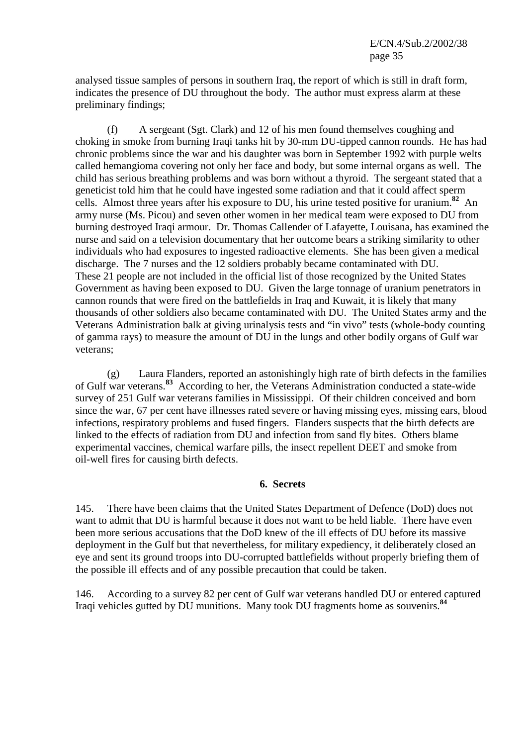analysed tissue samples of persons in southern Iraq, the report of which is still in draft form, indicates the presence of DU throughout the body. The author must express alarm at these preliminary findings;

(f) A sergeant (Sgt. Clark) and 12 of his men found themselves coughing and choking in smoke from burning Iraqi tanks hit by 30-mm DU-tipped cannon rounds. He has had chronic problems since the war and his daughter was born in September 1992 with purple welts called hemangioma covering not only her face and body, but some internal organs as well. The child has serious breathing problems and was born without a thyroid. The sergeant stated that a geneticist told him that he could have ingested some radiation and that it could affect sperm cells. Almost three years after his exposure to DU, his urine tested positive for uranium.[82] An army nurse (Ms. Picou) and seven other women in her medical team were exposed to DU from burning destroyed Iraqi armour. Dr. Thomas Callender of Lafayette, Louisana, has examined the nurse and said on a television documentary that her outcome bears a striking similarity to other individuals who had exposures to ingested radioactive elements. She has been given a medical discharge. The 7 nurses and the 12 soldiers probably became contaminated with DU. These 21 people are not included in the official list of those recognized by the United States Government as having been exposed to DU. Given the large tonnage of uranium penetrators in cannon rounds that were fired on the battlefields in Iraq and Kuwait, it is likely that many thousands of other soldiers also became contaminated with DU. The United States army and the Veterans Administration balk at giving urinalysis tests and "in vivo" tests (whole-body counting of gamma rays) to measure the amount of DU in the lungs and other bodily organs of Gulf war veterans;

(g) Laura Flanders, reported an astonishingly high rate of birth defects in the families of Gulf war veterans.[83] According to her, the Veterans Administration conducted a state-wide survey of 251 Gulf war veterans families in Mississippi. Of their children conceived and born since the war, 67 per cent have illnesses rated severe or having missing eyes, missing ears, blood infections, respiratory problems and fused fingers. Flanders suspects that the birth defects are linked to the effects of radiation from DU and infection from sand fly bites. Others blame experimental vaccines, chemical warfare pills, the insect repellent DEET and smoke from oil-well fires for causing birth defects.

### 6. Secrets

145. There have been claims that the United States Department of Defence (DoD) does not want to admit that DU is harmful because it does not want to be held liable. There have even been more serious accusations that the DoD knew of the ill effects of DU before its massive deployment in the Gulf but that nevertheless, for military expediency, it deliberately closed an eye and sent its ground troops into DU-corrupted battlefields without properly briefing them of the possible ill effects and of any possible precaution that could be taken.

146. According to a survey 82 per cent of Gulf war veterans handled DU or entered captured Iraqi vehicles gutted by DU munitions. Many took DU fragments home as souvenirs.[84]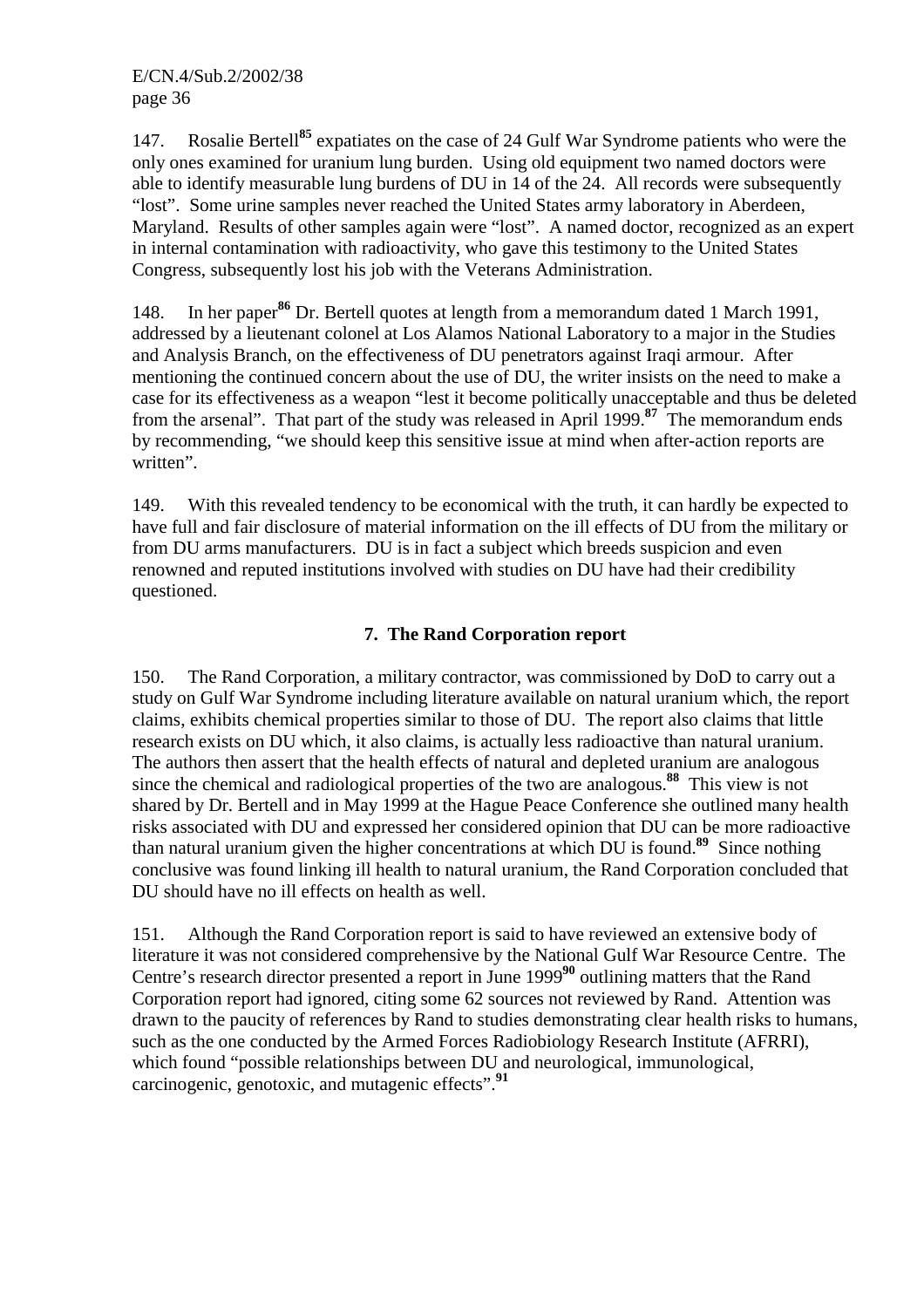147. Rosalie Bertell[85] expatiates on the case of 24 Gulf War Syndrome patients who were the only ones examined for uranium lung burden. Using old equipment two named doctors were able to identify measurable lung burdens of DU in 14 of the 24. All records were subsequently "lost". Some urine samples never reached the United States army laboratory in Aberdeen, Maryland. Results of other samples again were "lost". A named doctor, recognized as an expert in internal contamination with radioactivity, who gave this testimony to the United States Congress, subsequently lost his job with the Veterans Administration.

148. In her paper[86] Dr. Bertell quotes at length from a memorandum dated 1 March 1991, addressed by a lieutenant colonel at Los Alamos National Laboratory to a major in the Studies and Analysis Branch, on the effectiveness of DU penetrators against Iraqi armour. After mentioning the continued concern about the use of DU, the writer insists on the need to make a case for its effectiveness as a weapon "lest it become politically unacceptable and thus be deleted from the arsenal". That part of the study was released in April 1999.[87] The memorandum ends by recommending, "we should keep this sensitive issue at mind when after-action reports are written".

149. With this revealed tendency to be economical with the truth, it can hardly be expected to have full and fair disclosure of material information on the ill effects of DU from the military or from DU arms manufacturers. DU is in fact a subject which breeds suspicion and even renowned and reputed institutions involved with studies on DU have had their credibility questioned.

## 7. The Rand Corporation report

150. The Rand Corporation, a military contractor, was commissioned by DoD to carry out a study on Gulf War Syndrome including literature available on natural uranium which, the report claims, exhibits chemical properties similar to those of DU. The report also claims that little research exists on DU which, it also claims, is actually less radioactive than natural uranium. The authors then assert that the health effects of natural and depleted uranium are analogous since the chemical and radiological properties of the two are analogous.[88] This view is not shared by Dr. Bertell and in May 1999 at the Hague Peace Conference she outlined many health risks associated with DU and expressed her considered opinion that DU can be more radioactive than natural uranium given the higher concentrations at which DU is found.[89] Since nothing conclusive was found linking ill health to natural uranium, the Rand Corporation concluded that DU should have no ill effects on health as well.

151. Although the Rand Corporation report is said to have reviewed an extensive body of literature it was not considered comprehensive by the National Gulf War Resource Centre. The Centre's research director presented a report in June 1999[90] outlining matters that the Rand Corporation report had ignored, citing some 62 sources not reviewed by Rand. Attention was drawn to the paucity of references by Rand to studies demonstrating clear health risks to humans, such as the one conducted by the Armed Forces Radiobiology Research Institute (AFRRI), which found "possible relationships between DU and neurological, immunological, carcinogenic, genotoxic, and mutagenic effects".[91]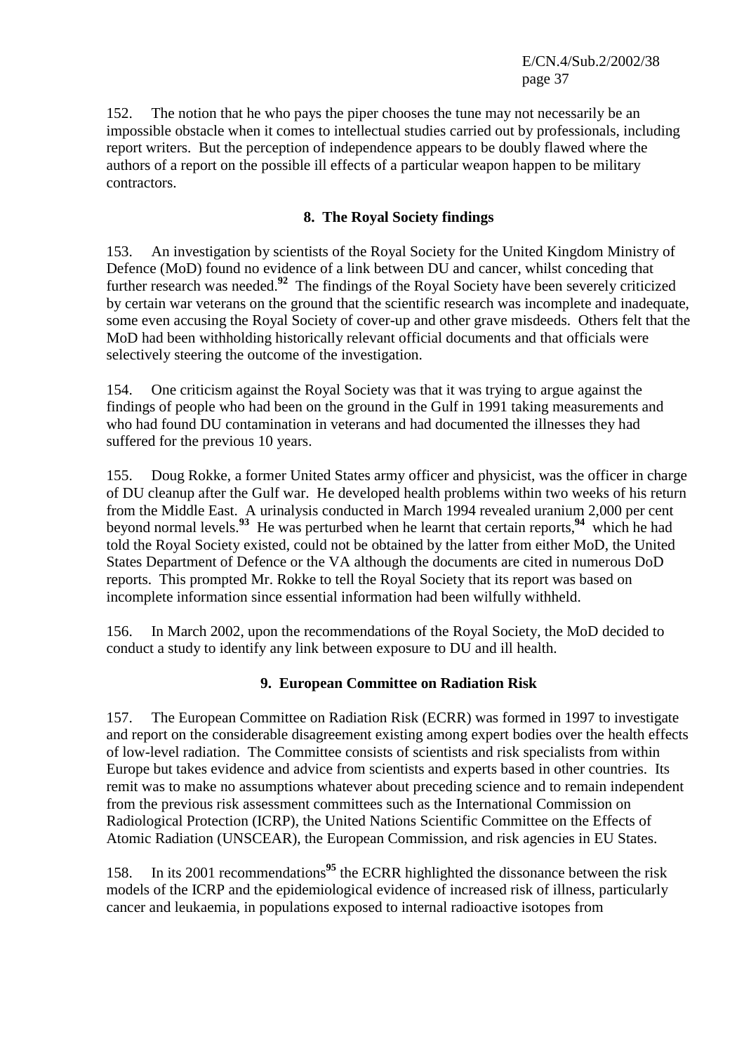152. The notion that he who pays the piper chooses the tune may not necessarily be an impossible obstacle when it comes to intellectual studies carried out by professionals, including report writers. But the perception of independence appears to be doubly flawed where the authors of a report on the possible ill effects of a particular weapon happen to be military contractors.

## 8. The Royal Society findings

153. An investigation by scientists of the Royal Society for the United Kingdom Ministry of Defence (MoD) found no evidence of a link between DU and cancer, whilst conceding that further research was needed.[92] The findings of the Royal Society have been severely criticized by certain war veterans on the ground that the scientific research was incomplete and inadequate, some even accusing the Royal Society of cover-up and other grave misdeeds. Others felt that the MoD had been withholding historically relevant official documents and that officials were selectively steering the outcome of the investigation.

154. One criticism against the Royal Society was that it was trying to argue against the findings of people who had been on the ground in the Gulf in 1991 taking measurements and who had found DU contamination in veterans and had documented the illnesses they had suffered for the previous 10 years.

155. Doug Rokke, a former United States army officer and physicist, was the officer in charge of DU cleanup after the Gulf war. He developed health problems within two weeks of his return from the Middle East. A urinalysis conducted in March 1994 revealed uranium 2,000 per cent beyond normal levels.[93] He was perturbed when he learnt that certain reports,[94] which he had told the Royal Society existed, could not be obtained by the latter from either MoD, the United States Department of Defence or the VA although the documents are cited in numerous DoD reports. This prompted Mr. Rokke to tell the Royal Society that its report was based on incomplete information since essential information had been wilfully withheld.

156. In March 2002, upon the recommendations of the Royal Society, the MoD decided to conduct a study to identify any link between exposure to DU and ill health.

## 9. European Committee on Radiation Risk

157. The European Committee on Radiation Risk (ECRR) was formed in 1997 to investigate and report on the considerable disagreement existing among expert bodies over the health effects of low-level radiation. The Committee consists of scientists and risk specialists from within Europe but takes evidence and advice from scientists and experts based in other countries. Its remit was to make no assumptions whatever about preceding science and to remain independent from the previous risk assessment committees such as the International Commission on Radiological Protection (ICRP), the United Nations Scientific Committee on the Effects of Atomic Radiation (UNSCEAR), the European Commission, and risk agencies in EU States.

158. In its 2001 recommendations[95] the ECRR highlighted the dissonance between the risk models of the ICRP and the epidemiological evidence of increased risk of illness, particularly cancer and leukaemia, in populations exposed to internal radioactive isotopes from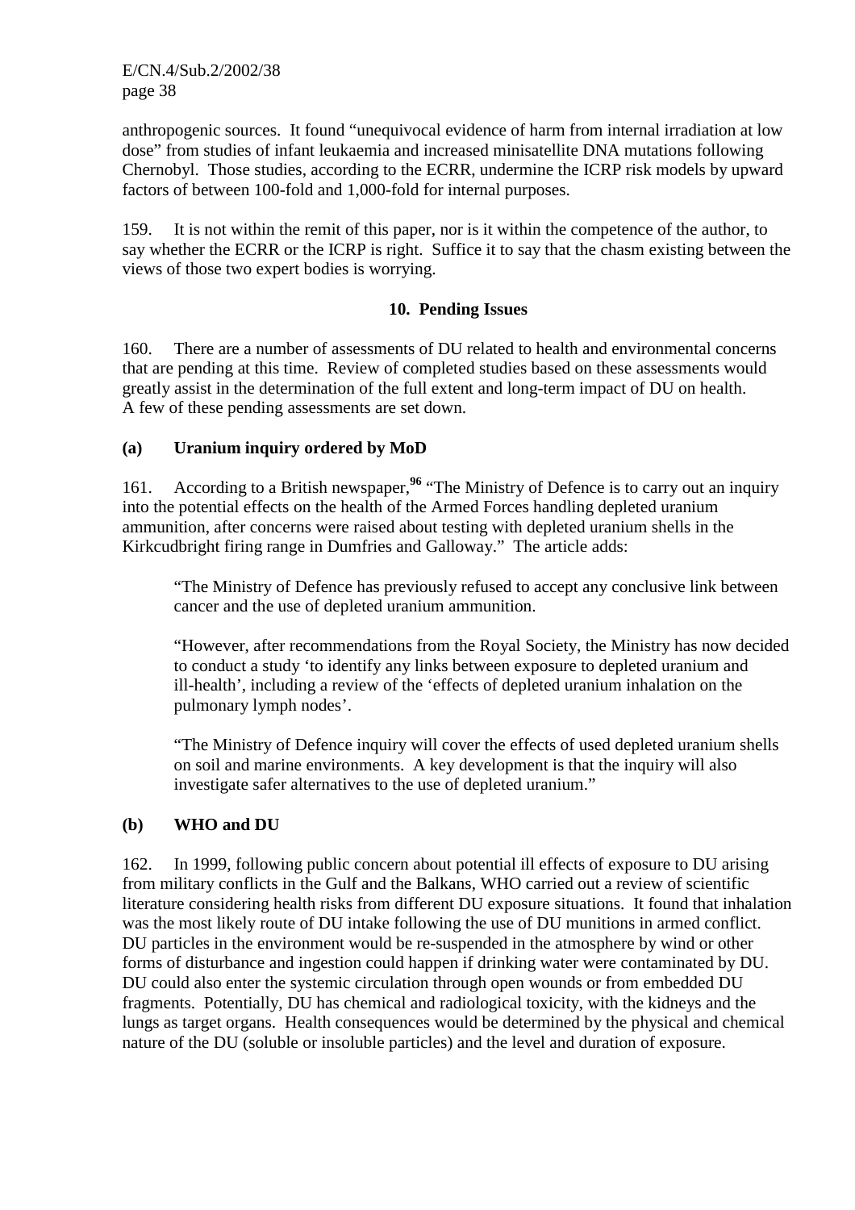anthropogenic sources. It found "unequivocal evidence of harm from internal irradiation at low dose" from studies of infant leukaemia and increased minisatellite DNA mutations following Chernobyl. Those studies, according to the ECRR, undermine the ICRP risk models by upward factors of between 100-fold and 1,000-fold for internal purposes.

159. It is not within the remit of this paper, nor is it within the competence of the author, to say whether the ECRR or the ICRP is right. Suffice it to say that the chasm existing between the views of those two expert bodies is worrying.

## 10. Pending Issues

160. There are a number of assessments of DU related to health and environmental concerns that are pending at this time. Review of completed studies based on these assessments would greatly assist in the determination of the full extent and long-term impact of DU on health. A few of these pending assessments are set down.

### (a) Uranium inquiry ordered by MoD

161. According to a British newspaper,[96] "The Ministry of Defence is to carry out an inquiry into the potential effects on the health of the Armed Forces handling depleted uranium ammunition, after concerns were raised about testing with depleted uranium shells in the Kirkcudbright firing range in Dumfries and Galloway." The article adds:

> "The Ministry of Defence has previously refused to accept any conclusive link between cancer and the use of depleted uranium ammunition.
>
> "However, after recommendations from the Royal Society, the Ministry has now decided to conduct a study 'to identify any links between exposure to depleted uranium and ill-health', including a review of the 'effects of depleted uranium inhalation on the pulmonary lymph nodes'.
>
> "The Ministry of Defence inquiry will cover the effects of used depleted uranium shells on soil and marine environments. A key development is that the inquiry will also investigate safer alternatives to the use of depleted uranium."

### (b) WHO and DU

162. In 1999, following public concern about potential ill effects of exposure to DU arising from military conflicts in the Gulf and the Balkans, WHO carried out a review of scientific literature considering health risks from different DU exposure situations. It found that inhalation was the most likely route of DU intake following the use of DU munitions in armed conflict. DU particles in the environment would be re-suspended in the atmosphere by wind or other forms of disturbance and ingestion could happen if drinking water were contaminated by DU. DU could also enter the systemic circulation through open wounds or from embedded DU fragments. Potentially, DU has chemical and radiological toxicity, with the kidneys and the lungs as target organs. Health consequences would be determined by the physical and chemical nature of the DU (soluble or insoluble particles) and the level and duration of exposure.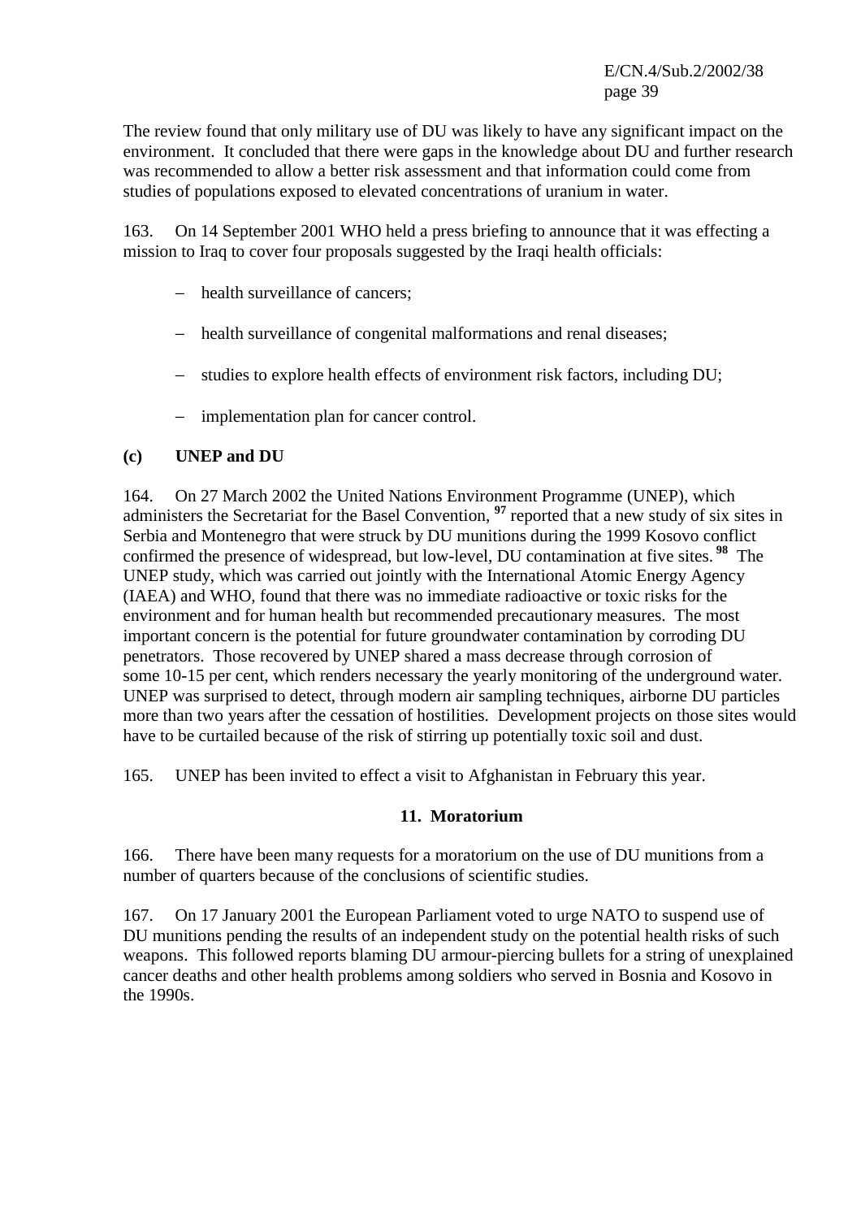The review found that only military use of DU was likely to have any significant impact on the environment. It concluded that there were gaps in the knowledge about DU and further research was recommended to allow a better risk assessment and that information could come from studies of populations exposed to elevated concentrations of uranium in water.

163. On 14 September 2001 WHO held a press briefing to announce that it was effecting a mission to Iraq to cover four proposals suggested by the Iraqi health officials:

- health surveillance of cancers;
- health surveillance of congenital malformations and renal diseases;
- studies to explore health effects of environment risk factors, including DU;
- implementation plan for cancer control.

### (c) UNEP and DU

164. On 27 March 2002 the United Nations Environment Programme (UNEP), which administers the Secretariat for the Basel Convention, [97] reported that a new study of six sites in Serbia and Montenegro that were struck by DU munitions during the 1999 Kosovo conflict confirmed the presence of widespread, but low-level, DU contamination at five sites. [98] The UNEP study, which was carried out jointly with the International Atomic Energy Agency (IAEA) and WHO, found that there was no immediate radioactive or toxic risks for the environment and for human health but recommended precautionary measures. The most important concern is the potential for future groundwater contamination by corroding DU penetrators. Those recovered by UNEP shared a mass decrease through corrosion of some 10-15 per cent, which renders necessary the yearly monitoring of the underground water. UNEP was surprised to detect, through modern air sampling techniques, airborne DU particles more than two years after the cessation of hostilities. Development projects on those sites would have to be curtailed because of the risk of stirring up potentially toxic soil and dust.

165. UNEP has been invited to effect a visit to Afghanistan in February this year.

## 11. Moratorium

166. There have been many requests for a moratorium on the use of DU munitions from a number of quarters because of the conclusions of scientific studies.

167. On 17 January 2001 the European Parliament voted to urge NATO to suspend use of DU munitions pending the results of an independent study on the potential health risks of such weapons. This followed reports blaming DU armour-piercing bullets for a string of unexplained cancer deaths and other health problems among soldiers who served in Bosnia and Kosovo in the 1990s.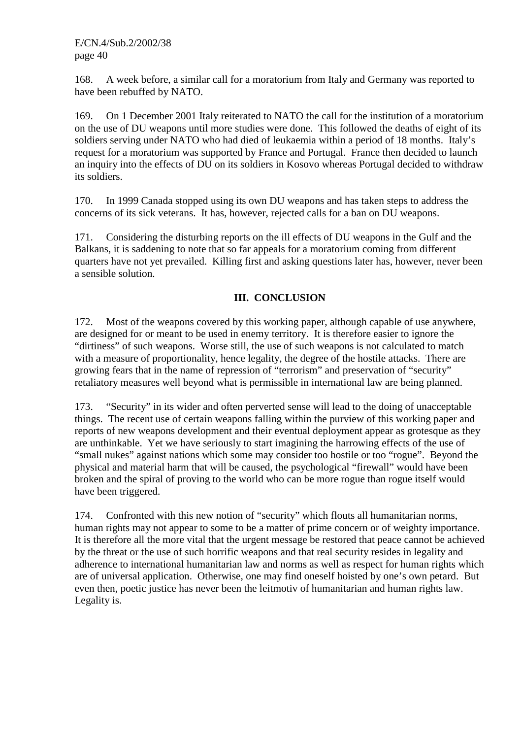168. A week before, a similar call for a moratorium from Italy and Germany was reported to have been rebuffed by NATO.

169. On 1 December 2001 Italy reiterated to NATO the call for the institution of a moratorium on the use of DU weapons until more studies were done. This followed the deaths of eight of its soldiers serving under NATO who had died of leukaemia within a period of 18 months. Italy's request for a moratorium was supported by France and Portugal. France then decided to launch an inquiry into the effects of DU on its soldiers in Kosovo whereas Portugal decided to withdraw its soldiers.

170. In 1999 Canada stopped using its own DU weapons and has taken steps to address the concerns of its sick veterans. It has, however, rejected calls for a ban on DU weapons.

171. Considering the disturbing reports on the ill effects of DU weapons in the Gulf and the Balkans, it is saddening to note that so far appeals for a moratorium coming from different quarters have not yet prevailed. Killing first and asking questions later has, however, never been a sensible solution.

## III. CONCLUSION

172. Most of the weapons covered by this working paper, although capable of use anywhere, are designed for or meant to be used in enemy territory. It is therefore easier to ignore the "dirtiness" of such weapons. Worse still, the use of such weapons is not calculated to match with a measure of proportionality, hence legality, the degree of the hostile attacks. There are growing fears that in the name of repression of "terrorism" and preservation of "security" retaliatory measures well beyond what is permissible in international law are being planned.

173. "Security" in its wider and often perverted sense will lead to the doing of unacceptable things. The recent use of certain weapons falling within the purview of this working paper and reports of new weapons development and their eventual deployment appear as grotesque as they are unthinkable. Yet we have seriously to start imagining the harrowing effects of the use of "small nukes" against nations which some may consider too hostile or too "rogue". Beyond the physical and material harm that will be caused, the psychological "firewall" would have been broken and the spiral of proving to the world who can be more rogue than rogue itself would have been triggered.

174. Confronted with this new notion of "security" which flouts all humanitarian norms, human rights may not appear to some to be a matter of prime concern or of weighty importance. It is therefore all the more vital that the urgent message be restored that peace cannot be achieved by the threat or the use of such horrific weapons and that real security resides in legality and adherence to international humanitarian law and norms as well as respect for human rights which are of universal application. Otherwise, one may find oneself hoisted by one's own petard. But even then, poetic justice has never been the leitmotiv of humanitarian and human rights law. Legality is.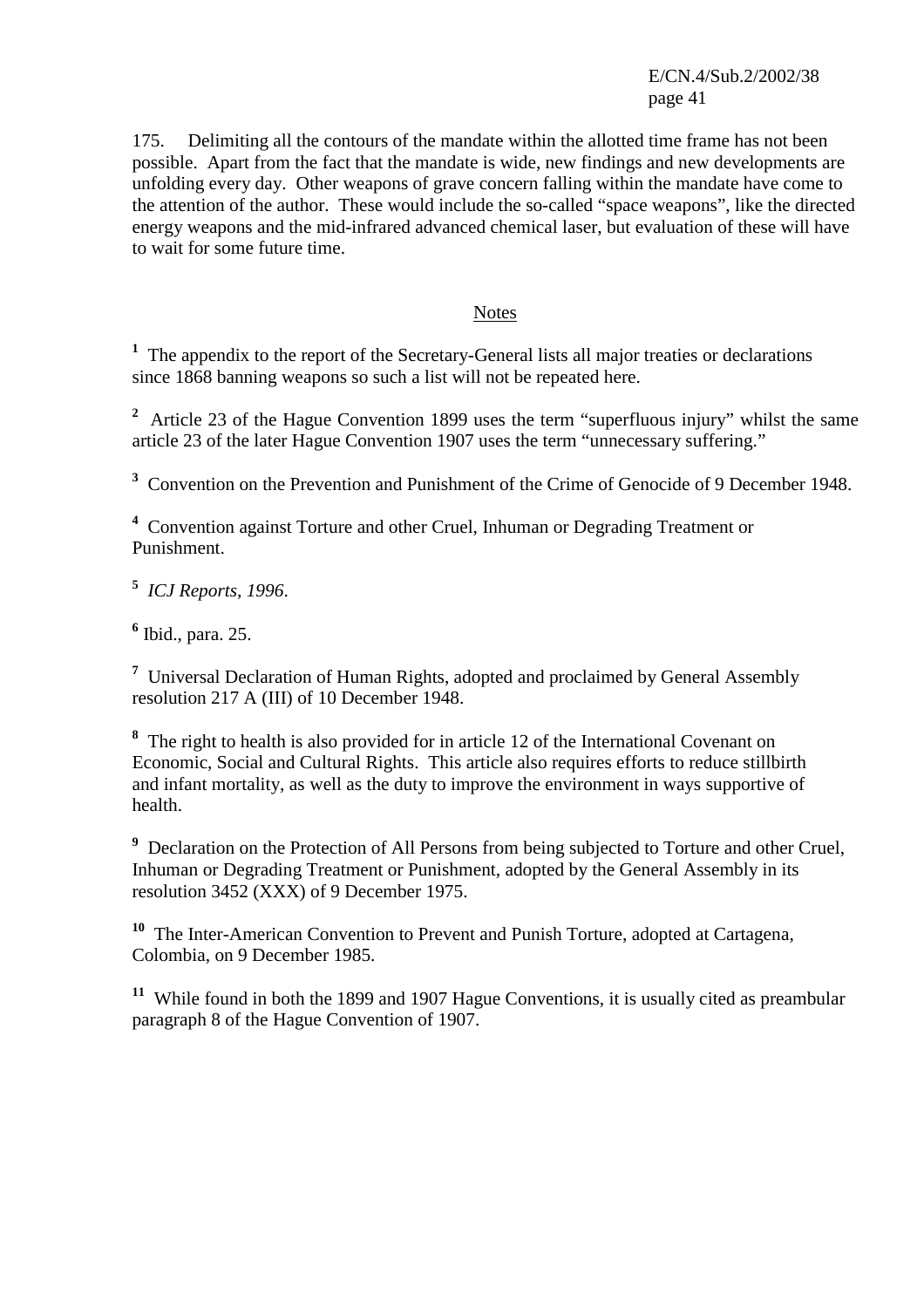175. Delimiting all the contours of the mandate within the allotted time frame has not been possible. Apart from the fact that the mandate is wide, new findings and new developments are unfolding every day. Other weapons of grave concern falling within the mandate have come to the attention of the author. These would include the so-called "space weapons", like the directed energy weapons and the mid-infrared advanced chemical laser, but evaluation of these will have to wait for some future time.

## Notes

[1] The appendix to the report of the Secretary-General lists all major treaties or declarations since 1868 banning weapons so such a list will not be repeated here.

[2] Article 23 of the Hague Convention 1899 uses the term "superfluous injury" whilst the same article 23 of the later Hague Convention 1907 uses the term "unnecessary suffering."

[3] Convention on the Prevention and Punishment of the Crime of Genocide of 9 December 1948.

[4] Convention against Torture and other Cruel, Inhuman or Degrading Treatment or Punishment.

[5] *ICJ Reports, 1996*.

[6] Ibid., para. 25.

[7] Universal Declaration of Human Rights, adopted and proclaimed by General Assembly resolution 217 A (III) of 10 December 1948.

[8] The right to health is also provided for in article 12 of the International Covenant on Economic, Social and Cultural Rights. This article also requires efforts to reduce stillbirth and infant mortality, as well as the duty to improve the environment in ways supportive of health.

[9] Declaration on the Protection of All Persons from being subjected to Torture and other Cruel, Inhuman or Degrading Treatment or Punishment, adopted by the General Assembly in its resolution 3452 (XXX) of 9 December 1975.

[10] The Inter-American Convention to Prevent and Punish Torture, adopted at Cartagena, Colombia, on 9 December 1985.

[11] While found in both the 1899 and 1907 Hague Conventions, it is usually cited as preambular paragraph 8 of the Hague Convention of 1907.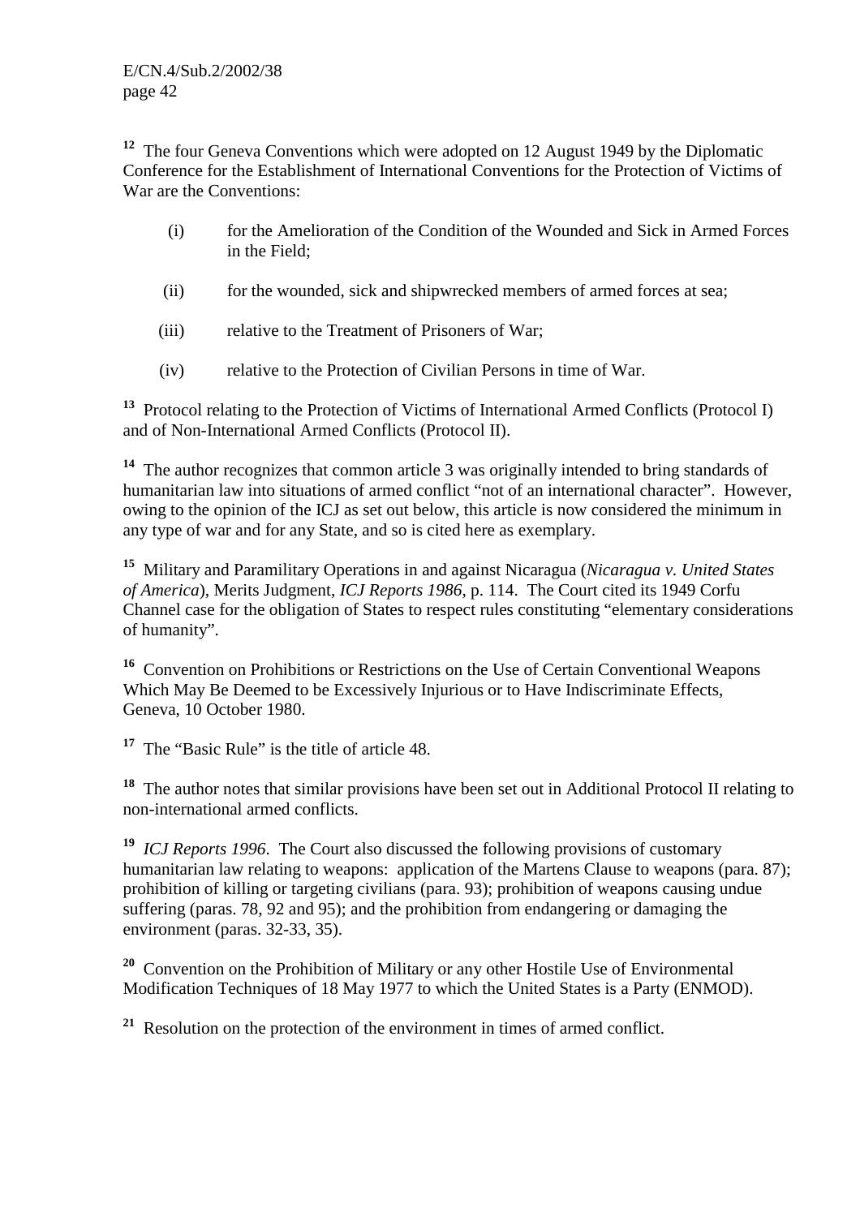[12] The four Geneva Conventions which were adopted on 12 August 1949 by the Diplomatic Conference for the Establishment of International Conventions for the Protection of Victims of War are the Conventions:

(i) for the Amelioration of the Condition of the Wounded and Sick in Armed Forces in the Field;

(ii) for the wounded, sick and shipwrecked members of armed forces at sea;

(iii) relative to the Treatment of Prisoners of War;

(iv) relative to the Protection of Civilian Persons in time of War.

[13] Protocol relating to the Protection of Victims of International Armed Conflicts (Protocol I) and of Non-International Armed Conflicts (Protocol II).

[14] The author recognizes that common article 3 was originally intended to bring standards of humanitarian law into situations of armed conflict "not of an international character". However, owing to the opinion of the ICJ as set out below, this article is now considered the minimum in any type of war and for any State, and so is cited here as exemplary.

[15] Military and Paramilitary Operations in and against Nicaragua (*Nicaragua v. United States of America*), Merits Judgment, *ICJ Reports 1986*, p. 114. The Court cited its 1949 Corfu Channel case for the obligation of States to respect rules constituting "elementary considerations of humanity".

[16] Convention on Prohibitions or Restrictions on the Use of Certain Conventional Weapons Which May Be Deemed to be Excessively Injurious or to Have Indiscriminate Effects, Geneva, 10 October 1980.

[17] The "Basic Rule" is the title of article 48.

[18] The author notes that similar provisions have been set out in Additional Protocol II relating to non-international armed conflicts.

[19] *ICJ Reports 1996*. The Court also discussed the following provisions of customary humanitarian law relating to weapons: application of the Martens Clause to weapons (para. 87); prohibition of killing or targeting civilians (para. 93); prohibition of weapons causing undue suffering (paras. 78, 92 and 95); and the prohibition from endangering or damaging the environment (paras. 32-33, 35).

[20] Convention on the Prohibition of Military or any other Hostile Use of Environmental Modification Techniques of 18 May 1977 to which the United States is a Party (ENMOD).

[21] Resolution on the protection of the environment in times of armed conflict.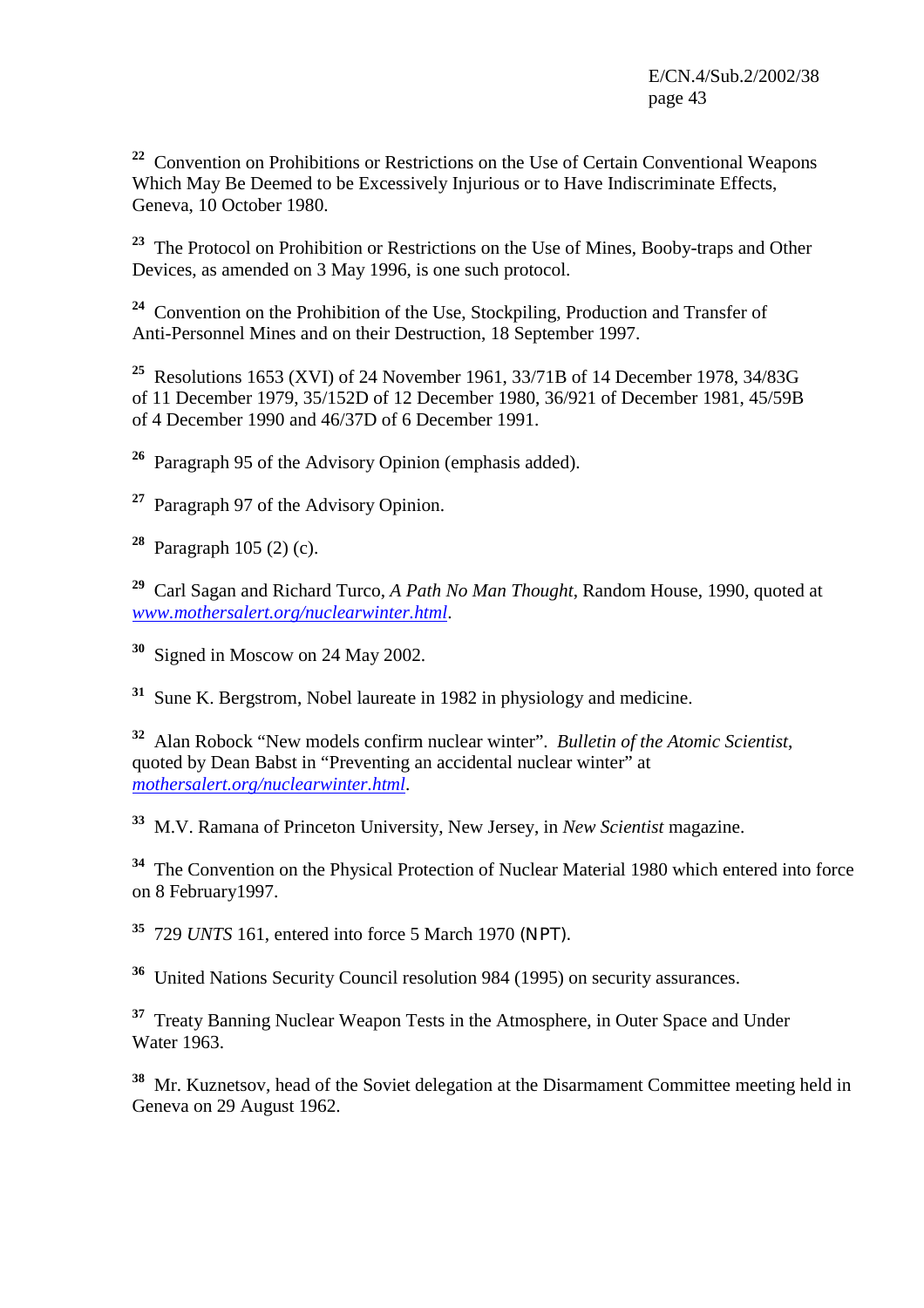[22] Convention on Prohibitions or Restrictions on the Use of Certain Conventional Weapons Which May Be Deemed to be Excessively Injurious or to Have Indiscriminate Effects, Geneva, 10 October 1980.

[23] The Protocol on Prohibition or Restrictions on the Use of Mines, Booby-traps and Other Devices, as amended on 3 May 1996, is one such protocol.

[24] Convention on the Prohibition of the Use, Stockpiling, Production and Transfer of Anti-Personnel Mines and on their Destruction, 18 September 1997.

[25] Resolutions 1653 (XVI) of 24 November 1961, 33/71B of 14 December 1978, 34/83G of 11 December 1979, 35/152D of 12 December 1980, 36/921 of December 1981, 45/59B of 4 December 1990 and 46/37D of 6 December 1991.

[26] Paragraph 95 of the Advisory Opinion (emphasis added).

[27] Paragraph 97 of the Advisory Opinion.

[28] Paragraph 105 (2) (c).

[29] Carl Sagan and Richard Turco, *A Path No Man Thought*, Random House, 1990, quoted at *www.mothersalert.org/nuclearwinter.html*.

[30] Signed in Moscow on 24 May 2002.

[31] Sune K. Bergstrom, Nobel laureate in 1982 in physiology and medicine.

[32] Alan Robock "New models confirm nuclear winter". *Bulletin of the Atomic Scientist*, quoted by Dean Babst in "Preventing an accidental nuclear winter" at *mothersalert.org/nuclearwinter.html*.

[33] M.V. Ramana of Princeton University, New Jersey, in *New Scientist* magazine.

[34] The Convention on the Physical Protection of Nuclear Material 1980 which entered into force on 8 February1997.

[35] 729 *UNTS* 161, entered into force 5 March 1970 (NPT).

[36] United Nations Security Council resolution 984 (1995) on security assurances.

[37] Treaty Banning Nuclear Weapon Tests in the Atmosphere, in Outer Space and Under Water 1963.

[38] Mr. Kuznetsov, head of the Soviet delegation at the Disarmament Committee meeting held in Geneva on 29 August 1962.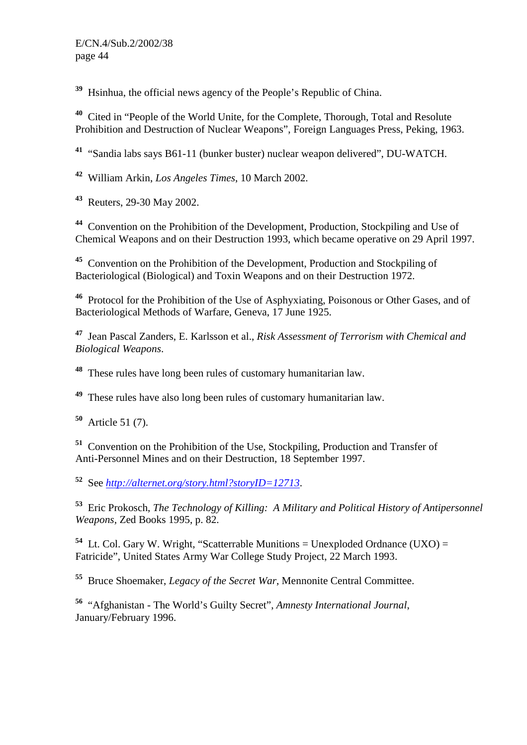[39] Hsinhua, the official news agency of the People's Republic of China.

[40] Cited in "People of the World Unite, for the Complete, Thorough, Total and Resolute Prohibition and Destruction of Nuclear Weapons", Foreign Languages Press, Peking, 1963.

[41] "Sandia labs says B61-11 (bunker buster) nuclear weapon delivered", DU-WATCH.

[42] William Arkin, *Los Angeles Times*, 10 March 2002.

[43] Reuters, 29-30 May 2002.

[44] Convention on the Prohibition of the Development, Production, Stockpiling and Use of Chemical Weapons and on their Destruction 1993, which became operative on 29 April 1997.

[45] Convention on the Prohibition of the Development, Production and Stockpiling of Bacteriological (Biological) and Toxin Weapons and on their Destruction 1972.

[46] Protocol for the Prohibition of the Use of Asphyxiating, Poisonous or Other Gases, and of Bacteriological Methods of Warfare, Geneva, 17 June 1925.

[47] Jean Pascal Zanders, E. Karlsson et al., *Risk Assessment of Terrorism with Chemical and Biological Weapons*.

[48] These rules have long been rules of customary humanitarian law.

[49] These rules have also long been rules of customary humanitarian law.

[50] Article 51 (7).

[51] Convention on the Prohibition of the Use, Stockpiling, Production and Transfer of Anti-Personnel Mines and on their Destruction, 18 September 1997.

[52] See *http://alternet.org/story.html?storyID=12713*.

[53] Eric Prokosch, *The Technology of Killing: A Military and Political History of Antipersonnel Weapons*, Zed Books 1995, p. 82.

[54] Lt. Col. Gary W. Wright, "Scatterrable Munitions = Unexploded Ordnance (UXO) = Fatricide", United States Army War College Study Project, 22 March 1993.

[55] Bruce Shoemaker, *Legacy of the Secret War*, Mennonite Central Committee.

[56] "Afghanistan - The World's Guilty Secret", *Amnesty International Journal*, January/February 1996.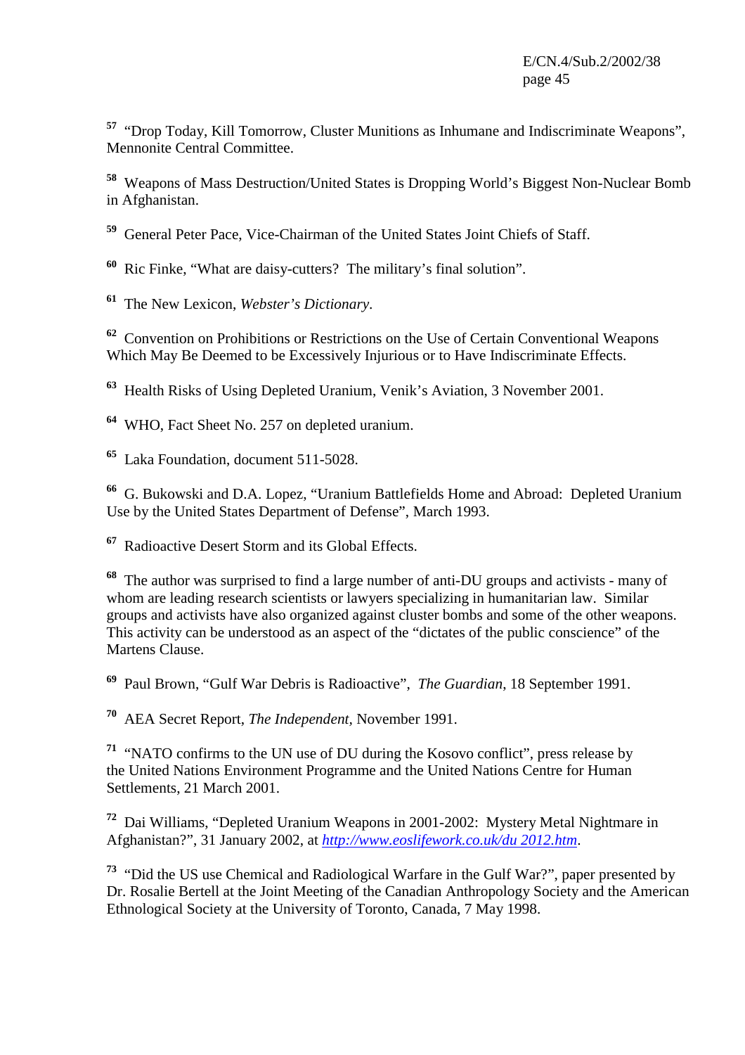[57] "Drop Today, Kill Tomorrow, Cluster Munitions as Inhumane and Indiscriminate Weapons", Mennonite Central Committee.

[58] Weapons of Mass Destruction/United States is Dropping World's Biggest Non-Nuclear Bomb in Afghanistan.

[59] General Peter Pace, Vice-Chairman of the United States Joint Chiefs of Staff.

[60] Ric Finke, "What are daisy-cutters? The military's final solution".

[61] The New Lexicon, *Webster's Dictionary*.

[62] Convention on Prohibitions or Restrictions on the Use of Certain Conventional Weapons Which May Be Deemed to be Excessively Injurious or to Have Indiscriminate Effects.

[63] Health Risks of Using Depleted Uranium, Venik's Aviation, 3 November 2001.

[64] WHO, Fact Sheet No. 257 on depleted uranium.

[65] Laka Foundation, document 511-5028.

[66] G. Bukowski and D.A. Lopez, "Uranium Battlefields Home and Abroad: Depleted Uranium Use by the United States Department of Defense", March 1993.

[67] Radioactive Desert Storm and its Global Effects.

[68] The author was surprised to find a large number of anti-DU groups and activists - many of whom are leading research scientists or lawyers specializing in humanitarian law. Similar groups and activists have also organized against cluster bombs and some of the other weapons. This activity can be understood as an aspect of the "dictates of the public conscience" of the Martens Clause.

[69] Paul Brown, "Gulf War Debris is Radioactive", *The Guardian*, 18 September 1991.

[70] AEA Secret Report, *The Independent*, November 1991.

[71] "NATO confirms to the UN use of DU during the Kosovo conflict", press release by the United Nations Environment Programme and the United Nations Centre for Human Settlements, 21 March 2001.

[72] Dai Williams, "Depleted Uranium Weapons in 2001-2002: Mystery Metal Nightmare in Afghanistan?", 31 January 2002, at http://www.eoslifework.co.uk/du 2012.htm.

[73] "Did the US use Chemical and Radiological Warfare in the Gulf War?", paper presented by Dr. Rosalie Bertell at the Joint Meeting of the Canadian Anthropology Society and the American Ethnological Society at the University of Toronto, Canada, 7 May 1998.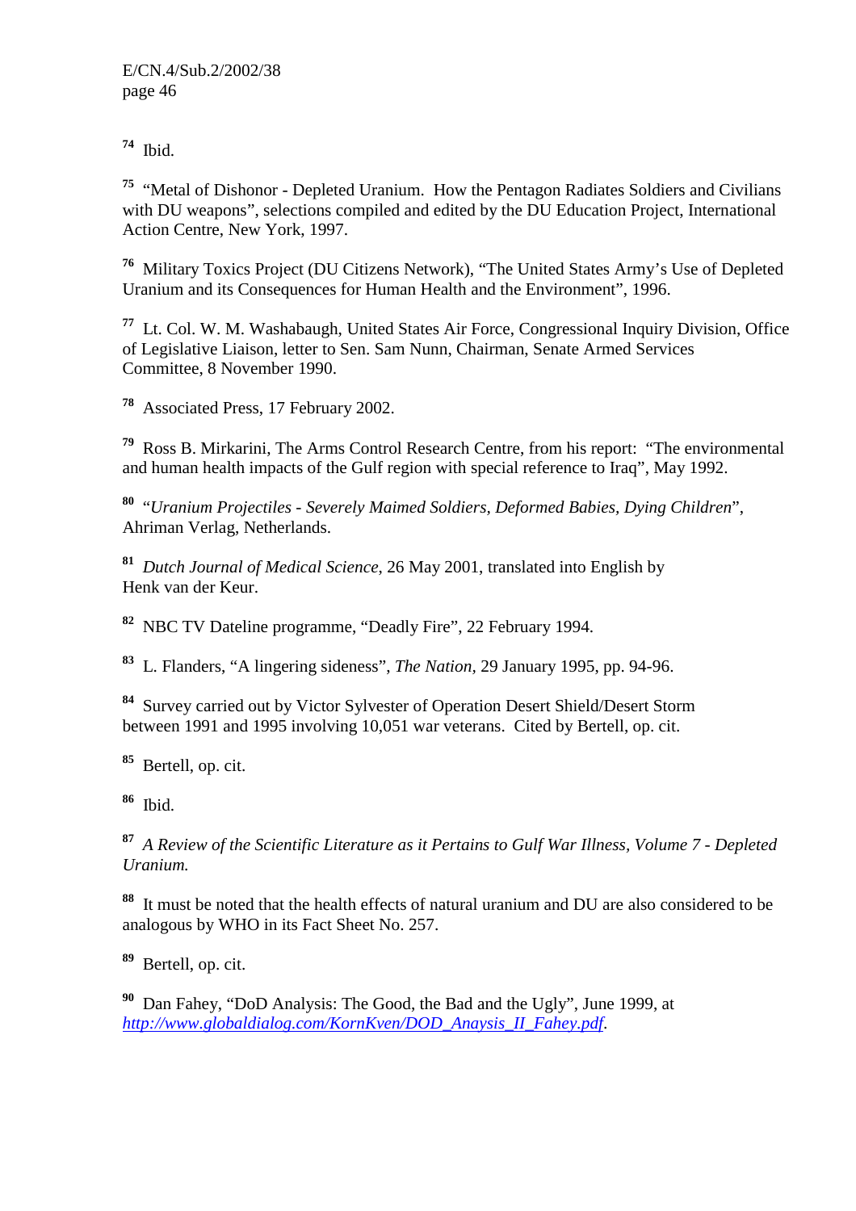[74] Ibid.

[75] "Metal of Dishonor - Depleted Uranium. How the Pentagon Radiates Soldiers and Civilians with DU weapons", selections compiled and edited by the DU Education Project, International Action Centre, New York, 1997.

[76] Military Toxics Project (DU Citizens Network), "The United States Army's Use of Depleted Uranium and its Consequences for Human Health and the Environment", 1996.

[77] Lt. Col. W. M. Washabaugh, United States Air Force, Congressional Inquiry Division, Office of Legislative Liaison, letter to Sen. Sam Nunn, Chairman, Senate Armed Services Committee, 8 November 1990.

[78] Associated Press, 17 February 2002.

[79] Ross B. Mirkarini, The Arms Control Research Centre, from his report: "The environmental and human health impacts of the Gulf region with special reference to Iraq", May 1992.

[80] "*Uranium Projectiles - Severely Maimed Soldiers, Deformed Babies, Dying Children*", Ahriman Verlag, Netherlands.

[81] *Dutch Journal of Medical Science*, 26 May 2001, translated into English by Henk van der Keur.

[82] NBC TV Dateline programme, "Deadly Fire", 22 February 1994.

[83] L. Flanders, "A lingering sideness", *The Nation*, 29 January 1995, pp. 94-96.

[84] Survey carried out by Victor Sylvester of Operation Desert Shield/Desert Storm between 1991 and 1995 involving 10,051 war veterans. Cited by Bertell, op. cit.

[85] Bertell, op. cit.

[86] Ibid.

[87] *A Review of the Scientific Literature as it Pertains to Gulf War Illness, Volume 7 - Depleted Uranium.*

[88] It must be noted that the health effects of natural uranium and DU are also considered to be analogous by WHO in its Fact Sheet No. 257.

[89] Bertell, op. cit.

[90] Dan Fahey, "DoD Analysis: The Good, the Bad and the Ugly", June 1999, at *http://www.globaldialog.com/KornKven/DOD_Anaysis_II_Fahey.pdf*.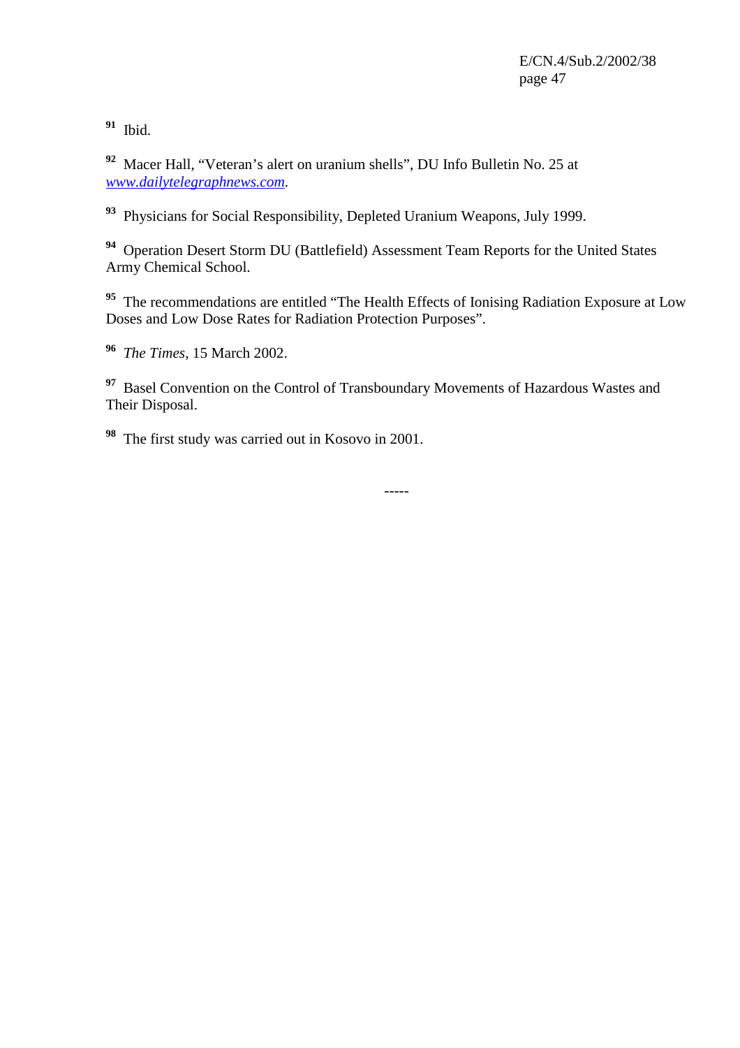[91] Ibid.

[92] Macer Hall, “Veteran’s alert on uranium shells”, DU Info Bulletin No. 25 at www.dailytelegraphnews.com.

[93] Physicians for Social Responsibility, Depleted Uranium Weapons, July 1999.

[94] Operation Desert Storm DU (Battlefield) Assessment Team Reports for the United States Army Chemical School.

[95] The recommendations are entitled “The Health Effects of Ionising Radiation Exposure at Low Doses and Low Dose Rates for Radiation Protection Purposes”.

[96] *The Times*, 15 March 2002.

[97] Basel Convention on the Control of Transboundary Movements of Hazardous Wastes and Their Disposal.

[98] The first study was carried out in Kosovo in 2001.

-----